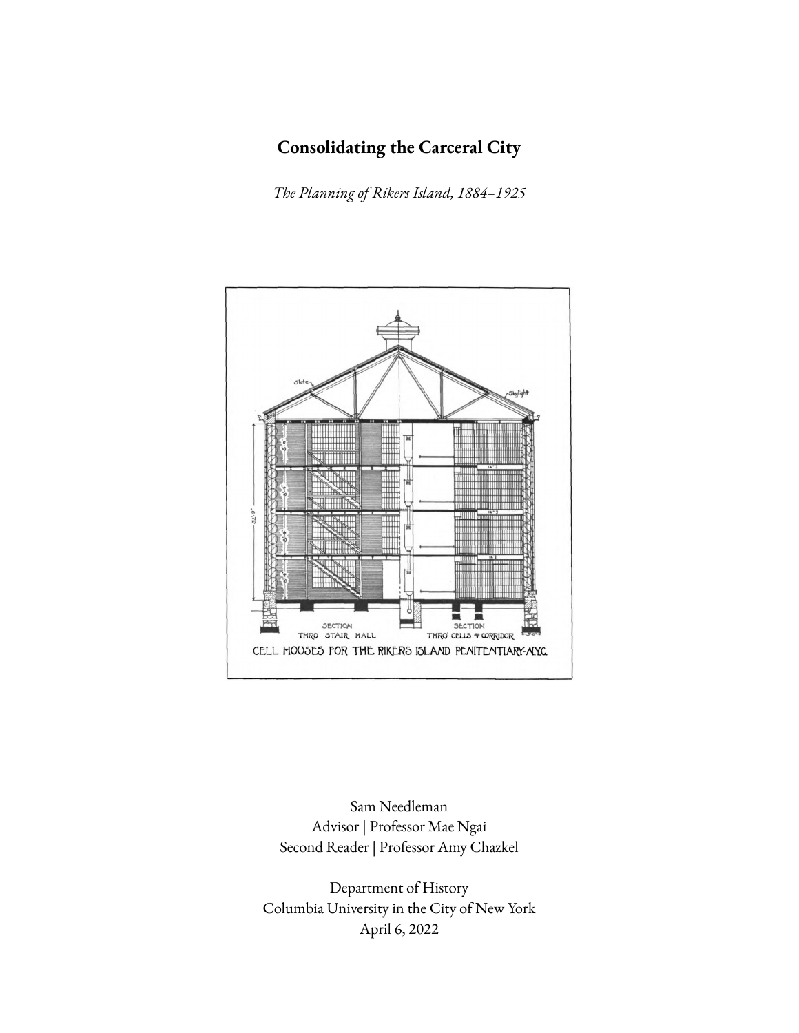# Consolidating the Carceral City

*The Planning of Rikers Island, 1884–1925*

Sam Needleman
Advisor | Professor Mae Ngai
Second Reader | Professor Amy Chazkel

Department of History
Columbia University in the City of New York
April 6, 2022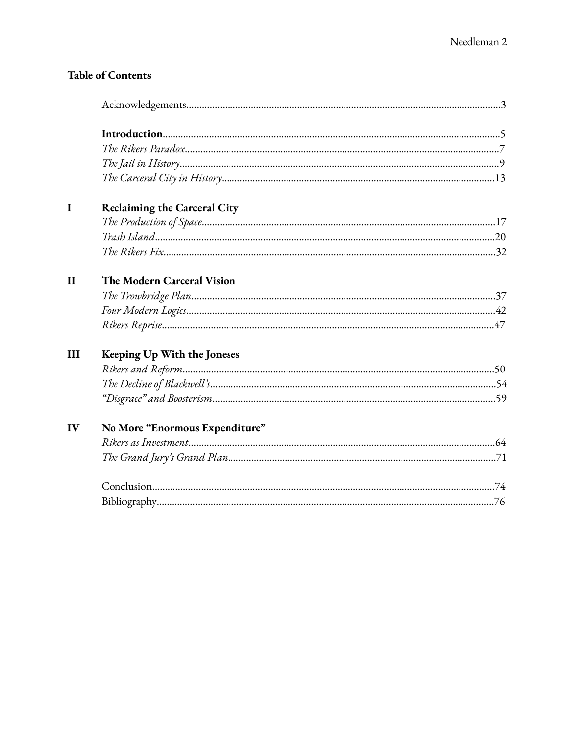## Table of Contents

Acknowledgements........................................................................3

**Introduction**........................................................................5

*The Rikers Paradox*........................................................................7

*The Jail in History*........................................................................9

*The Carceral City in History*........................................................................13

**I Reclaiming the Carceral City**

*The Production of Space*........................................................................17

*Trash Island*........................................................................20

*The Rikers Fix*........................................................................32

**II The Modern Carceral Vision**

*The Trowbridge Plan*........................................................................37

*Four Modern Logics*........................................................................42

*Rikers Reprise*........................................................................47

**III Keeping Up With the Joneses**

*Rikers and Reform*........................................................................50

*The Decline of Blackwell's*........................................................................54

*"Disgrace" and Boosterism*........................................................................59

**IV No More "Enormous Expenditure"**

*Rikers as Investment*........................................................................64

*The Grand Jury's Grand Plan*........................................................................71

Conclusion........................................................................74

Bibliography........................................................................76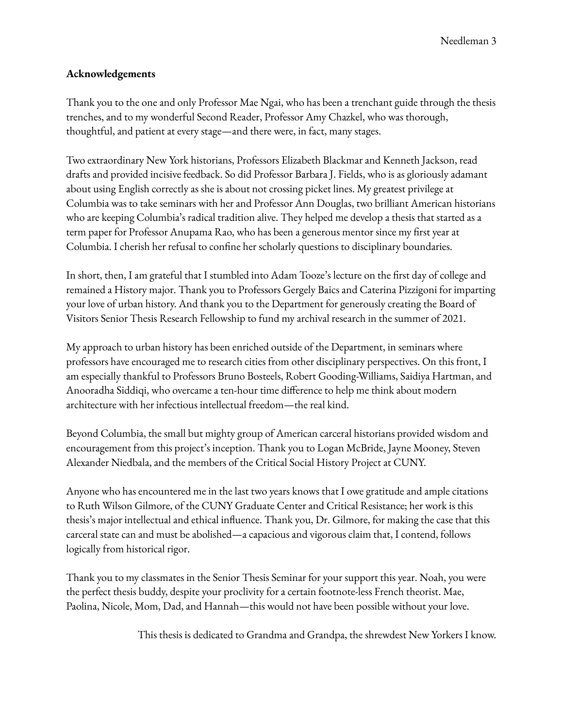**Acknowledgements**

Thank you to the one and only Professor Mae Ngai, who has been a trenchant guide through the thesis trenches, and to my wonderful Second Reader, Professor Amy Chazkel, who was thorough, thoughtful, and patient at every stage—and there were, in fact, many stages.

Two extraordinary New York historians, Professors Elizabeth Blackmar and Kenneth Jackson, read drafts and provided incisive feedback. So did Professor Barbara J. Fields, who is as gloriously adamant about using English correctly as she is about not crossing picket lines. My greatest privilege at Columbia was to take seminars with her and Professor Ann Douglas, two brilliant American historians who are keeping Columbia's radical tradition alive. They helped me develop a thesis that started as a term paper for Professor Anupama Rao, who has been a generous mentor since my first year at Columbia. I cherish her refusal to confine her scholarly questions to disciplinary boundaries.

In short, then, I am grateful that I stumbled into Adam Tooze's lecture on the first day of college and remained a History major. Thank you to Professors Gergely Baics and Caterina Pizzigoni for imparting your love of urban history. And thank you to the Department for generously creating the Board of Visitors Senior Thesis Research Fellowship to fund my archival research in the summer of 2021.

My approach to urban history has been enriched outside of the Department, in seminars where professors have encouraged me to research cities from other disciplinary perspectives. On this front, I am especially thankful to Professors Bruno Bosteels, Robert Gooding-Williams, Saidiya Hartman, and Anooradha Siddiqi, who overcame a ten-hour time difference to help me think about modern architecture with her infectious intellectual freedom—the real kind.

Beyond Columbia, the small but mighty group of American carceral historians provided wisdom and encouragement from this project's inception. Thank you to Logan McBride, Jayne Mooney, Steven Alexander Niedbala, and the members of the Critical Social History Project at CUNY.

Anyone who has encountered me in the last two years knows that I owe gratitude and ample citations to Ruth Wilson Gilmore, of the CUNY Graduate Center and Critical Resistance; her work is this thesis's major intellectual and ethical influence. Thank you, Dr. Gilmore, for making the case that this carceral state can and must be abolished—a capacious and vigorous claim that, I contend, follows logically from historical rigor.

Thank you to my classmates in the Senior Thesis Seminar for your support this year. Noah, you were the perfect thesis buddy, despite your proclivity for a certain footnote-less French theorist. Mae, Paolina, Nicole, Mom, Dad, and Hannah—this would not have been possible without your love.

This thesis is dedicated to Grandma and Grandpa, the shrewdest New Yorkers I know.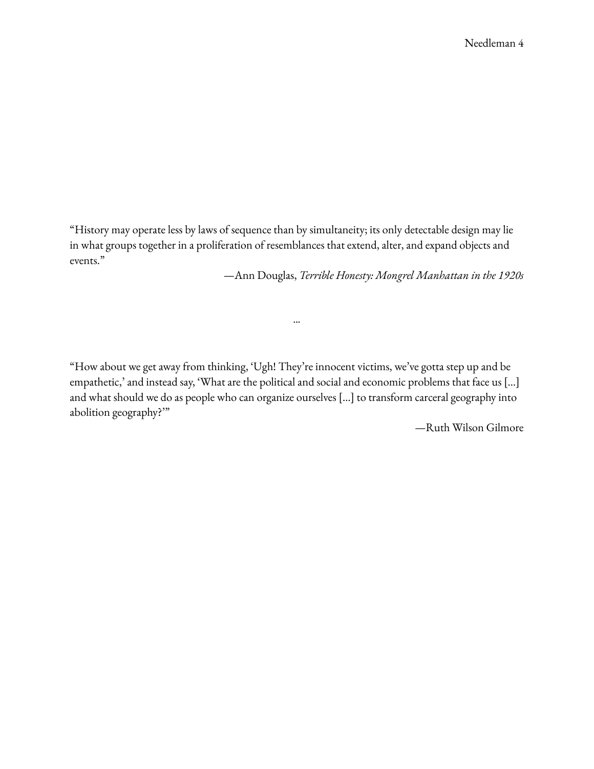"History may operate less by laws of sequence than by simultaneity; its only detectable design may lie in what groups together in a proliferation of resemblances that extend, alter, and expand objects and events."

—Ann Douglas, *Terrible Honesty: Mongrel Manhattan in the 1920s*

…

"How about we get away from thinking, 'Ugh! They're innocent victims, we've gotta step up and be empathetic,' and instead say, 'What are the political and social and economic problems that face us […] and what should we do as people who can organize ourselves […] to transform carceral geography into abolition geography?'"

—Ruth Wilson Gilmore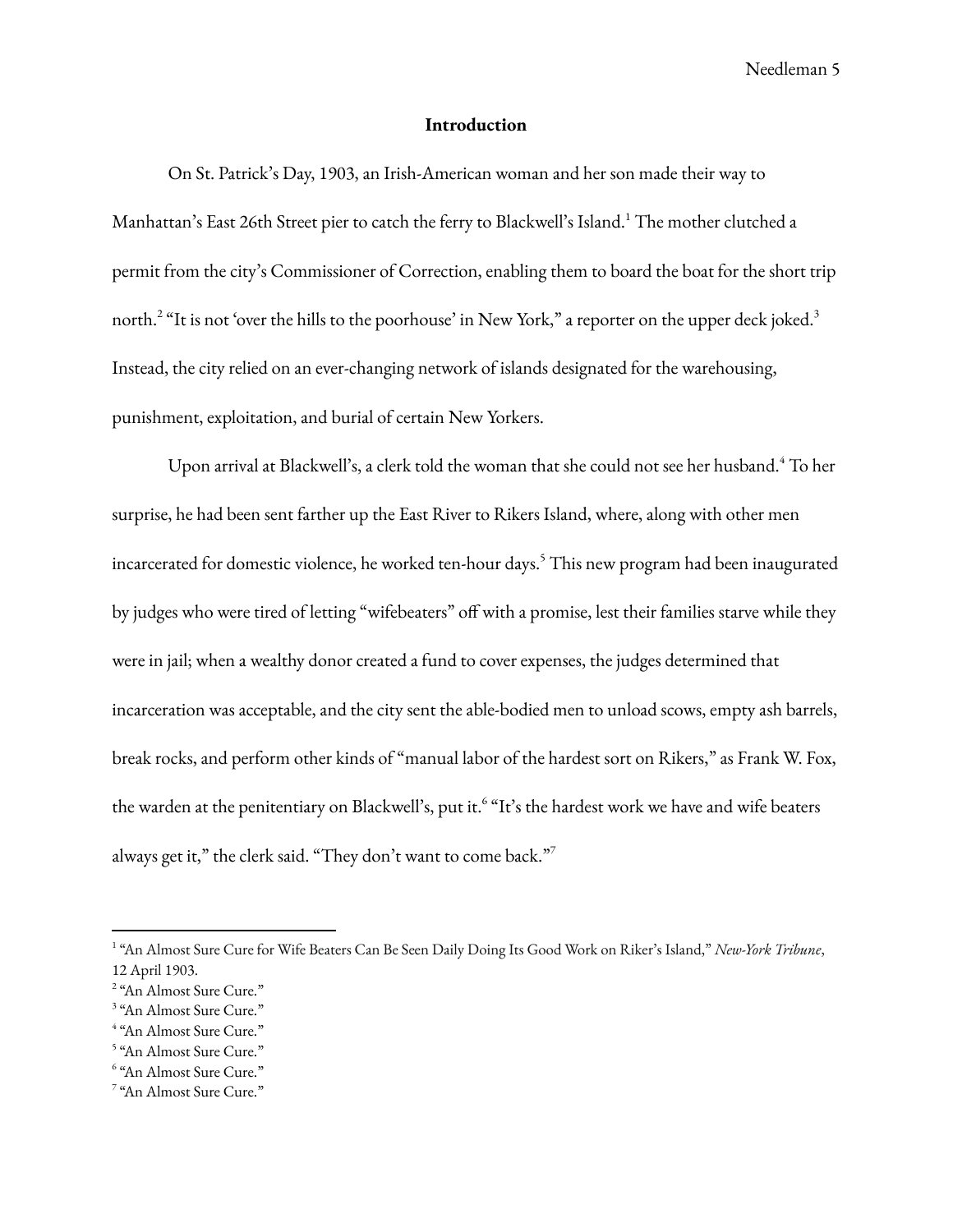## Introduction

On St. Patrick's Day, 1903, an Irish-American woman and her son made their way to Manhattan's East 26th Street pier to catch the ferry to Blackwell's Island.[1] The mother clutched a permit from the city's Commissioner of Correction, enabling them to board the boat for the short trip north.[2] "It is not 'over the hills to the poorhouse' in New York," a reporter on the upper deck joked.[3] Instead, the city relied on an ever-changing network of islands designated for the warehousing, punishment, exploitation, and burial of certain New Yorkers.

Upon arrival at Blackwell's, a clerk told the woman that she could not see her husband.[4] To her surprise, he had been sent farther up the East River to Rikers Island, where, along with other men incarcerated for domestic violence, he worked ten-hour days.[5] This new program had been inaugurated by judges who were tired of letting "wifebeaters" off with a promise, lest their families starve while they were in jail; when a wealthy donor created a fund to cover expenses, the judges determined that incarceration was acceptable, and the city sent the able-bodied men to unload scows, empty ash barrels, break rocks, and perform other kinds of "manual labor of the hardest sort on Rikers," as Frank W. Fox, the warden at the penitentiary on Blackwell's, put it.[6] "It's the hardest work we have and wife beaters always get it," the clerk said. "They don't want to come back."[7]

---

[1] "An Almost Sure Cure for Wife Beaters Can Be Seen Daily Doing Its Good Work on Riker's Island," *New-York Tribune*, 12 April 1903.

[2] "An Almost Sure Cure."

[3] "An Almost Sure Cure."

[4] "An Almost Sure Cure."

[5] "An Almost Sure Cure."

[6] "An Almost Sure Cure."

[7] "An Almost Sure Cure."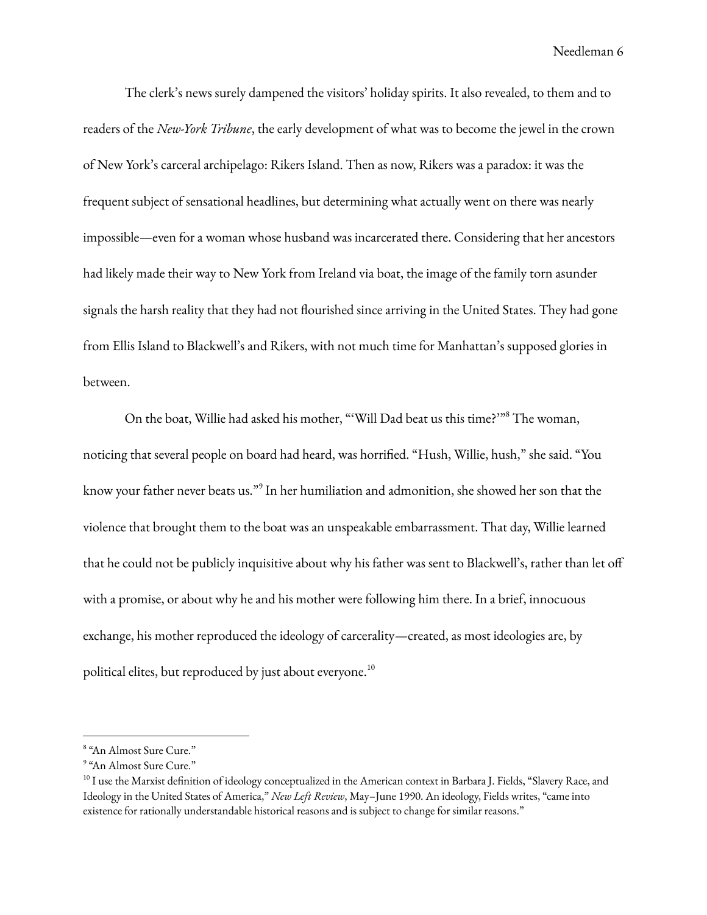The clerk's news surely dampened the visitors' holiday spirits. It also revealed, to them and to readers of the *New-York Tribune*, the early development of what was to become the jewel in the crown of New York's carceral archipelago: Rikers Island. Then as now, Rikers was a paradox: it was the frequent subject of sensational headlines, but determining what actually went on there was nearly impossible—even for a woman whose husband was incarcerated there. Considering that her ancestors had likely made their way to New York from Ireland via boat, the image of the family torn asunder signals the harsh reality that they had not flourished since arriving in the United States. They had gone from Ellis Island to Blackwell's and Rikers, with not much time for Manhattan's supposed glories in between.

On the boat, Willie had asked his mother, "'Will Dad beat us this time?'"[8] The woman, noticing that several people on board had heard, was horrified. "Hush, Willie, hush," she said. "You know your father never beats us."[9] In her humiliation and admonition, she showed her son that the violence that brought them to the boat was an unspeakable embarrassment. That day, Willie learned that he could not be publicly inquisitive about why his father was sent to Blackwell's, rather than let off with a promise, or about why he and his mother were following him there. In a brief, innocuous exchange, his mother reproduced the ideology of carcerality—created, as most ideologies are, by political elites, but reproduced by just about everyone.[10]

---

[8] "An Almost Sure Cure."

[9] "An Almost Sure Cure."

[10] I use the Marxist definition of ideology conceptualized in the American context in Barbara J. Fields, "Slavery Race, and Ideology in the United States of America," *New Left Review*, May–June 1990. An ideology, Fields writes, "came into existence for rationally understandable historical reasons and is subject to change for similar reasons."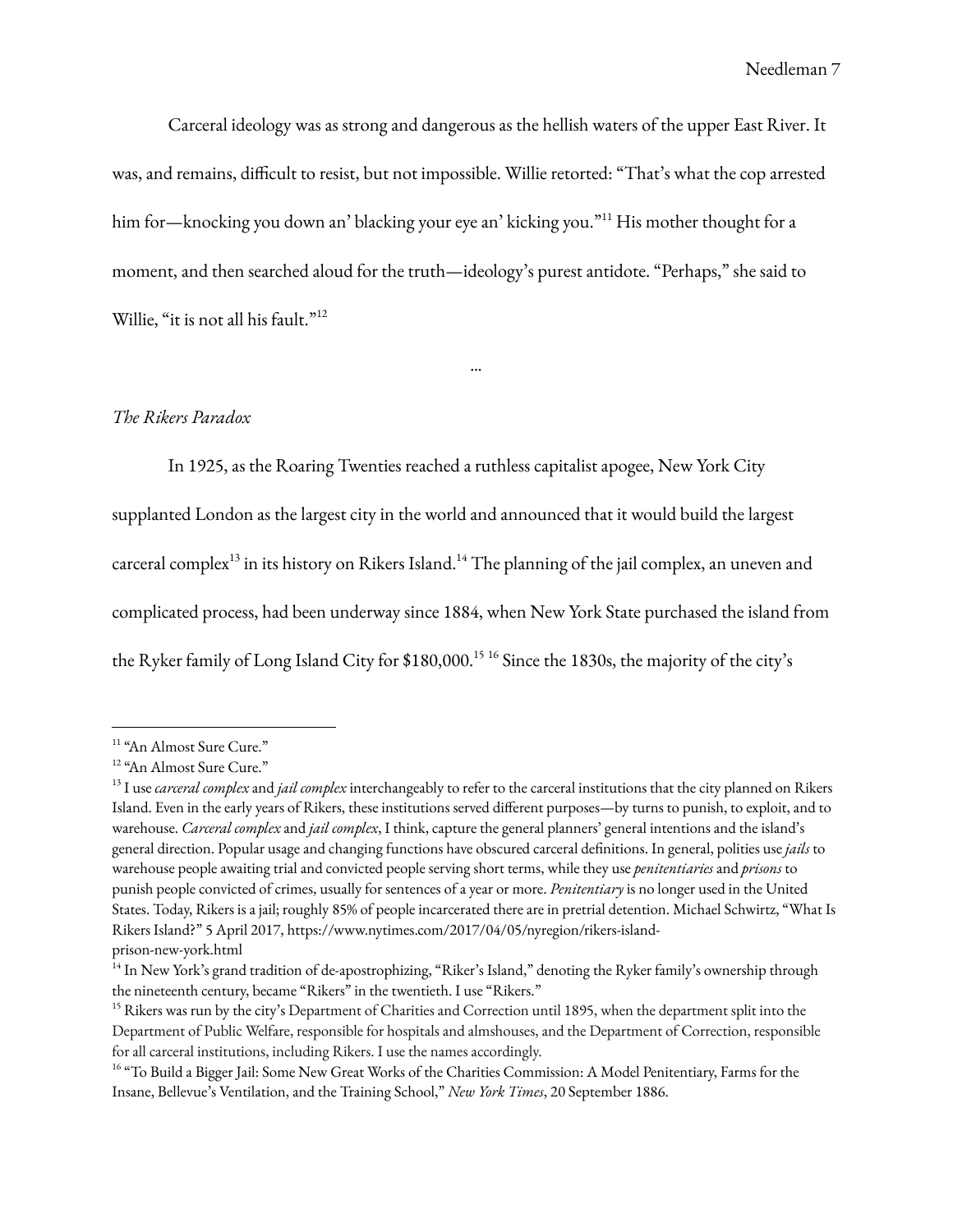Carceral ideology was as strong and dangerous as the hellish waters of the upper East River. It was, and remains, difficult to resist, but not impossible. Willie retorted: "That's what the cop arrested him for—knocking you down an' blacking your eye an' kicking you."[11] His mother thought for a moment, and then searched aloud for the truth—ideology's purest antidote. "Perhaps," she said to Willie, "it is not all his fault."[12]

...

*The Rikers Paradox*

In 1925, as the Roaring Twenties reached a ruthless capitalist apogee, New York City supplanted London as the largest city in the world and announced that it would build the largest carceral complex[13] in its history on Rikers Island.[14] The planning of the jail complex, an uneven and complicated process, had been underway since 1884, when New York State purchased the island from the Ryker family of Long Island City for $180,000.[15] [16] Since the 1830s, the majority of the city's

---

[11] "An Almost Sure Cure."

[12] "An Almost Sure Cure."

[13] I use *carceral complex* and *jail complex* interchangeably to refer to the carceral institutions that the city planned on Rikers Island. Even in the early years of Rikers, these institutions served different purposes—by turns to punish, to exploit, and to warehouse. *Carceral complex* and *jail complex*, I think, capture the general planners' general intentions and the island's general direction. Popular usage and changing functions have obscured carceral definitions. In general, polities use *jails* to warehouse people awaiting trial and convicted people serving short terms, while they use *penitentiaries* and *prisons* to punish people convicted of crimes, usually for sentences of a year or more. *Penitentiary* is no longer used in the United States. Today, Rikers is a jail; roughly 85% of people incarcerated there are in pretrial detention. Michael Schwirtz, "What Is Rikers Island?" 5 April 2017, https://www.nytimes.com/2017/04/05/nyregion/rikers-island-prison-new-york.html

[14] In New York's grand tradition of de-apostrophizing, "Riker's Island," denoting the Ryker family's ownership through the nineteenth century, became "Rikers" in the twentieth. I use "Rikers."

[15] Rikers was run by the city's Department of Charities and Correction until 1895, when the department split into the Department of Public Welfare, responsible for hospitals and almshouses, and the Department of Correction, responsible for all carceral institutions, including Rikers. I use the names accordingly.

[16] "To Build a Bigger Jail: Some New Great Works of the Charities Commission: A Model Penitentiary, Farms for the Insane, Bellevue's Ventilation, and the Training School," *New York Times*, 20 September 1886.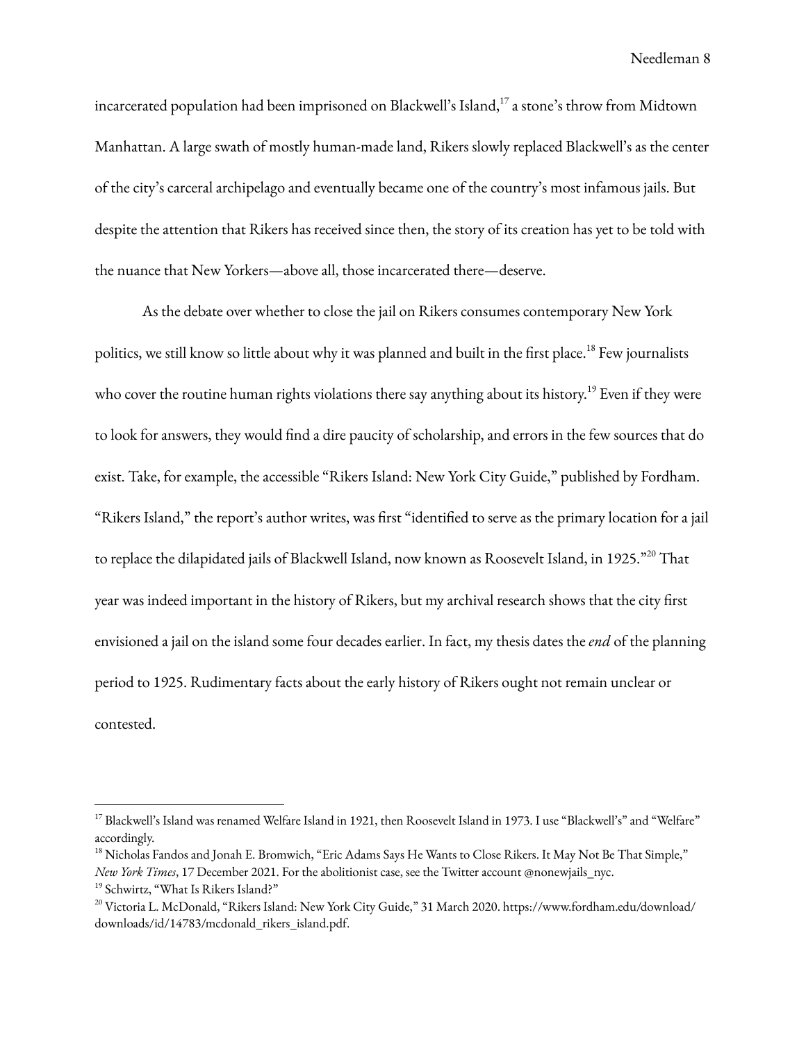incarcerated population had been imprisoned on Blackwell's Island,[17] a stone's throw from Midtown Manhattan. A large swath of mostly human-made land, Rikers slowly replaced Blackwell's as the center of the city's carceral archipelago and eventually became one of the country's most infamous jails. But despite the attention that Rikers has received since then, the story of its creation has yet to be told with the nuance that New Yorkers—above all, those incarcerated there—deserve.

As the debate over whether to close the jail on Rikers consumes contemporary New York politics, we still know so little about why it was planned and built in the first place.[18] Few journalists who cover the routine human rights violations there say anything about its history.[19] Even if they were to look for answers, they would find a dire paucity of scholarship, and errors in the few sources that do exist. Take, for example, the accessible "Rikers Island: New York City Guide," published by Fordham. "Rikers Island," the report's author writes, was first "identified to serve as the primary location for a jail to replace the dilapidated jails of Blackwell Island, now known as Roosevelt Island, in 1925."[20] That year was indeed important in the history of Rikers, but my archival research shows that the city first envisioned a jail on the island some four decades earlier. In fact, my thesis dates the *end* of the planning period to 1925. Rudimentary facts about the early history of Rikers ought not remain unclear or contested.

---

[17] Blackwell's Island was renamed Welfare Island in 1921, then Roosevelt Island in 1973. I use "Blackwell's" and "Welfare" accordingly.

[18] Nicholas Fandos and Jonah E. Bromwich, "Eric Adams Says He Wants to Close Rikers. It May Not Be That Simple," *New York Times*, 17 December 2021. For the abolitionist case, see the Twitter account @nonewjails_nyc.

[19] Schwirtz, "What Is Rikers Island?"

[20] Victoria L. McDonald, "Rikers Island: New York City Guide," 31 March 2020. https://www.fordham.edu/download/downloads/id/14783/mcdonald_rikers_island.pdf.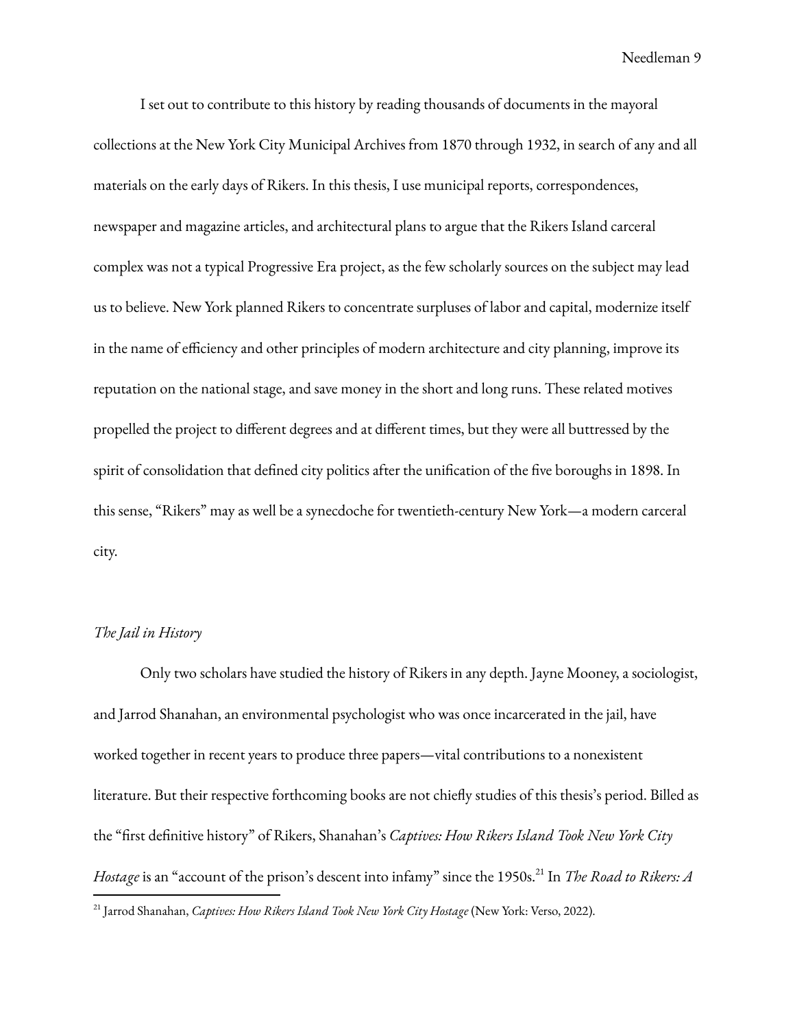I set out to contribute to this history by reading thousands of documents in the mayoral collections at the New York City Municipal Archives from 1870 through 1932, in search of any and all materials on the early days of Rikers. In this thesis, I use municipal reports, correspondences, newspaper and magazine articles, and architectural plans to argue that the Rikers Island carceral complex was not a typical Progressive Era project, as the few scholarly sources on the subject may lead us to believe. New York planned Rikers to concentrate surpluses of labor and capital, modernize itself in the name of efficiency and other principles of modern architecture and city planning, improve its reputation on the national stage, and save money in the short and long runs. These related motives propelled the project to different degrees and at different times, but they were all buttressed by the spirit of consolidation that defined city politics after the unification of the five boroughs in 1898. In this sense, "Rikers" may as well be a synecdoche for twentieth-century New York—a modern carceral city.

### *The Jail in History*

Only two scholars have studied the history of Rikers in any depth. Jayne Mooney, a sociologist, and Jarrod Shanahan, an environmental psychologist who was once incarcerated in the jail, have worked together in recent years to produce three papers—vital contributions to a nonexistent literature. But their respective forthcoming books are not chiefly studies of this thesis's period. Billed as the "first definitive history" of Rikers, Shanahan's *Captives: How Rikers Island Took New York City Hostage* is an "account of the prison's descent into infamy" since the 1950s.[21] In *The Road to Rikers: A*

---

[21] Jarrod Shanahan, *Captives: How Rikers Island Took New York City Hostage* (New York: Verso, 2022).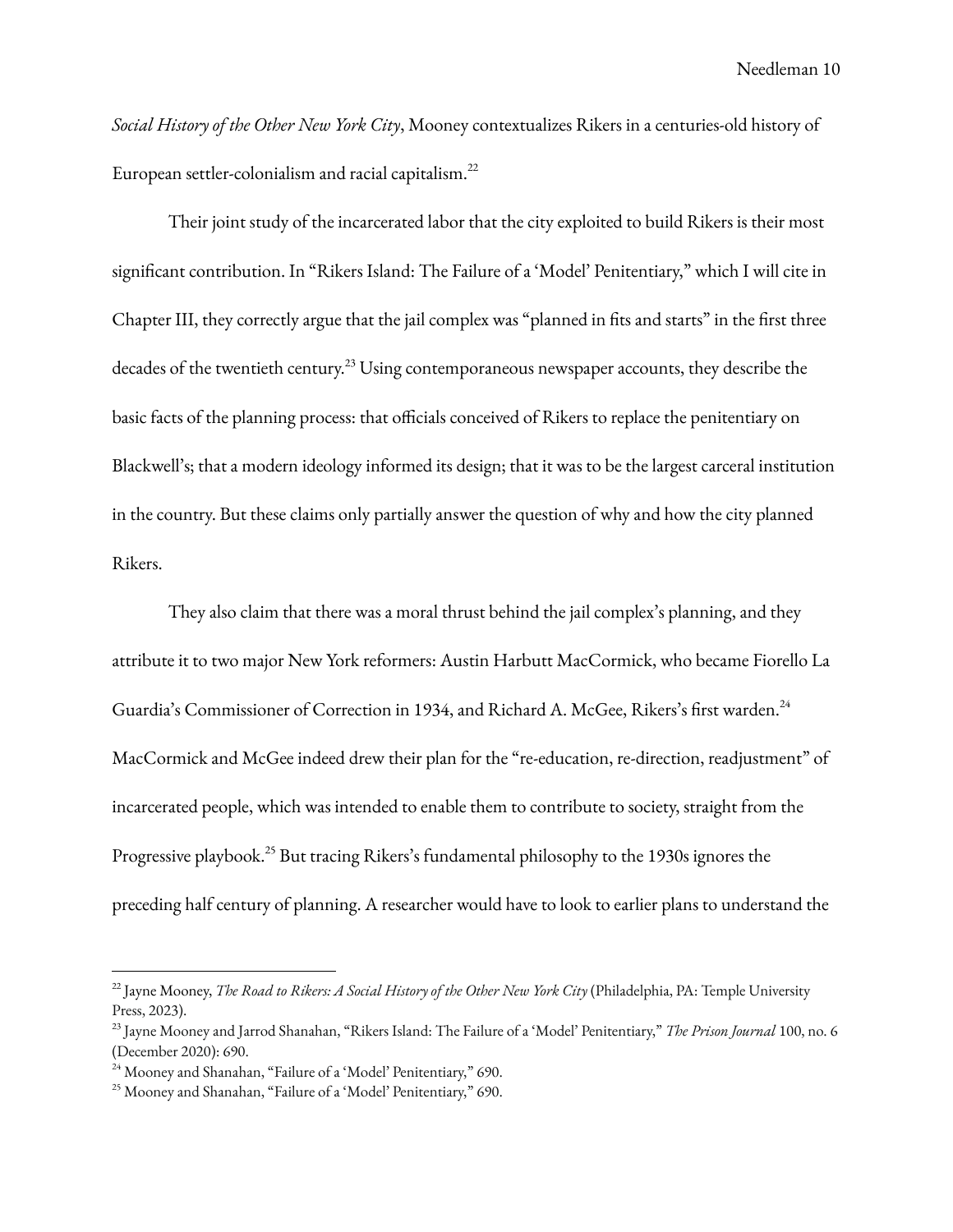*Social History of the Other New York City*, Mooney contextualizes Rikers in a centuries-old history of European settler-colonialism and racial capitalism.[22]

Their joint study of the incarcerated labor that the city exploited to build Rikers is their most significant contribution. In "Rikers Island: The Failure of a 'Model' Penitentiary," which I will cite in Chapter III, they correctly argue that the jail complex was "planned in fits and starts" in the first three decades of the twentieth century.[23] Using contemporaneous newspaper accounts, they describe the basic facts of the planning process: that officials conceived of Rikers to replace the penitentiary on Blackwell's; that a modern ideology informed its design; that it was to be the largest carceral institution in the country. But these claims only partially answer the question of why and how the city planned Rikers.

They also claim that there was a moral thrust behind the jail complex's planning, and they attribute it to two major New York reformers: Austin Harbutt MacCormick, who became Fiorello La Guardia's Commissioner of Correction in 1934, and Richard A. McGee, Rikers's first warden.[24] MacCormick and McGee indeed drew their plan for the "re-education, re-direction, readjustment" of incarcerated people, which was intended to enable them to contribute to society, straight from the Progressive playbook.[25] But tracing Rikers's fundamental philosophy to the 1930s ignores the preceding half century of planning. A researcher would have to look to earlier plans to understand the

---

[22] Jayne Mooney, *The Road to Rikers: A Social History of the Other New York City* (Philadelphia, PA: Temple University Press, 2023).

[23] Jayne Mooney and Jarrod Shanahan, "Rikers Island: The Failure of a 'Model' Penitentiary," *The Prison Journal* 100, no. 6 (December 2020): 690.

[24] Mooney and Shanahan, "Failure of a 'Model' Penitentiary," 690.

[25] Mooney and Shanahan, "Failure of a 'Model' Penitentiary," 690.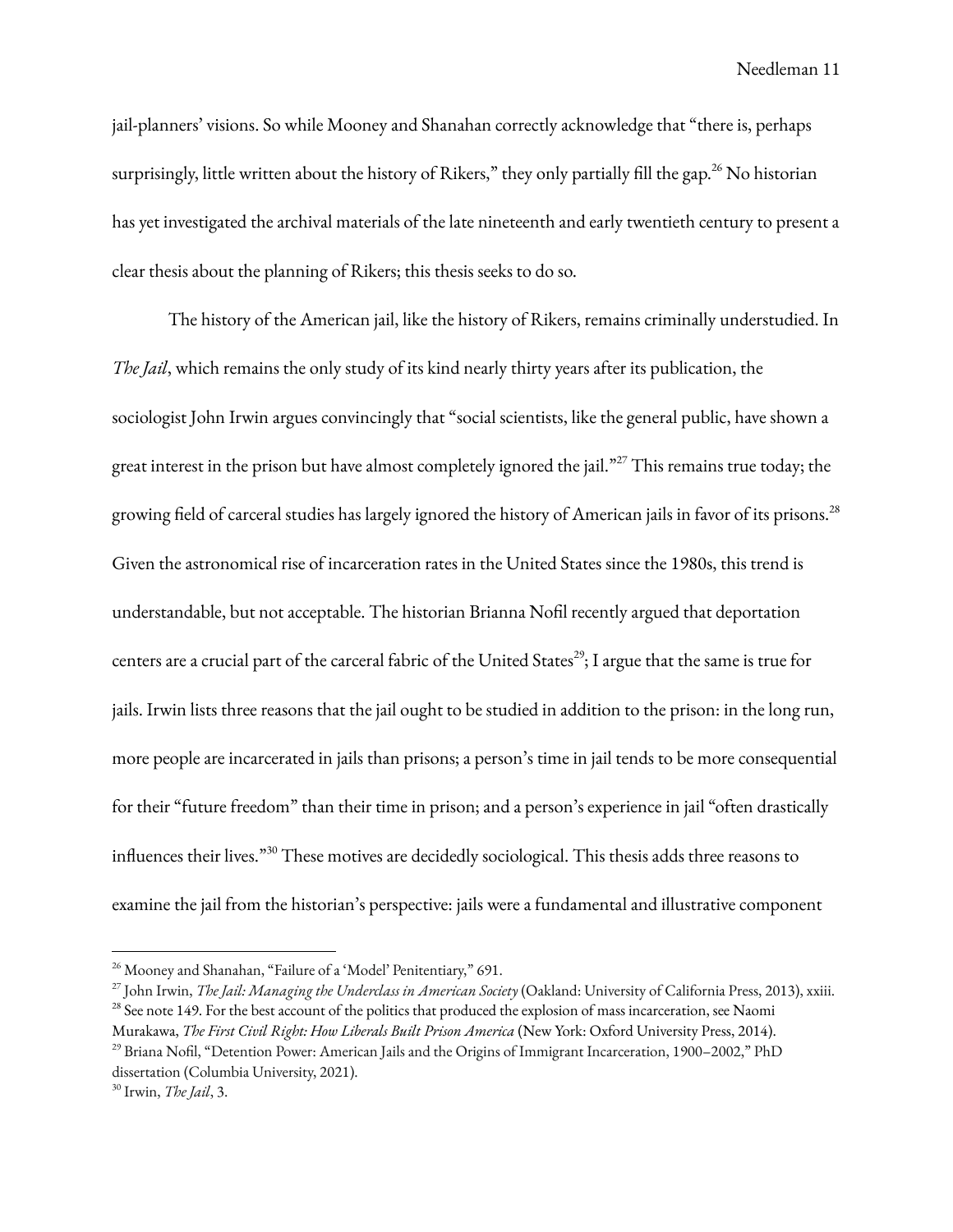jail-planners' visions. So while Mooney and Shanahan correctly acknowledge that "there is, perhaps surprisingly, little written about the history of Rikers," they only partially fill the gap.[26] No historian has yet investigated the archival materials of the late nineteenth and early twentieth century to present a clear thesis about the planning of Rikers; this thesis seeks to do so.

The history of the American jail, like the history of Rikers, remains criminally understudied. In *The Jail*, which remains the only study of its kind nearly thirty years after its publication, the sociologist John Irwin argues convincingly that "social scientists, like the general public, have shown a great interest in the prison but have almost completely ignored the jail."[27] This remains true today; the growing field of carceral studies has largely ignored the history of American jails in favor of its prisons.[28] Given the astronomical rise of incarceration rates in the United States since the 1980s, this trend is understandable, but not acceptable. The historian Brianna Nofil recently argued that deportation centers are a crucial part of the carceral fabric of the United States[29]; I argue that the same is true for jails. Irwin lists three reasons that the jail ought to be studied in addition to the prison: in the long run, more people are incarcerated in jails than prisons; a person's time in jail tends to be more consequential for their "future freedom" than their time in prison; and a person's experience in jail "often drastically influences their lives."[30] These motives are decidedly sociological. This thesis adds three reasons to examine the jail from the historian's perspective: jails were a fundamental and illustrative component

---

[26] Mooney and Shanahan, "Failure of a 'Model' Penitentiary," 691.

[27] John Irwin, *The Jail: Managing the Underclass in American Society* (Oakland: University of California Press, 2013), xxiii.

[28] See note 149. For the best account of the politics that produced the explosion of mass incarceration, see Naomi Murakawa, *The First Civil Right: How Liberals Built Prison America* (New York: Oxford University Press, 2014).

[29] Briana Nofil, "Detention Power: American Jails and the Origins of Immigrant Incarceration, 1900–2002," PhD dissertation (Columbia University, 2021).

[30] Irwin, *The Jail*, 3.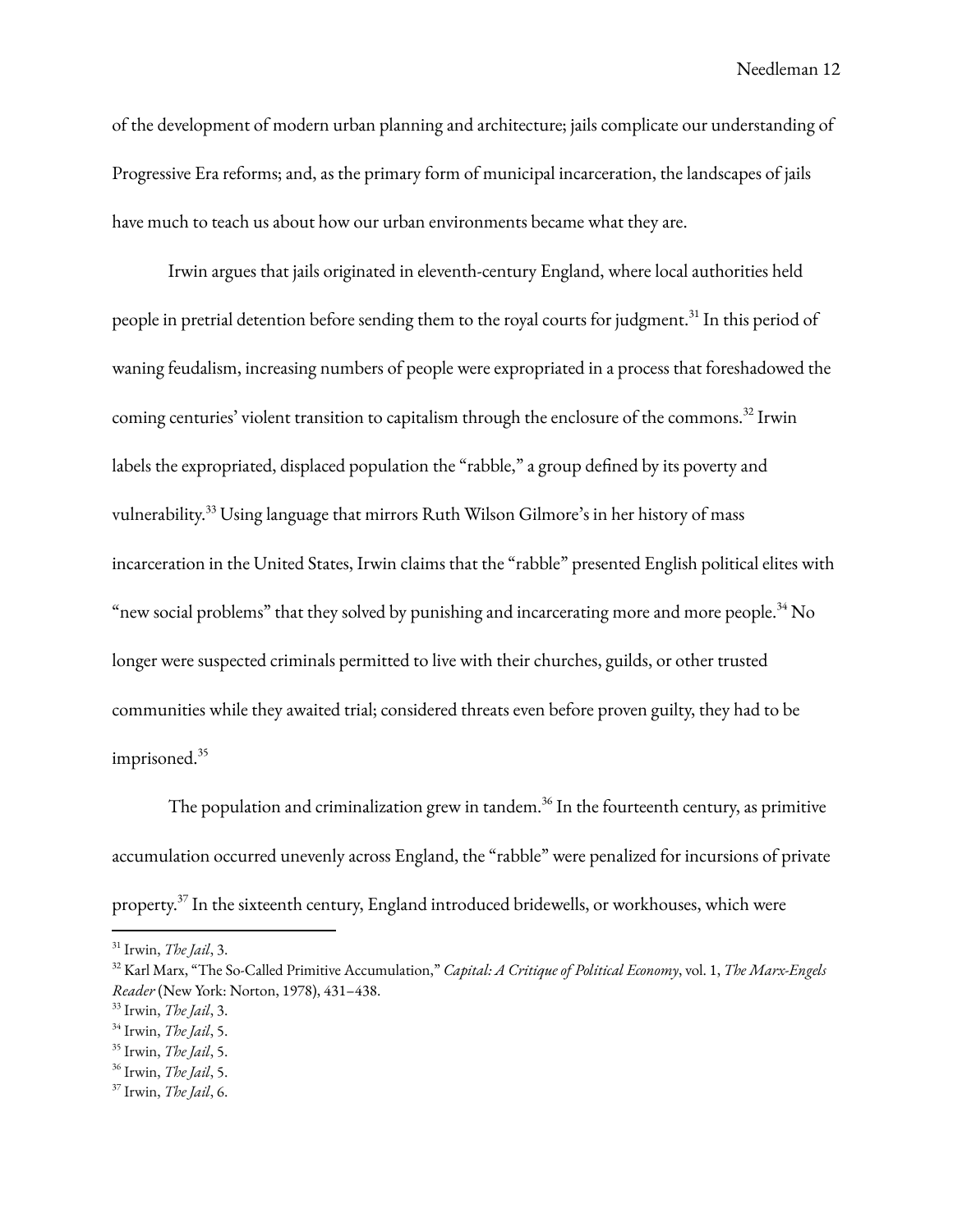of the development of modern urban planning and architecture; jails complicate our understanding of Progressive Era reforms; and, as the primary form of municipal incarceration, the landscapes of jails have much to teach us about how our urban environments became what they are.

Irwin argues that jails originated in eleventh-century England, where local authorities held people in pretrial detention before sending them to the royal courts for judgment.[31] In this period of waning feudalism, increasing numbers of people were expropriated in a process that foreshadowed the coming centuries' violent transition to capitalism through the enclosure of the commons.[32] Irwin labels the expropriated, displaced population the "rabble," a group defined by its poverty and vulnerability.[33] Using language that mirrors Ruth Wilson Gilmore's in her history of mass incarceration in the United States, Irwin claims that the "rabble" presented English political elites with "new social problems" that they solved by punishing and incarcerating more and more people.[34] No longer were suspected criminals permitted to live with their churches, guilds, or other trusted communities while they awaited trial; considered threats even before proven guilty, they had to be imprisoned.[35]

The population and criminalization grew in tandem.[36] In the fourteenth century, as primitive accumulation occurred unevenly across England, the "rabble" were penalized for incursions of private property.[37] In the sixteenth century, England introduced bridewells, or workhouses, which were

---

[31] Irwin, *The Jail*, 3.

[32] Karl Marx, "The So-Called Primitive Accumulation," *Capital: A Critique of Political Economy*, vol. 1, *The Marx-Engels Reader* (New York: Norton, 1978), 431–438.

[33] Irwin, *The Jail*, 3.

[34] Irwin, *The Jail*, 5.

[35] Irwin, *The Jail*, 5.

[36] Irwin, *The Jail*, 5.

[37] Irwin, *The Jail*, 6.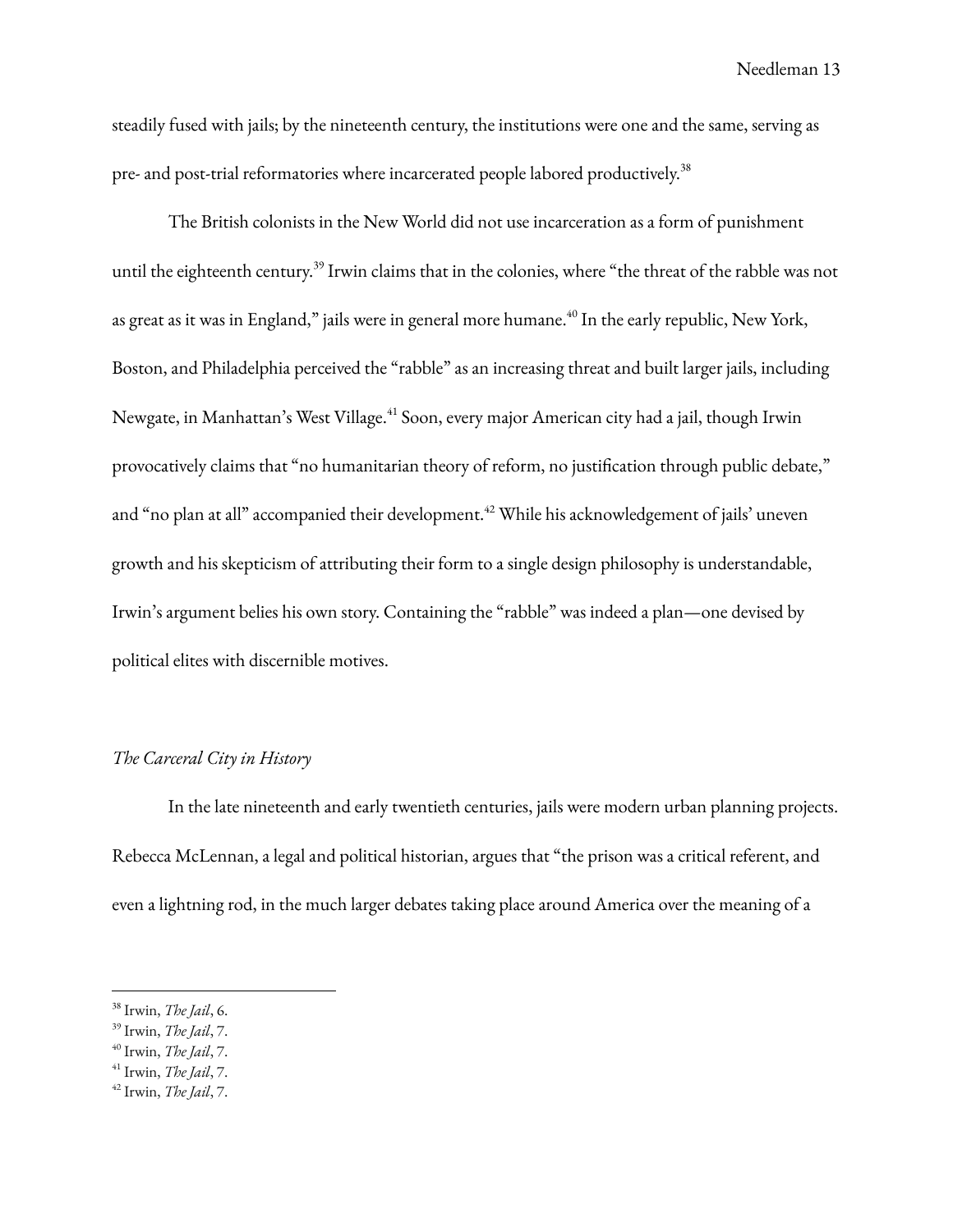steadily fused with jails; by the nineteenth century, the institutions were one and the same, serving as pre- and post-trial reformatories where incarcerated people labored productively.[38]

The British colonists in the New World did not use incarceration as a form of punishment until the eighteenth century.[39] Irwin claims that in the colonies, where "the threat of the rabble was not as great as it was in England," jails were in general more humane.[40] In the early republic, New York, Boston, and Philadelphia perceived the "rabble" as an increasing threat and built larger jails, including Newgate, in Manhattan's West Village.[41] Soon, every major American city had a jail, though Irwin provocatively claims that "no humanitarian theory of reform, no justification through public debate," and "no plan at all" accompanied their development.[42] While his acknowledgement of jails' uneven growth and his skepticism of attributing their form to a single design philosophy is understandable, Irwin's argument belies his own story. Containing the "rabble" was indeed a plan—one devised by political elites with discernible motives.

*The Carceral City in History*

In the late nineteenth and early twentieth centuries, jails were modern urban planning projects. Rebecca McLennan, a legal and political historian, argues that "the prison was a critical referent, and even a lightning rod, in the much larger debates taking place around America over the meaning of a

---

[38] Irwin, *The Jail*, 6.
[39] Irwin, *The Jail*, 7.
[40] Irwin, *The Jail*, 7.
[41] Irwin, *The Jail*, 7.
[42] Irwin, *The Jail*, 7.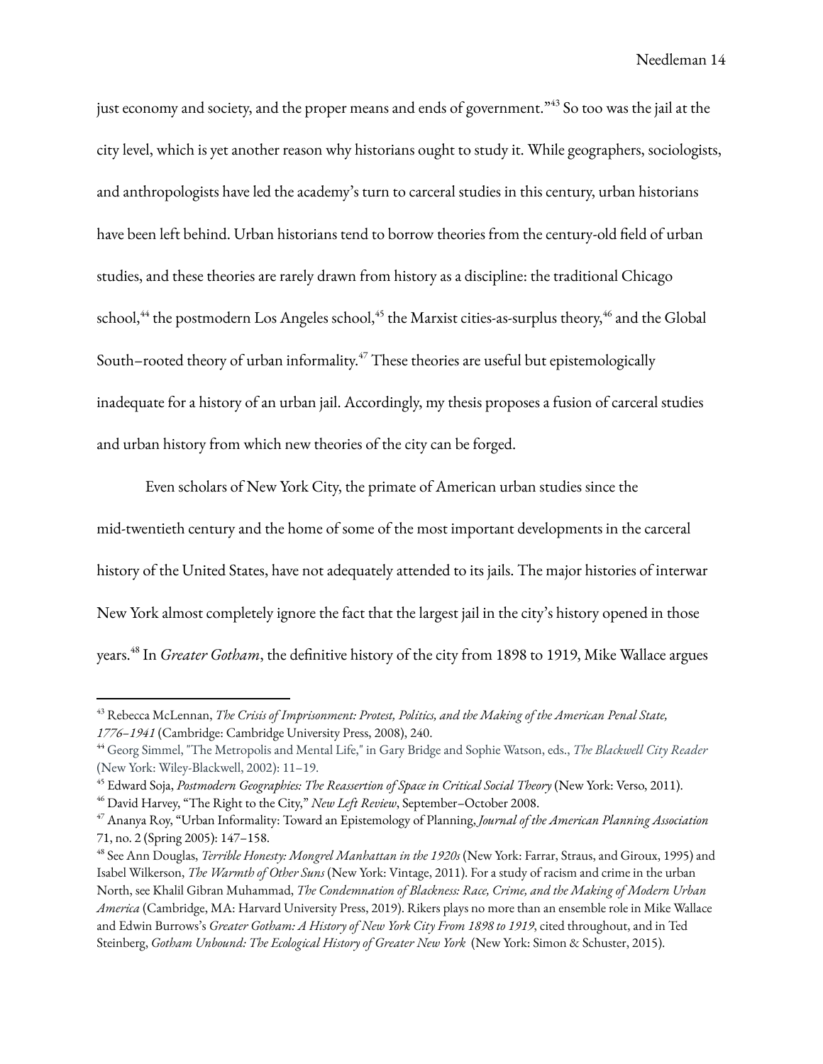just economy and society, and the proper means and ends of government."[43] So too was the jail at the city level, which is yet another reason why historians ought to study it. While geographers, sociologists, and anthropologists have led the academy's turn to carceral studies in this century, urban historians have been left behind. Urban historians tend to borrow theories from the century-old field of urban studies, and these theories are rarely drawn from history as a discipline: the traditional Chicago school,[44] the postmodern Los Angeles school,[45] the Marxist cities-as-surplus theory,[46] and the Global South–rooted theory of urban informality.[47] These theories are useful but epistemologically inadequate for a history of an urban jail. Accordingly, my thesis proposes a fusion of carceral studies and urban history from which new theories of the city can be forged.

Even scholars of New York City, the primate of American urban studies since the mid-twentieth century and the home of some of the most important developments in the carceral history of the United States, have not adequately attended to its jails. The major histories of interwar New York almost completely ignore the fact that the largest jail in the city's history opened in those years.[48] In *Greater Gotham*, the definitive history of the city from 1898 to 1919, Mike Wallace argues

---

[43] Rebecca McLennan, *The Crisis of Imprisonment: Protest, Politics, and the Making of the American Penal State, 1776–1941* (Cambridge: Cambridge University Press, 2008), 240.

[44] Georg Simmel, "The Metropolis and Mental Life," in Gary Bridge and Sophie Watson, eds., *The Blackwell City Reader* (New York: Wiley-Blackwell, 2002): 11–19.

[45] Edward Soja, *Postmodern Geographies: The Reassertion of Space in Critical Social Theory* (New York: Verso, 2011).

[46] David Harvey, "The Right to the City," *New Left Review*, September–October 2008.

[47] Ananya Roy, "Urban Informality: Toward an Epistemology of Planning, *Journal of the American Planning Association* 71, no. 2 (Spring 2005): 147–158.

[48] See Ann Douglas, *Terrible Honesty: Mongrel Manhattan in the 1920s* (New York: Farrar, Straus, and Giroux, 1995) and Isabel Wilkerson, *The Warmth of Other Suns* (New York: Vintage, 2011). For a study of racism and crime in the urban North, see Khalil Gibran Muhammad, *The Condemnation of Blackness: Race, Crime, and the Making of Modern Urban America* (Cambridge, MA: Harvard University Press, 2019). Rikers plays no more than an ensemble role in Mike Wallace and Edwin Burrows's *Greater Gotham: A History of New York City From 1898 to 1919*, cited throughout, and in Ted Steinberg, *Gotham Unbound: The Ecological History of Greater New York* (New York: Simon & Schuster, 2015).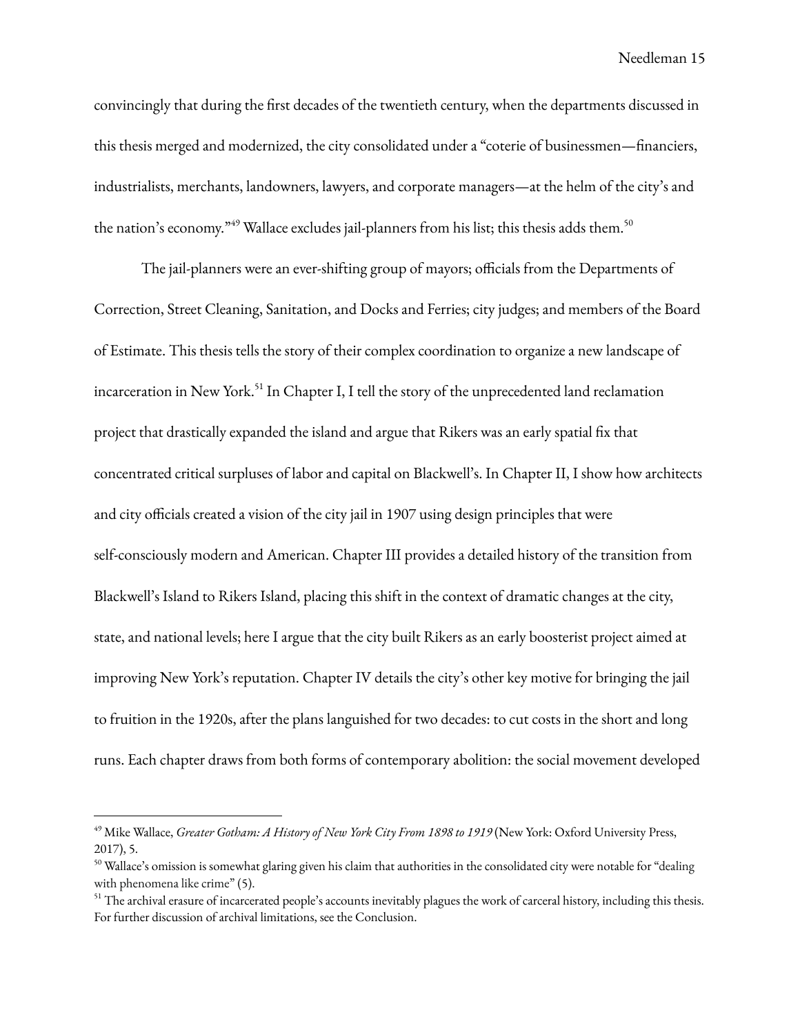convincingly that during the first decades of the twentieth century, when the departments discussed in this thesis merged and modernized, the city consolidated under a "coterie of businessmen—financiers, industrialists, merchants, landowners, lawyers, and corporate managers—at the helm of the city's and the nation's economy."[49] Wallace excludes jail-planners from his list; this thesis adds them.[50]

The jail-planners were an ever-shifting group of mayors; officials from the Departments of Correction, Street Cleaning, Sanitation, and Docks and Ferries; city judges; and members of the Board of Estimate. This thesis tells the story of their complex coordination to organize a new landscape of incarceration in New York.[51] In Chapter I, I tell the story of the unprecedented land reclamation project that drastically expanded the island and argue that Rikers was an early spatial fix that concentrated critical surpluses of labor and capital on Blackwell's. In Chapter II, I show how architects and city officials created a vision of the city jail in 1907 using design principles that were self-consciously modern and American. Chapter III provides a detailed history of the transition from Blackwell's Island to Rikers Island, placing this shift in the context of dramatic changes at the city, state, and national levels; here I argue that the city built Rikers as an early boosterist project aimed at improving New York's reputation. Chapter IV details the city's other key motive for bringing the jail to fruition in the 1920s, after the plans languished for two decades: to cut costs in the short and long runs. Each chapter draws from both forms of contemporary abolition: the social movement developed

---

[49] Mike Wallace, *Greater Gotham: A History of New York City From 1898 to 1919* (New York: Oxford University Press, 2017), 5.

[50] Wallace's omission is somewhat glaring given his claim that authorities in the consolidated city were notable for "dealing with phenomena like crime" (5).

[51] The archival erasure of incarcerated people's accounts inevitably plagues the work of carceral history, including this thesis. For further discussion of archival limitations, see the Conclusion.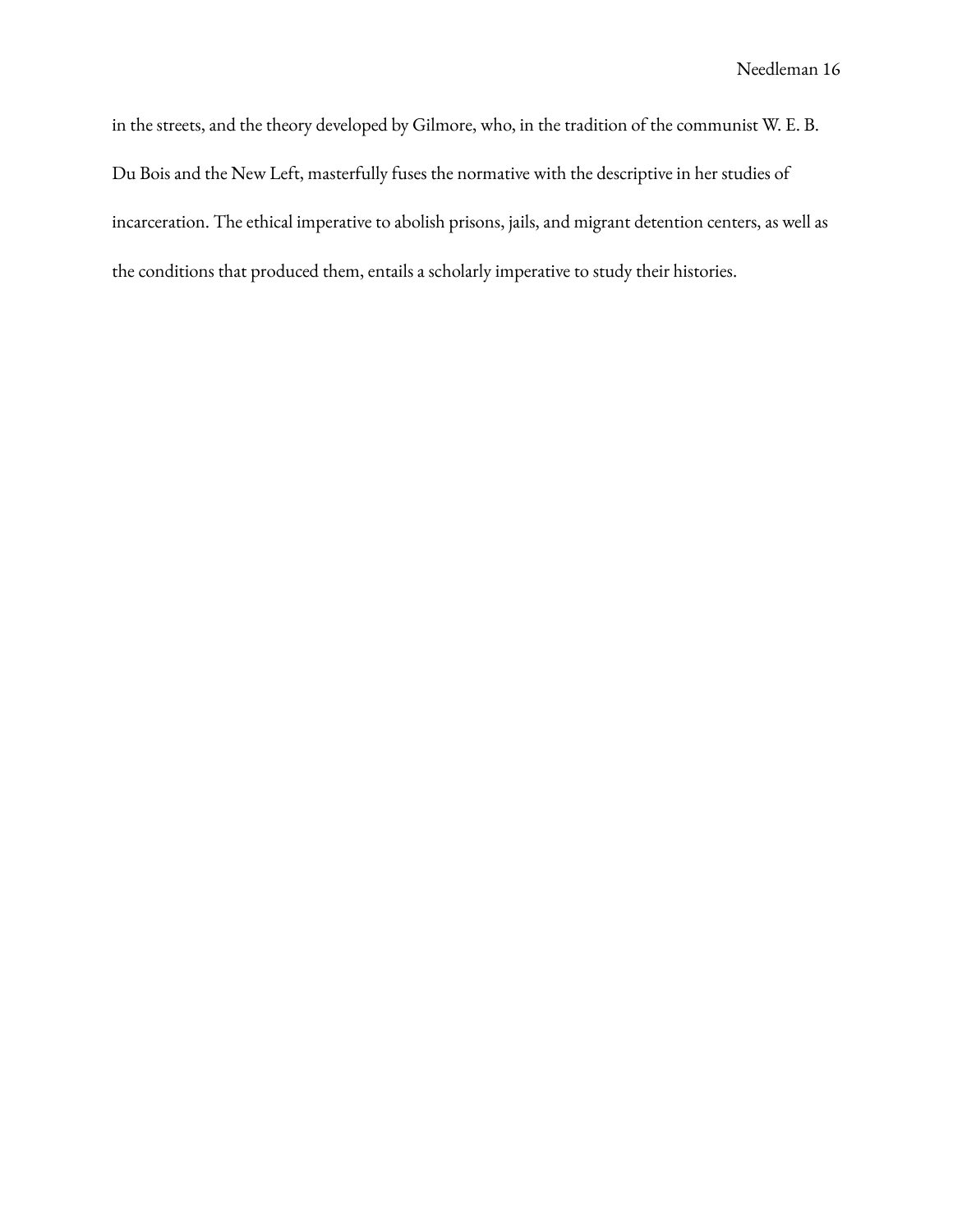in the streets, and the theory developed by Gilmore, who, in the tradition of the communist W. E. B. Du Bois and the New Left, masterfully fuses the normative with the descriptive in her studies of incarceration. The ethical imperative to abolish prisons, jails, and migrant detention centers, as well as the conditions that produced them, entails a scholarly imperative to study their histories.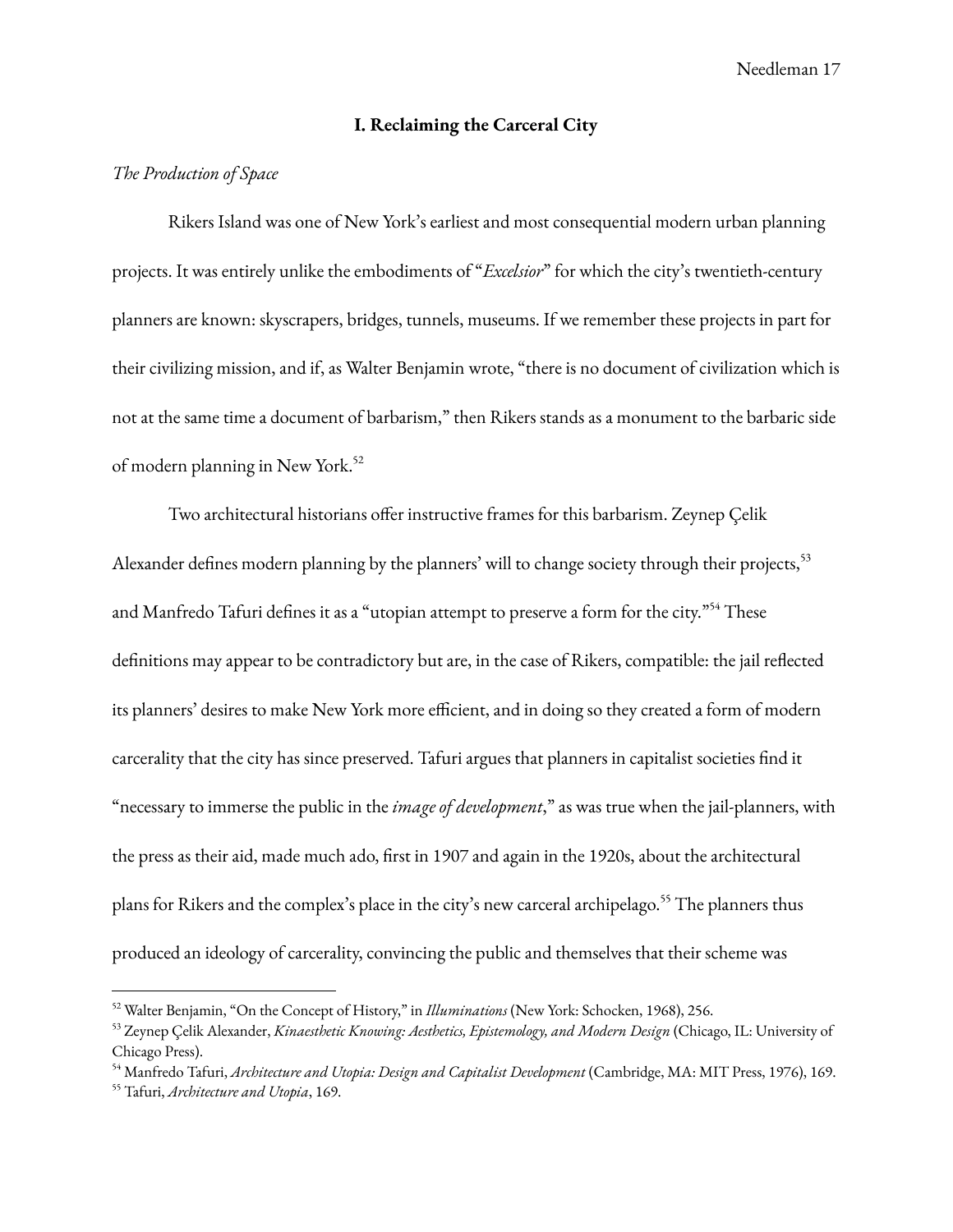## I. Reclaiming the Carceral City

### *The Production of Space*

Rikers Island was one of New York's earliest and most consequential modern urban planning projects. It was entirely unlike the embodiments of "*Excelsior*" for which the city's twentieth-century planners are known: skyscrapers, bridges, tunnels, museums. If we remember these projects in part for their civilizing mission, and if, as Walter Benjamin wrote, "there is no document of civilization which is not at the same time a document of barbarism," then Rikers stands as a monument to the barbaric side of modern planning in New York.[52]

Two architectural historians offer instructive frames for this barbarism. Zeynep Çelik Alexander defines modern planning by the planners' will to change society through their projects,[53] and Manfredo Tafuri defines it as a "utopian attempt to preserve a form for the city."[54] These definitions may appear to be contradictory but are, in the case of Rikers, compatible: the jail reflected its planners' desires to make New York more efficient, and in doing so they created a form of modern carcerality that the city has since preserved. Tafuri argues that planners in capitalist societies find it "necessary to immerse the public in the *image of development*," as was true when the jail-planners, with the press as their aid, made much ado, first in 1907 and again in the 1920s, about the architectural plans for Rikers and the complex's place in the city's new carceral archipelago.[55] The planners thus produced an ideology of carcerality, convincing the public and themselves that their scheme was

---

[52] Walter Benjamin, "On the Concept of History," in *Illuminations* (New York: Schocken, 1968), 256.

[53] Zeynep Çelik Alexander, *Kinaesthetic Knowing: Aesthetics, Epistemology, and Modern Design* (Chicago, IL: University of Chicago Press).

[54] Manfredo Tafuri, *Architecture and Utopia: Design and Capitalist Development* (Cambridge, MA: MIT Press, 1976), 169.

[55] Tafuri, *Architecture and Utopia*, 169.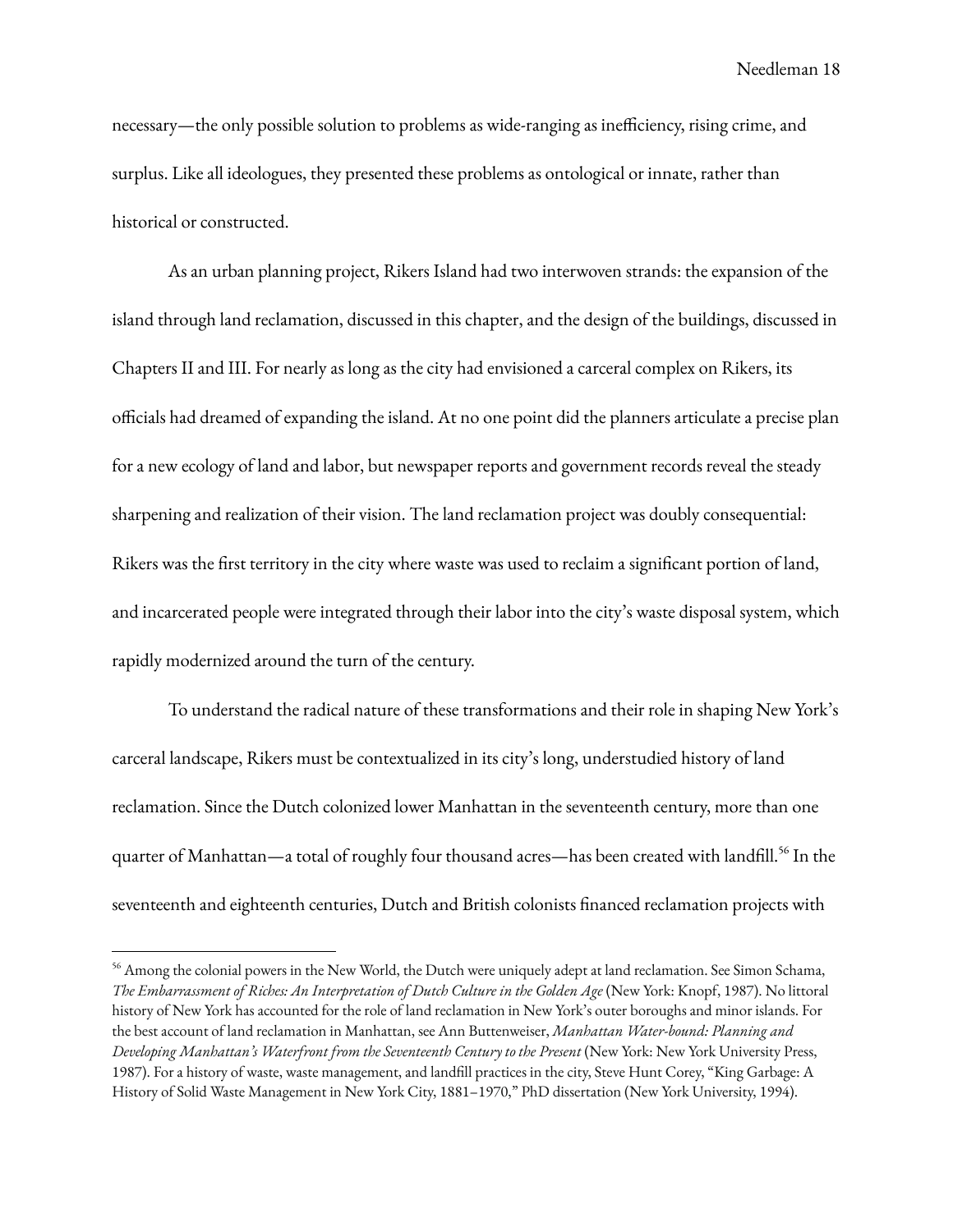necessary—the only possible solution to problems as wide-ranging as inefficiency, rising crime, and surplus. Like all ideologues, they presented these problems as ontological or innate, rather than historical or constructed.

As an urban planning project, Rikers Island had two interwoven strands: the expansion of the island through land reclamation, discussed in this chapter, and the design of the buildings, discussed in Chapters II and III. For nearly as long as the city had envisioned a carceral complex on Rikers, its officials had dreamed of expanding the island. At no one point did the planners articulate a precise plan for a new ecology of land and labor, but newspaper reports and government records reveal the steady sharpening and realization of their vision. The land reclamation project was doubly consequential: Rikers was the first territory in the city where waste was used to reclaim a significant portion of land, and incarcerated people were integrated through their labor into the city's waste disposal system, which rapidly modernized around the turn of the century.

To understand the radical nature of these transformations and their role in shaping New York's carceral landscape, Rikers must be contextualized in its city's long, understudied history of land reclamation. Since the Dutch colonized lower Manhattan in the seventeenth century, more than one quarter of Manhattan—a total of roughly four thousand acres—has been created with landfill.[56] In the seventeenth and eighteenth centuries, Dutch and British colonists financed reclamation projects with

[56] Among the colonial powers in the New World, the Dutch were uniquely adept at land reclamation. See Simon Schama, *The Embarrassment of Riches: An Interpretation of Dutch Culture in the Golden Age* (New York: Knopf, 1987). No littoral history of New York has accounted for the role of land reclamation in New York's outer boroughs and minor islands. For the best account of land reclamation in Manhattan, see Ann Buttenweiser, *Manhattan Water-bound: Planning and Developing Manhattan's Waterfront from the Seventeenth Century to the Present* (New York: New York University Press, 1987). For a history of waste, waste management, and landfill practices in the city, Steve Hunt Corey, "King Garbage: A History of Solid Waste Management in New York City, 1881–1970," PhD dissertation (New York University, 1994).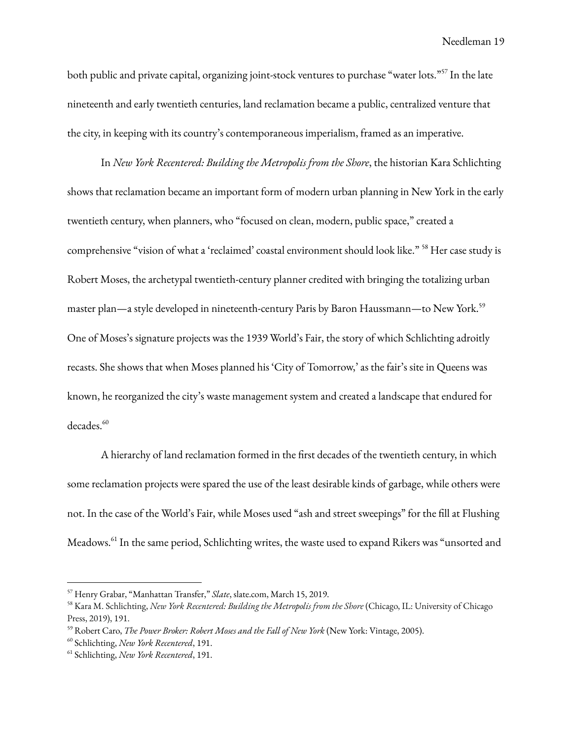both public and private capital, organizing joint-stock ventures to purchase "water lots."[57] In the late nineteenth and early twentieth centuries, land reclamation became a public, centralized venture that the city, in keeping with its country's contemporaneous imperialism, framed as an imperative.

In *New York Recentered: Building the Metropolis from the Shore*, the historian Kara Schlichting shows that reclamation became an important form of modern urban planning in New York in the early twentieth century, when planners, who "focused on clean, modern, public space," created a comprehensive "vision of what a 'reclaimed' coastal environment should look like." [58] Her case study is Robert Moses, the archetypal twentieth-century planner credited with bringing the totalizing urban master plan—a style developed in nineteenth-century Paris by Baron Haussmann—to New York.[59] One of Moses's signature projects was the 1939 World's Fair, the story of which Schlichting adroitly recasts. She shows that when Moses planned his 'City of Tomorrow,' as the fair's site in Queens was known, he reorganized the city's waste management system and created a landscape that endured for decades.[60]

A hierarchy of land reclamation formed in the first decades of the twentieth century, in which some reclamation projects were spared the use of the least desirable kinds of garbage, while others were not. In the case of the World's Fair, while Moses used "ash and street sweepings" for the fill at Flushing Meadows.[61] In the same period, Schlichting writes, the waste used to expand Rikers was "unsorted and

---

[57] Henry Grabar, "Manhattan Transfer," *Slate*, slate.com, March 15, 2019.

[58] Kara M. Schlichting, *New York Recentered: Building the Metropolis from the Shore* (Chicago, IL: University of Chicago Press, 2019), 191.

[59] Robert Caro, *The Power Broker: Robert Moses and the Fall of New York* (New York: Vintage, 2005).

[60] Schlichting, *New York Recentered*, 191.

[61] Schlichting, *New York Recentered*, 191.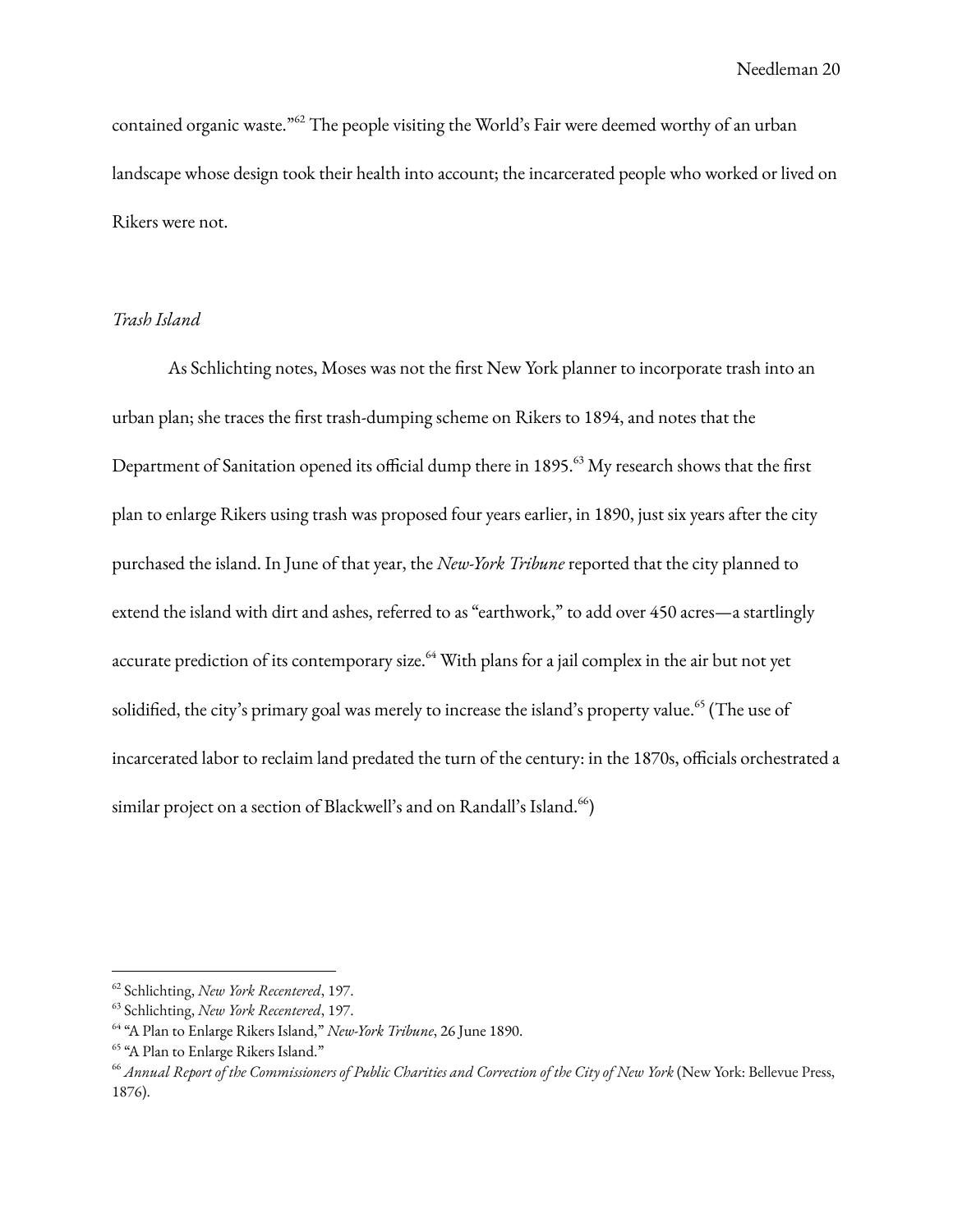contained organic waste."[62] The people visiting the World's Fair were deemed worthy of an urban landscape whose design took their health into account; the incarcerated people who worked or lived on Rikers were not.

### *Trash Island*

As Schlichting notes, Moses was not the first New York planner to incorporate trash into an urban plan; she traces the first trash-dumping scheme on Rikers to 1894, and notes that the Department of Sanitation opened its official dump there in 1895.[63] My research shows that the first plan to enlarge Rikers using trash was proposed four years earlier, in 1890, just six years after the city purchased the island. In June of that year, the *New-York Tribune* reported that the city planned to extend the island with dirt and ashes, referred to as "earthwork," to add over 450 acres—a startlingly accurate prediction of its contemporary size.[64] With plans for a jail complex in the air but not yet solidified, the city's primary goal was merely to increase the island's property value.[65] (The use of incarcerated labor to reclaim land predated the turn of the century: in the 1870s, officials orchestrated a similar project on a section of Blackwell's and on Randall's Island.[66])

---

[62] Schlichting, *New York Recentered*, 197.

[63] Schlichting, *New York Recentered*, 197.

[64] "A Plan to Enlarge Rikers Island," *New-York Tribune*, 26 June 1890.

[65] "A Plan to Enlarge Rikers Island."

[66] *Annual Report of the Commissioners of Public Charities and Correction of the City of New York* (New York: Bellevue Press, 1876).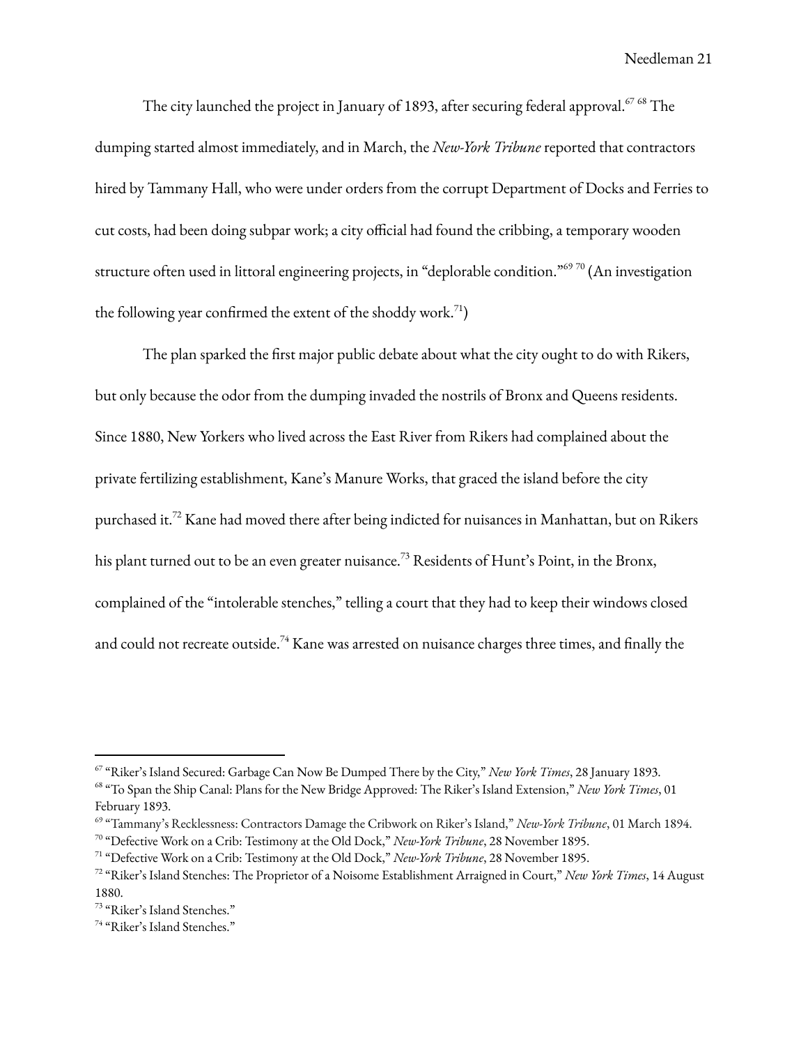The city launched the project in January of 1893, after securing federal approval.[67] [68] The dumping started almost immediately, and in March, the *New-York Tribune* reported that contractors hired by Tammany Hall, who were under orders from the corrupt Department of Docks and Ferries to cut costs, had been doing subpar work; a city official had found the cribbing, a temporary wooden structure often used in littoral engineering projects, in "deplorable condition."[69] [70] (An investigation the following year confirmed the extent of the shoddy work.[71])

The plan sparked the first major public debate about what the city ought to do with Rikers, but only because the odor from the dumping invaded the nostrils of Bronx and Queens residents. Since 1880, New Yorkers who lived across the East River from Rikers had complained about the private fertilizing establishment, Kane's Manure Works, that graced the island before the city purchased it.[72] Kane had moved there after being indicted for nuisances in Manhattan, but on Rikers his plant turned out to be an even greater nuisance.[73] Residents of Hunt's Point, in the Bronx, complained of the "intolerable stenches," telling a court that they had to keep their windows closed and could not recreate outside.[74] Kane was arrested on nuisance charges three times, and finally the

---

[67] "Riker's Island Secured: Garbage Can Now Be Dumped There by the City," *New York Times*, 28 January 1893.

[68] "To Span the Ship Canal: Plans for the New Bridge Approved: The Riker's Island Extension," *New York Times*, 01 February 1893.

[69] "Tammany's Recklessness: Contractors Damage the Cribwork on Riker's Island," *New-York Tribune*, 01 March 1894.

[70] "Defective Work on a Crib: Testimony at the Old Dock," *New-York Tribune*, 28 November 1895.

[71] "Defective Work on a Crib: Testimony at the Old Dock," *New-York Tribune*, 28 November 1895.

[72] "Riker's Island Stenches: The Proprietor of a Noisome Establishment Arraigned in Court," *New York Times*, 14 August 1880.

[73] "Riker's Island Stenches."

[74] "Riker's Island Stenches."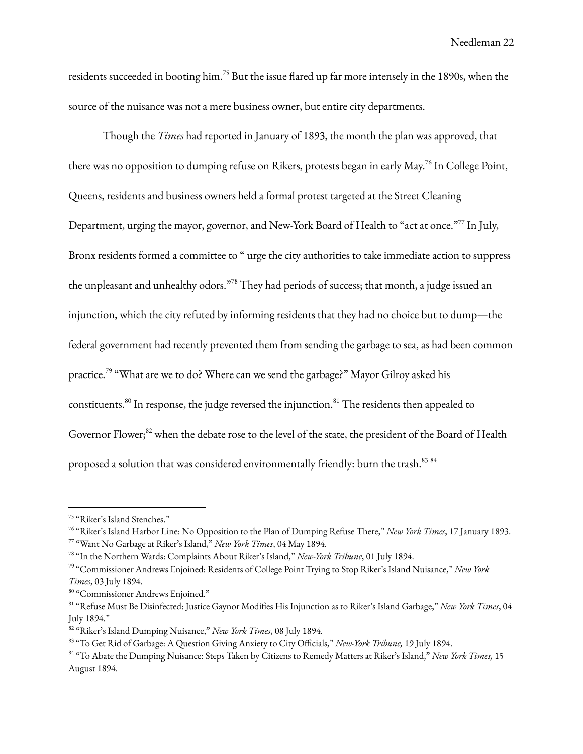residents succeeded in booting him.[75] But the issue flared up far more intensely in the 1890s, when the source of the nuisance was not a mere business owner, but entire city departments.

Though the *Times* had reported in January of 1893, the month the plan was approved, that there was no opposition to dumping refuse on Rikers, protests began in early May.[76] In College Point, Queens, residents and business owners held a formal protest targeted at the Street Cleaning Department, urging the mayor, governor, and New-York Board of Health to "act at once."[77] In July, Bronx residents formed a committee to " urge the city authorities to take immediate action to suppress the unpleasant and unhealthy odors."[78] They had periods of success; that month, a judge issued an injunction, which the city refuted by informing residents that they had no choice but to dump—the federal government had recently prevented them from sending the garbage to sea, as had been common practice.[79] "What are we to do? Where can we send the garbage?" Mayor Gilroy asked his constituents.[80] In response, the judge reversed the injunction.[81] The residents then appealed to Governor Flower;[82] when the debate rose to the level of the state, the president of the Board of Health proposed a solution that was considered environmentally friendly: burn the trash.[83] [84]

---

[75] "Riker's Island Stenches."

[76] "Riker's Island Harbor Line: No Opposition to the Plan of Dumping Refuse There," *New York Times*, 17 January 1893.

[77] "Want No Garbage at Riker's Island," *New York Times*, 04 May 1894.

[78] "In the Northern Wards: Complaints About Riker's Island," *New-York Tribune*, 01 July 1894.

[79] "Commissioner Andrews Enjoined: Residents of College Point Trying to Stop Riker's Island Nuisance," *New York Times*, 03 July 1894.

[80] "Commissioner Andrews Enjoined."

[81] "Refuse Must Be Disinfected: Justice Gaynor Modifies His Injunction as to Riker's Island Garbage," *New York Times*, 04 July 1894."

[82] "Riker's Island Dumping Nuisance," *New York Times*, 08 July 1894.

[83] "To Get Rid of Garbage: A Question Giving Anxiety to City Officials," *New-York Tribune,* 19 July 1894.

[84] "To Abate the Dumping Nuisance: Steps Taken by Citizens to Remedy Matters at Riker's Island," *New York Times,* 15 August 1894.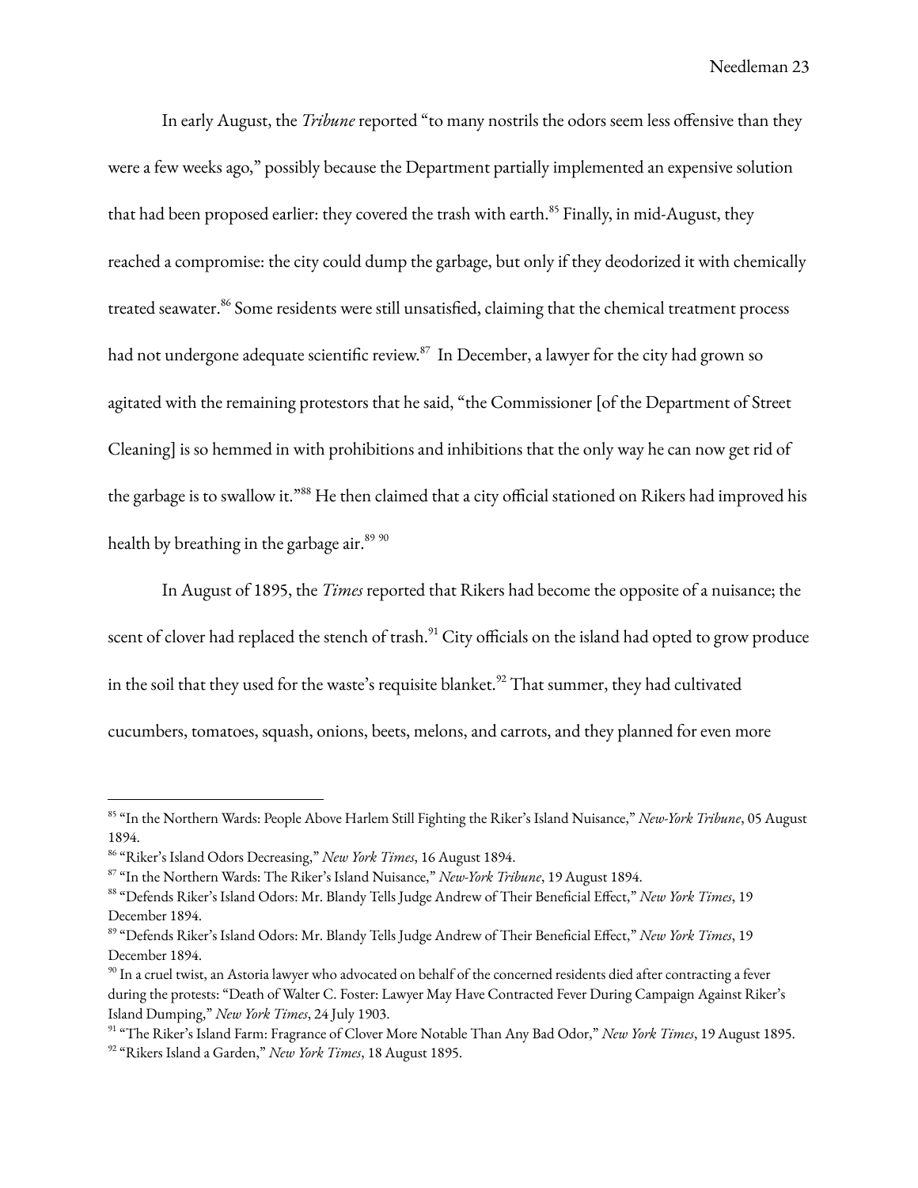In early August, the *Tribune* reported "to many nostrils the odors seem less offensive than they were a few weeks ago," possibly because the Department partially implemented an expensive solution that had been proposed earlier: they covered the trash with earth.[85] Finally, in mid-August, they reached a compromise: the city could dump the garbage, but only if they deodorized it with chemically treated seawater.[86] Some residents were still unsatisfied, claiming that the chemical treatment process had not undergone adequate scientific review.[87] In December, a lawyer for the city had grown so agitated with the remaining protestors that he said, "the Commissioner [of the Department of Street Cleaning] is so hemmed in with prohibitions and inhibitions that the only way he can now get rid of the garbage is to swallow it."[88] He then claimed that a city official stationed on Rikers had improved his health by breathing in the garbage air.[89] [90]

In August of 1895, the *Times* reported that Rikers had become the opposite of a nuisance; the scent of clover had replaced the stench of trash.[91] City officials on the island had opted to grow produce in the soil that they used for the waste's requisite blanket.[92] That summer, they had cultivated cucumbers, tomatoes, squash, onions, beets, melons, and carrots, and they planned for even more

---

[85] "In the Northern Wards: People Above Harlem Still Fighting the Riker's Island Nuisance," *New-York Tribune*, 05 August 1894.

[86] "Riker's Island Odors Decreasing," *New York Times*, 16 August 1894.

[87] "In the Northern Wards: The Riker's Island Nuisance," *New-York Tribune*, 19 August 1894.

[88] "Defends Riker's Island Odors: Mr. Blandy Tells Judge Andrew of Their Beneficial Effect," *New York Times*, 19 December 1894.

[89] "Defends Riker's Island Odors: Mr. Blandy Tells Judge Andrew of Their Beneficial Effect," *New York Times*, 19 December 1894.

[90] In a cruel twist, an Astoria lawyer who advocated on behalf of the concerned residents died after contracting a fever during the protests: "Death of Walter C. Foster: Lawyer May Have Contracted Fever During Campaign Against Riker's Island Dumping," *New York Times*, 24 July 1903.

[91] "The Riker's Island Farm: Fragrance of Clover More Notable Than Any Bad Odor," *New York Times*, 19 August 1895.

[92] "Rikers Island a Garden," *New York Times*, 18 August 1895.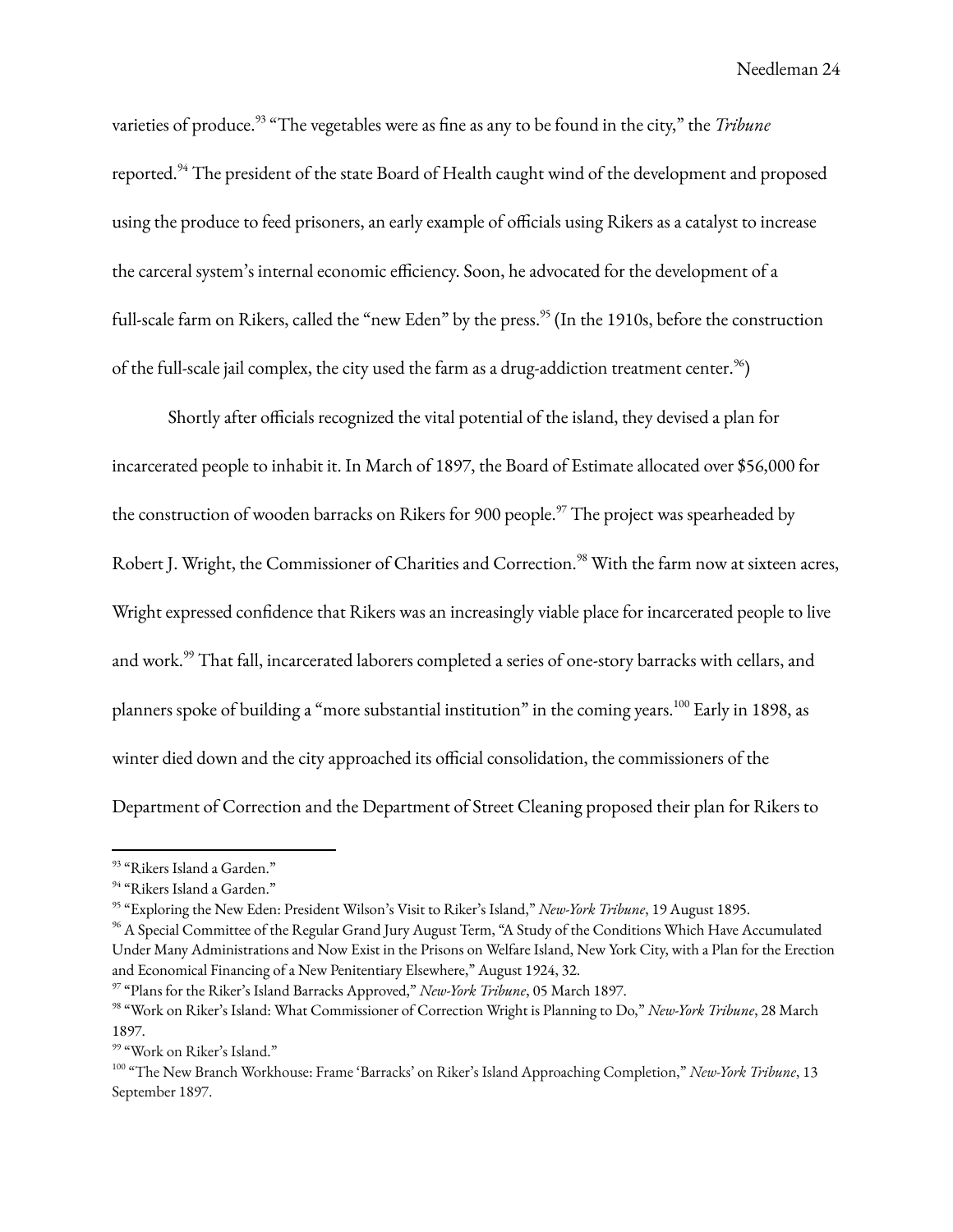varieties of produce.[93] "The vegetables were as fine as any to be found in the city," the *Tribune* reported.[94] The president of the state Board of Health caught wind of the development and proposed using the produce to feed prisoners, an early example of officials using Rikers as a catalyst to increase the carceral system's internal economic efficiency. Soon, he advocated for the development of a full-scale farm on Rikers, called the "new Eden" by the press.[95] (In the 1910s, before the construction of the full-scale jail complex, the city used the farm as a drug-addiction treatment center.[96])

Shortly after officials recognized the vital potential of the island, they devised a plan for incarcerated people to inhabit it. In March of 1897, the Board of Estimate allocated over $56,000 for the construction of wooden barracks on Rikers for 900 people.[97] The project was spearheaded by Robert J. Wright, the Commissioner of Charities and Correction.[98] With the farm now at sixteen acres, Wright expressed confidence that Rikers was an increasingly viable place for incarcerated people to live and work.[99] That fall, incarcerated laborers completed a series of one-story barracks with cellars, and planners spoke of building a "more substantial institution" in the coming years.[100] Early in 1898, as winter died down and the city approached its official consolidation, the commissioners of the Department of Correction and the Department of Street Cleaning proposed their plan for Rikers to

---

[93] "Rikers Island a Garden."

[94] "Rikers Island a Garden."

[95] "Exploring the New Eden: President Wilson's Visit to Riker's Island," *New-York Tribune*, 19 August 1895.

[96] A Special Committee of the Regular Grand Jury August Term, "A Study of the Conditions Which Have Accumulated Under Many Administrations and Now Exist in the Prisons on Welfare Island, New York City, with a Plan for the Erection and Economical Financing of a New Penitentiary Elsewhere," August 1924, 32.

[97] "Plans for the Riker's Island Barracks Approved," *New-York Tribune*, 05 March 1897.

[98] "Work on Riker's Island: What Commissioner of Correction Wright is Planning to Do," *New-York Tribune*, 28 March 1897.

[99] "Work on Riker's Island."

[100] "The New Branch Workhouse: Frame 'Barracks' on Riker's Island Approaching Completion," *New-York Tribune*, 13 September 1897.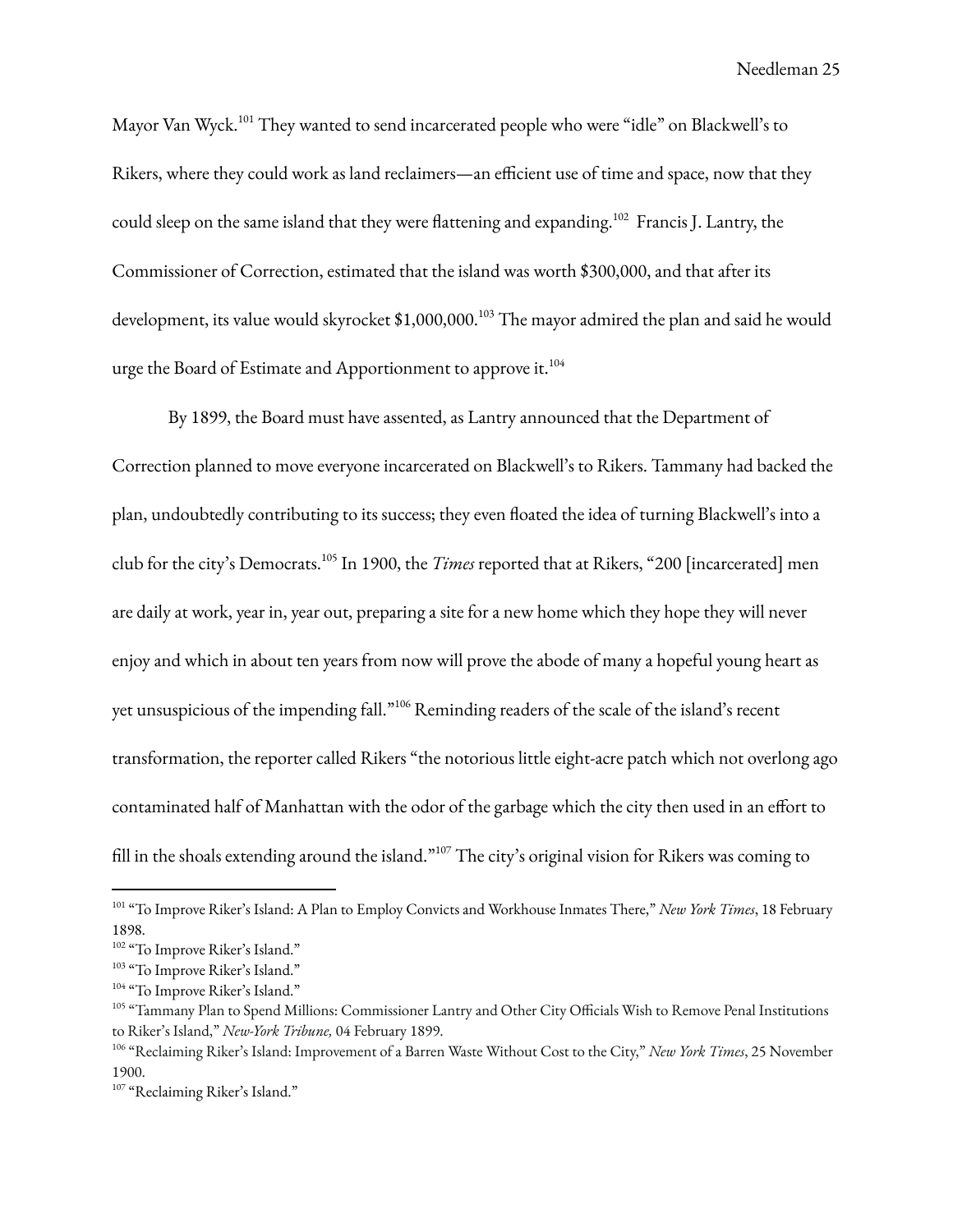Mayor Van Wyck.[101] They wanted to send incarcerated people who were "idle" on Blackwell's to Rikers, where they could work as land reclaimers—an efficient use of time and space, now that they could sleep on the same island that they were flattening and expanding.[102] Francis J. Lantry, the Commissioner of Correction, estimated that the island was worth $300,000, and that after its development, its value would skyrocket $1,000,000.[103] The mayor admired the plan and said he would urge the Board of Estimate and Apportionment to approve it.[104]

By 1899, the Board must have assented, as Lantry announced that the Department of Correction planned to move everyone incarcerated on Blackwell's to Rikers. Tammany had backed the plan, undoubtedly contributing to its success; they even floated the idea of turning Blackwell's into a club for the city's Democrats.[105] In 1900, the *Times* reported that at Rikers, "200 [incarcerated] men are daily at work, year in, year out, preparing a site for a new home which they hope they will never enjoy and which in about ten years from now will prove the abode of many a hopeful young heart as yet unsuspicious of the impending fall."[106] Reminding readers of the scale of the island's recent transformation, the reporter called Rikers "the notorious little eight-acre patch which not overlong ago contaminated half of Manhattan with the odor of the garbage which the city then used in an effort to fill in the shoals extending around the island."[107] The city's original vision for Rikers was coming to

---

[101] "To Improve Riker's Island: A Plan to Employ Convicts and Workhouse Inmates There," *New York Times*, 18 February 1898.

[102] "To Improve Riker's Island."

[103] "To Improve Riker's Island."

[104] "To Improve Riker's Island."

[105] "Tammany Plan to Spend Millions: Commissioner Lantry and Other City Officials Wish to Remove Penal Institutions to Riker's Island," *New-York Tribune,* 04 February 1899.

[106] "Reclaiming Riker's Island: Improvement of a Barren Waste Without Cost to the City," *New York Times*, 25 November 1900.

[107] "Reclaiming Riker's Island."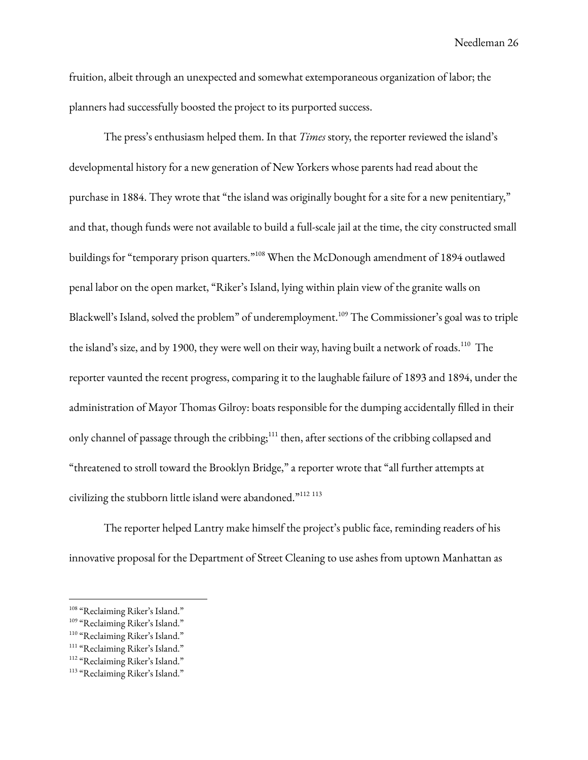fruition, albeit through an unexpected and somewhat extemporaneous organization of labor; the planners had successfully boosted the project to its purported success.

The press's enthusiasm helped them. In that *Times* story, the reporter reviewed the island's developmental history for a new generation of New Yorkers whose parents had read about the purchase in 1884. They wrote that "the island was originally bought for a site for a new penitentiary," and that, though funds were not available to build a full-scale jail at the time, the city constructed small buildings for "temporary prison quarters."[108] When the McDonough amendment of 1894 outlawed penal labor on the open market, "Riker's Island, lying within plain view of the granite walls on Blackwell's Island, solved the problem" of underemployment.[109] The Commissioner's goal was to triple the island's size, and by 1900, they were well on their way, having built a network of roads.[110] The reporter vaunted the recent progress, comparing it to the laughable failure of 1893 and 1894, under the administration of Mayor Thomas Gilroy: boats responsible for the dumping accidentally filled in their only channel of passage through the cribbing;[111] then, after sections of the cribbing collapsed and "threatened to stroll toward the Brooklyn Bridge," a reporter wrote that "all further attempts at civilizing the stubborn little island were abandoned."[112] [113]

The reporter helped Lantry make himself the project's public face, reminding readers of his innovative proposal for the Department of Street Cleaning to use ashes from uptown Manhattan as

---

[108] "Reclaiming Riker's Island."

[109] "Reclaiming Riker's Island."

[110] "Reclaiming Riker's Island."

[111] "Reclaiming Riker's Island."

[112] "Reclaiming Riker's Island."

[113] "Reclaiming Riker's Island."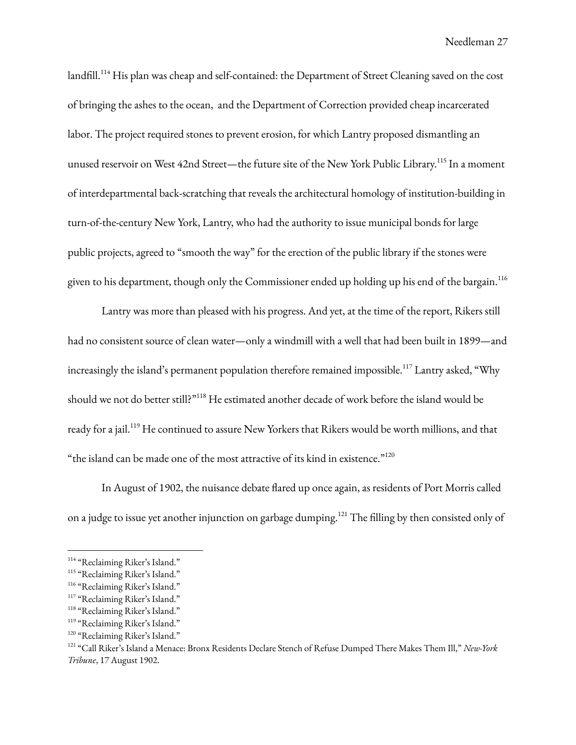landfill.[114] His plan was cheap and self-contained: the Department of Street Cleaning saved on the cost of bringing the ashes to the ocean, and the Department of Correction provided cheap incarcerated labor. The project required stones to prevent erosion, for which Lantry proposed dismantling an unused reservoir on West 42nd Street—the future site of the New York Public Library.[115] In a moment of interdepartmental back-scratching that reveals the architectural homology of institution-building in turn-of-the-century New York, Lantry, who had the authority to issue municipal bonds for large public projects, agreed to "smooth the way" for the erection of the public library if the stones were given to his department, though only the Commissioner ended up holding up his end of the bargain.[116]

Lantry was more than pleased with his progress. And yet, at the time of the report, Rikers still had no consistent source of clean water—only a windmill with a well that had been built in 1899—and increasingly the island's permanent population therefore remained impossible.[117] Lantry asked, "Why should we not do better still?"[118] He estimated another decade of work before the island would be ready for a jail.[119] He continued to assure New Yorkers that Rikers would be worth millions, and that "the island can be made one of the most attractive of its kind in existence."[120]

In August of 1902, the nuisance debate flared up once again, as residents of Port Morris called on a judge to issue yet another injunction on garbage dumping.[121] The filling by then consisted only of

---

[114] "Reclaiming Riker's Island."
[115] "Reclaiming Riker's Island."
[116] "Reclaiming Riker's Island."
[117] "Reclaiming Riker's Island."
[118] "Reclaiming Riker's Island."
[119] "Reclaiming Riker's Island."
[120] "Reclaiming Riker's Island."
[121] "Call Riker's Island a Menace: Bronx Residents Declare Stench of Refuse Dumped There Makes Them Ill," *New-York Tribune*, 17 August 1902.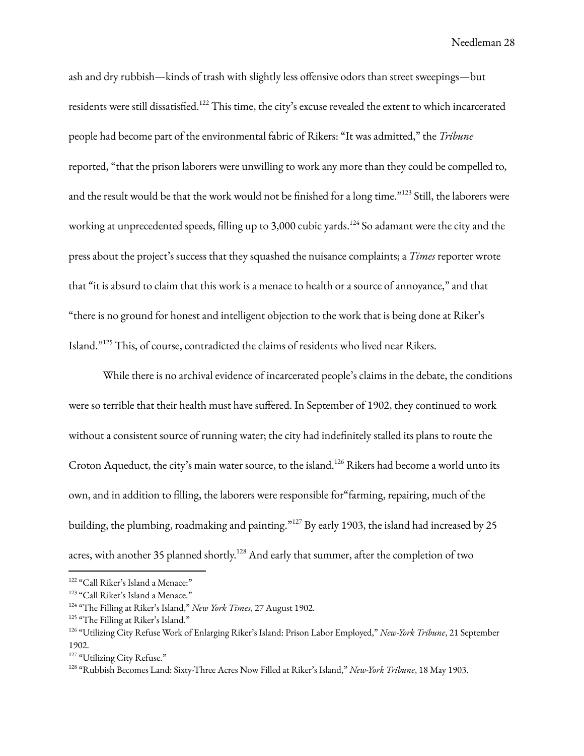ash and dry rubbish—kinds of trash with slightly less offensive odors than street sweepings—but residents were still dissatisfied.[122] This time, the city's excuse revealed the extent to which incarcerated people had become part of the environmental fabric of Rikers: "It was admitted," the *Tribune* reported, "that the prison laborers were unwilling to work any more than they could be compelled to, and the result would be that the work would not be finished for a long time."[123] Still, the laborers were working at unprecedented speeds, filling up to 3,000 cubic yards.[124] So adamant were the city and the press about the project's success that they squashed the nuisance complaints; a *Times* reporter wrote that "it is absurd to claim that this work is a menace to health or a source of annoyance," and that "there is no ground for honest and intelligent objection to the work that is being done at Riker's Island."[125] This, of course, contradicted the claims of residents who lived near Rikers.

While there is no archival evidence of incarcerated people's claims in the debate, the conditions were so terrible that their health must have suffered. In September of 1902, they continued to work without a consistent source of running water; the city had indefinitely stalled its plans to route the Croton Aqueduct, the city's main water source, to the island.[126] Rikers had become a world unto its own, and in addition to filling, the laborers were responsible for"farming, repairing, much of the building, the plumbing, roadmaking and painting."[127] By early 1903, the island had increased by 25 acres, with another 35 planned shortly.[128] And early that summer, after the completion of two

---

[122] "Call Riker's Island a Menace:"

[123] "Call Riker's Island a Menace."

[124] "The Filling at Riker's Island," *New York Times*, 27 August 1902.

[125] "The Filling at Riker's Island."

[126] "Utilizing City Refuse Work of Enlarging Riker's Island: Prison Labor Employed," *New-York Tribune*, 21 September 1902.

[127] "Utilizing City Refuse."

[128] "Rubbish Becomes Land: Sixty-Three Acres Now Filled at Riker's Island," *New-York Tribune*, 18 May 1903.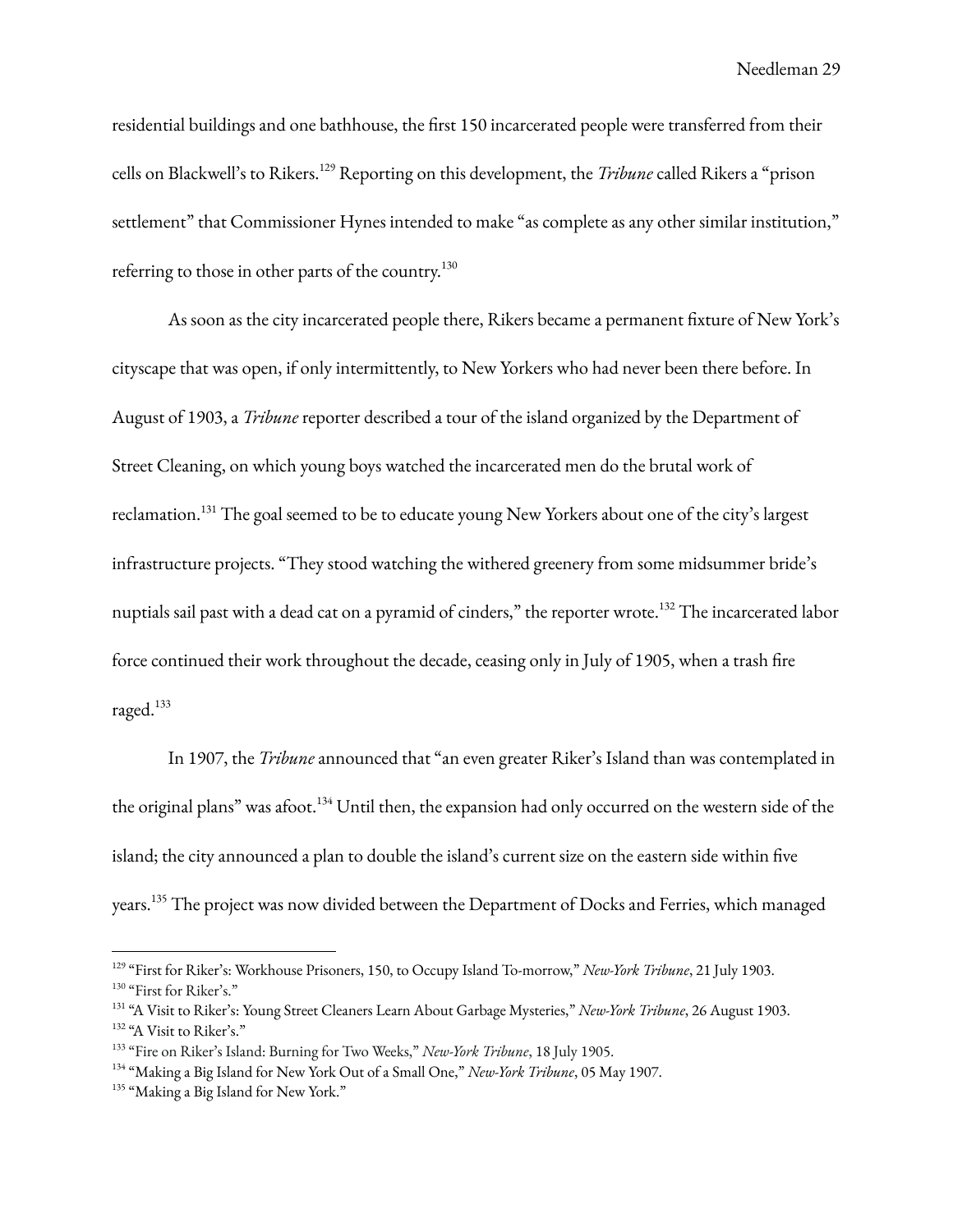residential buildings and one bathhouse, the first 150 incarcerated people were transferred from their cells on Blackwell's to Rikers.[129] Reporting on this development, the *Tribune* called Rikers a "prison settlement" that Commissioner Hynes intended to make "as complete as any other similar institution," referring to those in other parts of the country.[130]

As soon as the city incarcerated people there, Rikers became a permanent fixture of New York's cityscape that was open, if only intermittently, to New Yorkers who had never been there before. In August of 1903, a *Tribune* reporter described a tour of the island organized by the Department of Street Cleaning, on which young boys watched the incarcerated men do the brutal work of reclamation.[131] The goal seemed to be to educate young New Yorkers about one of the city's largest infrastructure projects. "They stood watching the withered greenery from some midsummer bride's nuptials sail past with a dead cat on a pyramid of cinders," the reporter wrote.[132] The incarcerated labor force continued their work throughout the decade, ceasing only in July of 1905, when a trash fire raged.[133]

In 1907, the *Tribune* announced that "an even greater Riker's Island than was contemplated in the original plans" was afoot.[134] Until then, the expansion had only occurred on the western side of the island; the city announced a plan to double the island's current size on the eastern side within five years.[135] The project was now divided between the Department of Docks and Ferries, which managed

---

[129] "First for Riker's: Workhouse Prisoners, 150, to Occupy Island To-morrow," *New-York Tribune*, 21 July 1903.

[130] "First for Riker's."

[131] "A Visit to Riker's: Young Street Cleaners Learn About Garbage Mysteries," *New-York Tribune*, 26 August 1903.

[132] "A Visit to Riker's."

[133] "Fire on Riker's Island: Burning for Two Weeks," *New-York Tribune*, 18 July 1905.

[134] "Making a Big Island for New York Out of a Small One," *New-York Tribune*, 05 May 1907.

[135] "Making a Big Island for New York."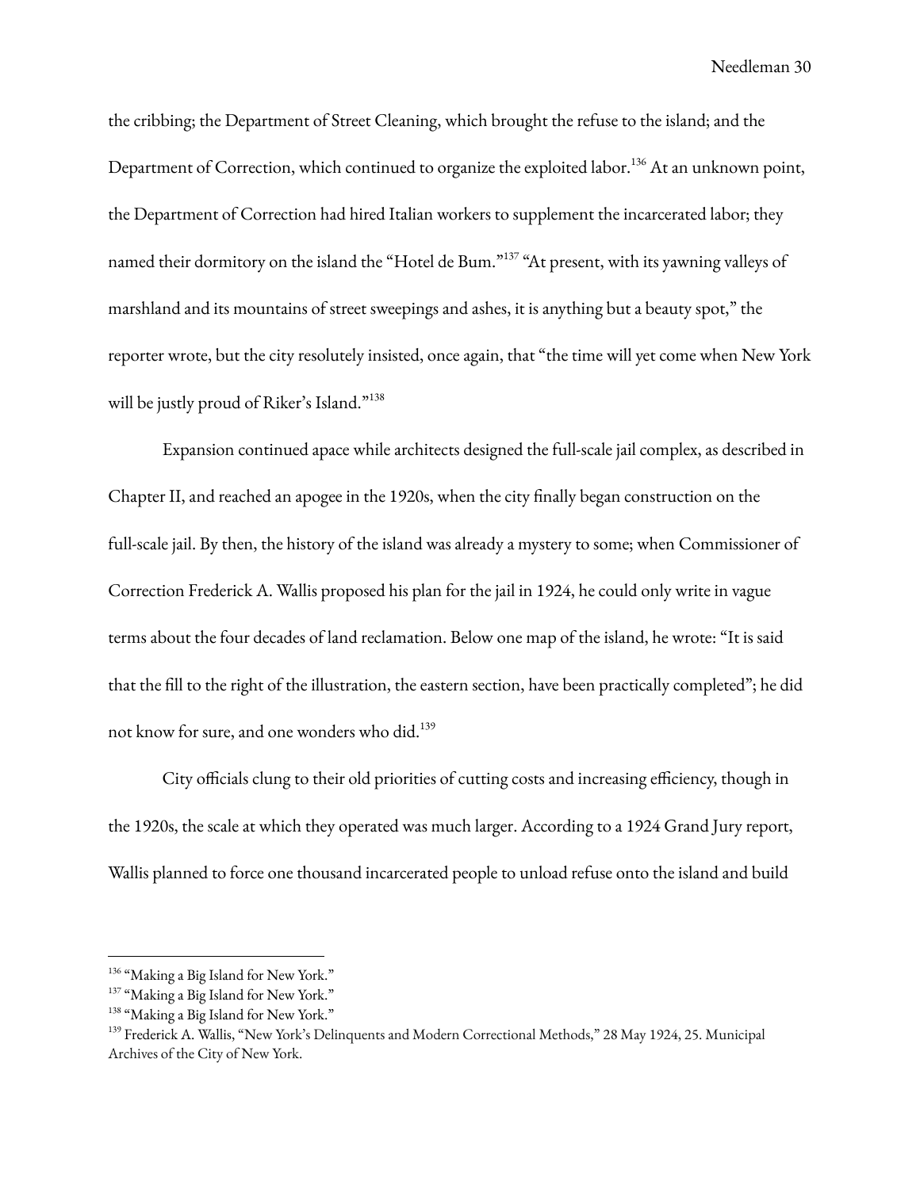the cribbing; the Department of Street Cleaning, which brought the refuse to the island; and the Department of Correction, which continued to organize the exploited labor.[136] At an unknown point, the Department of Correction had hired Italian workers to supplement the incarcerated labor; they named their dormitory on the island the "Hotel de Bum."[137] "At present, with its yawning valleys of marshland and its mountains of street sweepings and ashes, it is anything but a beauty spot," the reporter wrote, but the city resolutely insisted, once again, that "the time will yet come when New York will be justly proud of Riker's Island."[138]

Expansion continued apace while architects designed the full-scale jail complex, as described in Chapter II, and reached an apogee in the 1920s, when the city finally began construction on the full-scale jail. By then, the history of the island was already a mystery to some; when Commissioner of Correction Frederick A. Wallis proposed his plan for the jail in 1924, he could only write in vague terms about the four decades of land reclamation. Below one map of the island, he wrote: "It is said that the fill to the right of the illustration, the eastern section, have been practically completed"; he did not know for sure, and one wonders who did.[139]

City officials clung to their old priorities of cutting costs and increasing efficiency, though in the 1920s, the scale at which they operated was much larger. According to a 1924 Grand Jury report, Wallis planned to force one thousand incarcerated people to unload refuse onto the island and build

---

[136] "Making a Big Island for New York."
[137] "Making a Big Island for New York."
[138] "Making a Big Island for New York."
[139] Frederick A. Wallis, "New York's Delinquents and Modern Correctional Methods," 28 May 1924, 25. Municipal Archives of the City of New York.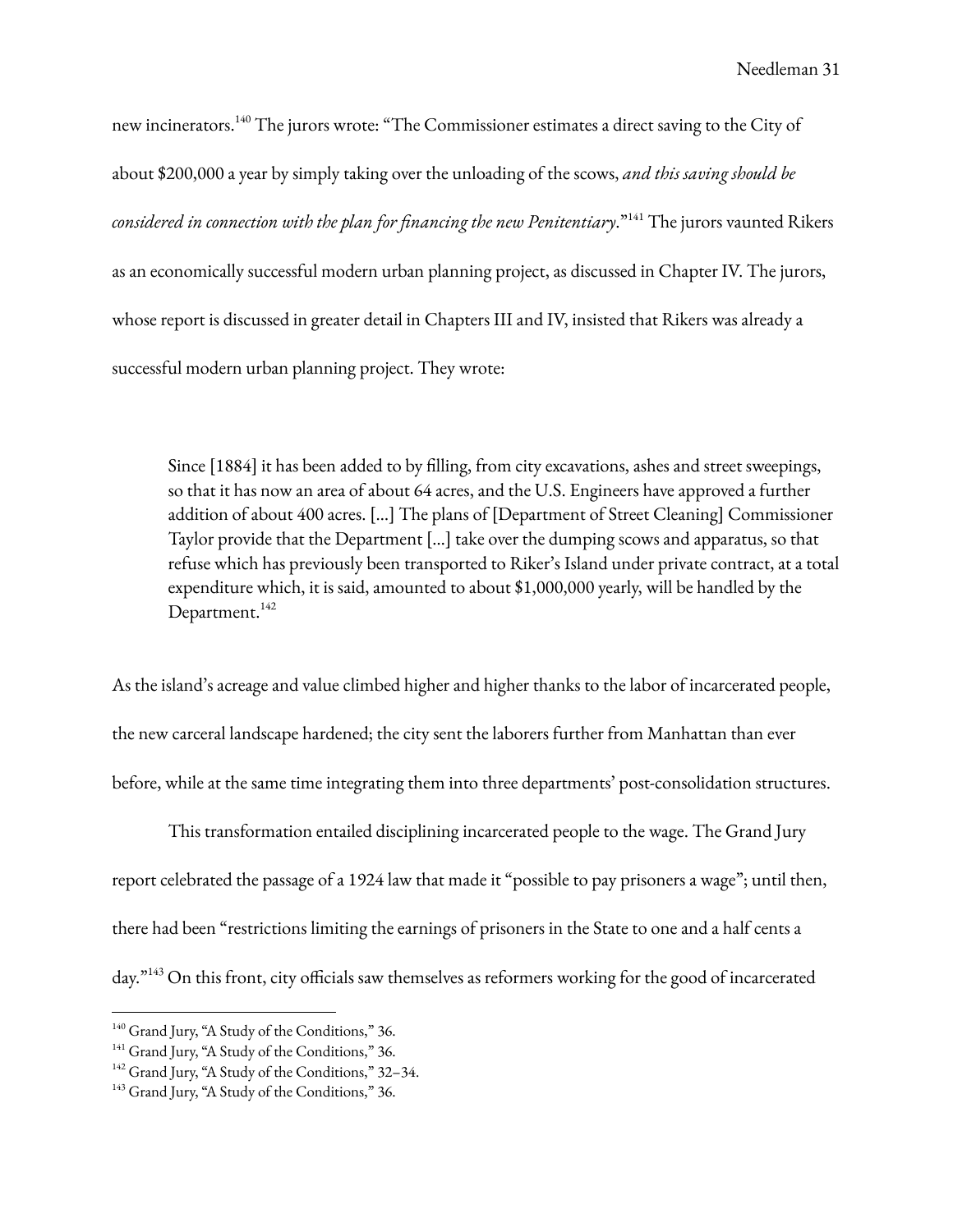new incinerators.[140] The jurors wrote: "The Commissioner estimates a direct saving to the City of about $200,000 a year by simply taking over the unloading of the scows, *and this saving should be considered in connection with the plan for financing the new Penitentiary*."[141] The jurors vaunted Rikers as an economically successful modern urban planning project, as discussed in Chapter IV. The jurors, whose report is discussed in greater detail in Chapters III and IV, insisted that Rikers was already a successful modern urban planning project. They wrote:

> Since [1884] it has been added to by filling, from city excavations, ashes and street sweepings, so that it has now an area of about 64 acres, and the U.S. Engineers have approved a further addition of about 400 acres. [...] The plans of [Department of Street Cleaning] Commissioner Taylor provide that the Department [...] take over the dumping scows and apparatus, so that refuse which has previously been transported to Riker's Island under private contract, at a total expenditure which, it is said, amounted to about $1,000,000 yearly, will be handled by the Department.[142]

As the island's acreage and value climbed higher and higher thanks to the labor of incarcerated people, the new carceral landscape hardened; the city sent the laborers further from Manhattan than ever before, while at the same time integrating them into three departments' post-consolidation structures.

This transformation entailed disciplining incarcerated people to the wage. The Grand Jury report celebrated the passage of a 1924 law that made it "possible to pay prisoners a wage"; until then, there had been "restrictions limiting the earnings of prisoners in the State to one and a half cents a day."[143] On this front, city officials saw themselves as reformers working for the good of incarcerated

[140] Grand Jury, "A Study of the Conditions," 36.
[141] Grand Jury, "A Study of the Conditions," 36.
[142] Grand Jury, "A Study of the Conditions," 32–34.
[143] Grand Jury, "A Study of the Conditions," 36.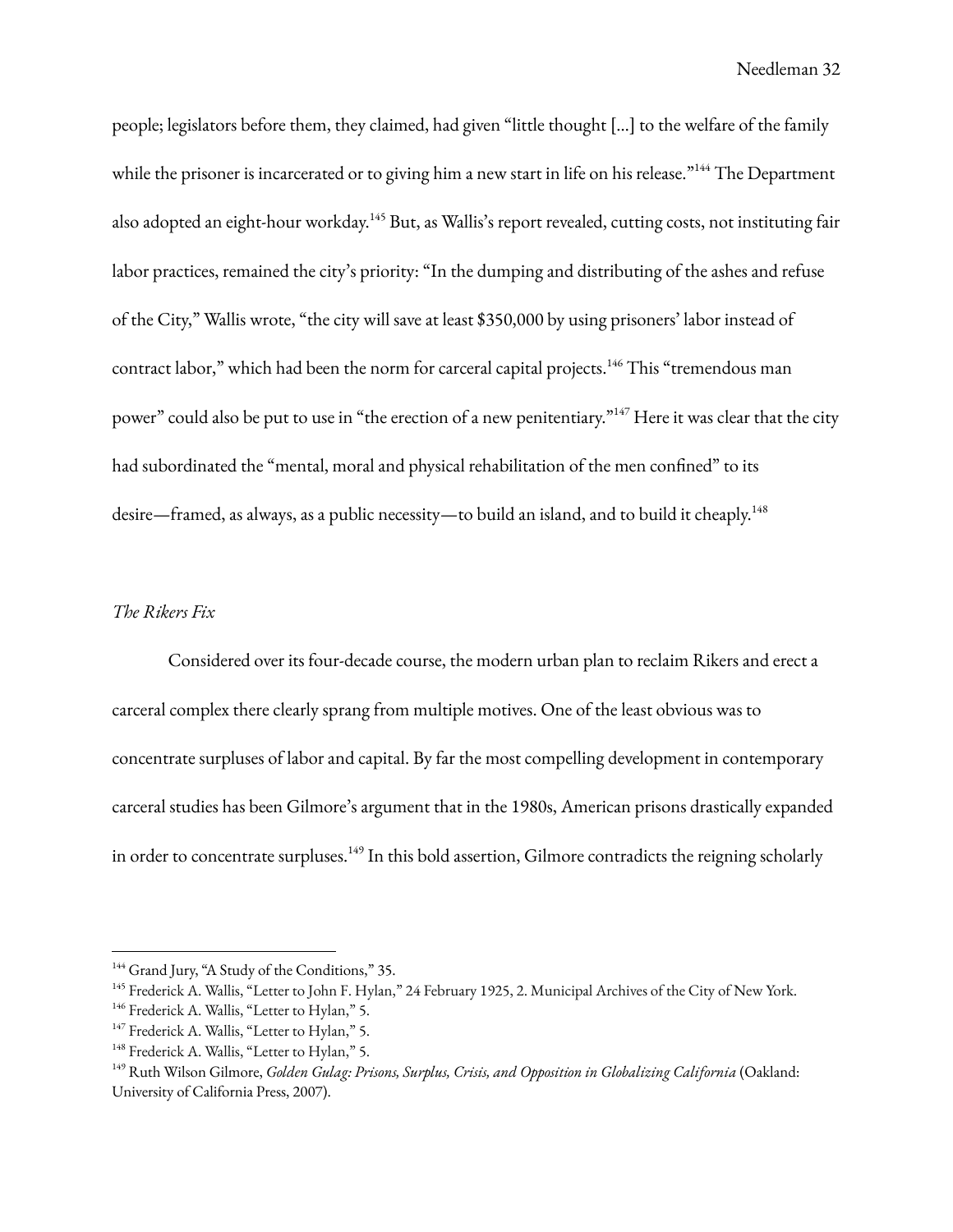people; legislators before them, they claimed, had given "little thought [...] to the welfare of the family while the prisoner is incarcerated or to giving him a new start in life on his release."[144] The Department also adopted an eight-hour workday.[145] But, as Wallis's report revealed, cutting costs, not instituting fair labor practices, remained the city's priority: "In the dumping and distributing of the ashes and refuse of the City," Wallis wrote, "the city will save at least $350,000 by using prisoners' labor instead of contract labor," which had been the norm for carceral capital projects.[146] This "tremendous man power" could also be put to use in "the erection of a new penitentiary."[147] Here it was clear that the city had subordinated the "mental, moral and physical rehabilitation of the men confined" to its desire—framed, as always, as a public necessity—to build an island, and to build it cheaply.[148]

*The Rikers Fix*

Considered over its four-decade course, the modern urban plan to reclaim Rikers and erect a carceral complex there clearly sprang from multiple motives. One of the least obvious was to concentrate surpluses of labor and capital. By far the most compelling development in contemporary carceral studies has been Gilmore's argument that in the 1980s, American prisons drastically expanded in order to concentrate surpluses.[149] In this bold assertion, Gilmore contradicts the reigning scholarly

---

[144] Grand Jury, "A Study of the Conditions," 35.

[145] Frederick A. Wallis, "Letter to John F. Hylan," 24 February 1925, 2. Municipal Archives of the City of New York.

[146] Frederick A. Wallis, "Letter to Hylan," 5.

[147] Frederick A. Wallis, "Letter to Hylan," 5.

[148] Frederick A. Wallis, "Letter to Hylan," 5.

[149] Ruth Wilson Gilmore, *Golden Gulag: Prisons, Surplus, Crisis, and Opposition in Globalizing California* (Oakland: University of California Press, 2007).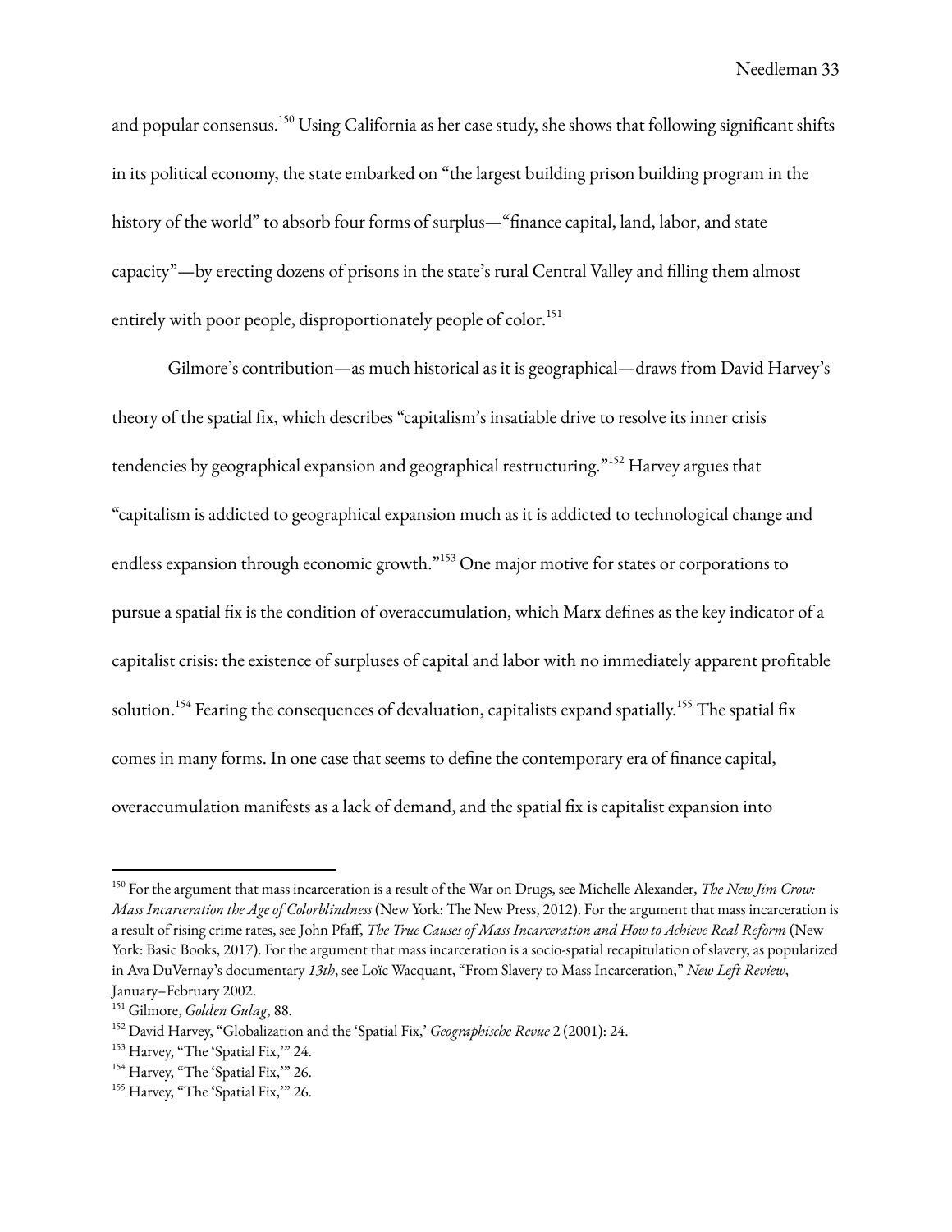and popular consensus.[150] Using California as her case study, she shows that following significant shifts in its political economy, the state embarked on "the largest building prison building program in the history of the world" to absorb four forms of surplus—"finance capital, land, labor, and state capacity"—by erecting dozens of prisons in the state's rural Central Valley and filling them almost entirely with poor people, disproportionately people of color.[151]

Gilmore's contribution—as much historical as it is geographical—draws from David Harvey's theory of the spatial fix, which describes "capitalism's insatiable drive to resolve its inner crisis tendencies by geographical expansion and geographical restructuring."[152] Harvey argues that "capitalism is addicted to geographical expansion much as it is addicted to technological change and endless expansion through economic growth."[153] One major motive for states or corporations to pursue a spatial fix is the condition of overaccumulation, which Marx defines as the key indicator of a capitalist crisis: the existence of surpluses of capital and labor with no immediately apparent profitable solution.[154] Fearing the consequences of devaluation, capitalists expand spatially.[155] The spatial fix comes in many forms. In one case that seems to define the contemporary era of finance capital, overaccumulation manifests as a lack of demand, and the spatial fix is capitalist expansion into

---

[150] For the argument that mass incarceration is a result of the War on Drugs, see Michelle Alexander, *The New Jim Crow: Mass Incarceration the Age of Colorblindness* (New York: The New Press, 2012). For the argument that mass incarceration is a result of rising crime rates, see John Pfaff, *The True Causes of Mass Incarceration and How to Achieve Real Reform* (New York: Basic Books, 2017). For the argument that mass incarceration is a socio-spatial recapitulation of slavery, as popularized in Ava DuVernay's documentary *13th*, see Loïc Wacquant, "From Slavery to Mass Incarceration," *New Left Review*, January–February 2002.

[151] Gilmore, *Golden Gulag*, 88.

[152] David Harvey, "Globalization and the 'Spatial Fix,' *Geographische Revue* 2 (2001): 24.

[153] Harvey, "The 'Spatial Fix,'" 24.

[154] Harvey, "The 'Spatial Fix,'" 26.

[155] Harvey, "The 'Spatial Fix,'" 26.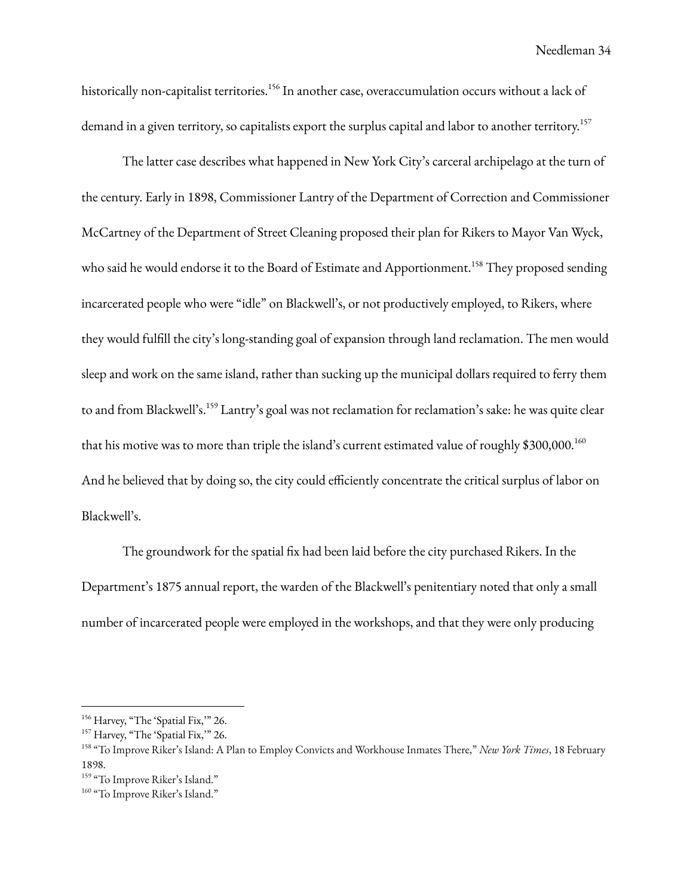historically non-capitalist territories.[156] In another case, overaccumulation occurs without a lack of demand in a given territory, so capitalists export the surplus capital and labor to another territory.[157]

The latter case describes what happened in New York City's carceral archipelago at the turn of the century. Early in 1898, Commissioner Lantry of the Department of Correction and Commissioner McCartney of the Department of Street Cleaning proposed their plan for Rikers to Mayor Van Wyck, who said he would endorse it to the Board of Estimate and Apportionment.[158] They proposed sending incarcerated people who were "idle" on Blackwell's, or not productively employed, to Rikers, where they would fulfill the city's long-standing goal of expansion through land reclamation. The men would sleep and work on the same island, rather than sucking up the municipal dollars required to ferry them to and from Blackwell's.[159] Lantry's goal was not reclamation for reclamation's sake: he was quite clear that his motive was to more than triple the island's current estimated value of roughly $300,000.[160] And he believed that by doing so, the city could efficiently concentrate the critical surplus of labor on Blackwell's.

The groundwork for the spatial fix had been laid before the city purchased Rikers. In the Department's 1875 annual report, the warden of the Blackwell's penitentiary noted that only a small number of incarcerated people were employed in the workshops, and that they were only producing

---

[156] Harvey, "The 'Spatial Fix,'" 26.

[157] Harvey, "The 'Spatial Fix,'" 26.

[158] "To Improve Riker's Island: A Plan to Employ Convicts and Workhouse Inmates There," *New York Times*, 18 February 1898.

[159] "To Improve Riker's Island."

[160] "To Improve Riker's Island."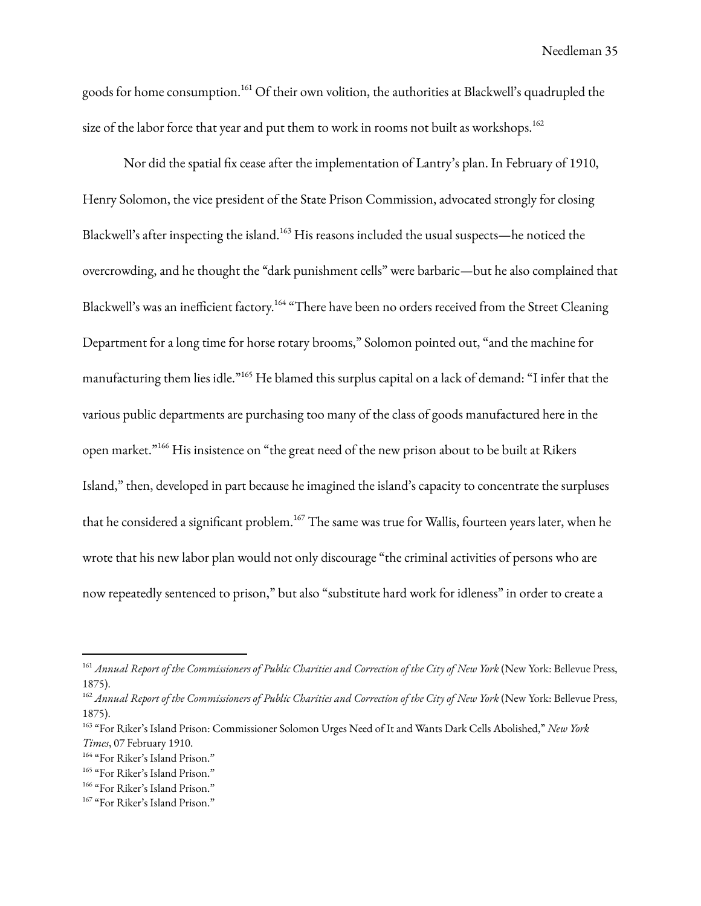goods for home consumption.[161] Of their own volition, the authorities at Blackwell's quadrupled the size of the labor force that year and put them to work in rooms not built as workshops.[162]

Nor did the spatial fix cease after the implementation of Lantry's plan. In February of 1910, Henry Solomon, the vice president of the State Prison Commission, advocated strongly for closing Blackwell's after inspecting the island.[163] His reasons included the usual suspects—he noticed the overcrowding, and he thought the "dark punishment cells" were barbaric—but he also complained that Blackwell's was an inefficient factory.[164] "There have been no orders received from the Street Cleaning Department for a long time for horse rotary brooms," Solomon pointed out, "and the machine for manufacturing them lies idle."[165] He blamed this surplus capital on a lack of demand: "I infer that the various public departments are purchasing too many of the class of goods manufactured here in the open market."[166] His insistence on "the great need of the new prison about to be built at Rikers Island," then, developed in part because he imagined the island's capacity to concentrate the surpluses that he considered a significant problem.[167] The same was true for Wallis, fourteen years later, when he wrote that his new labor plan would not only discourage "the criminal activities of persons who are now repeatedly sentenced to prison," but also "substitute hard work for idleness" in order to create a

---

[161] *Annual Report of the Commissioners of Public Charities and Correction of the City of New York* (New York: Bellevue Press, 1875).

[162] *Annual Report of the Commissioners of Public Charities and Correction of the City of New York* (New York: Bellevue Press, 1875).

[163] "For Riker's Island Prison: Commissioner Solomon Urges Need of It and Wants Dark Cells Abolished," *New York Times*, 07 February 1910.

[164] "For Riker's Island Prison."

[165] "For Riker's Island Prison."

[166] "For Riker's Island Prison."

[167] "For Riker's Island Prison."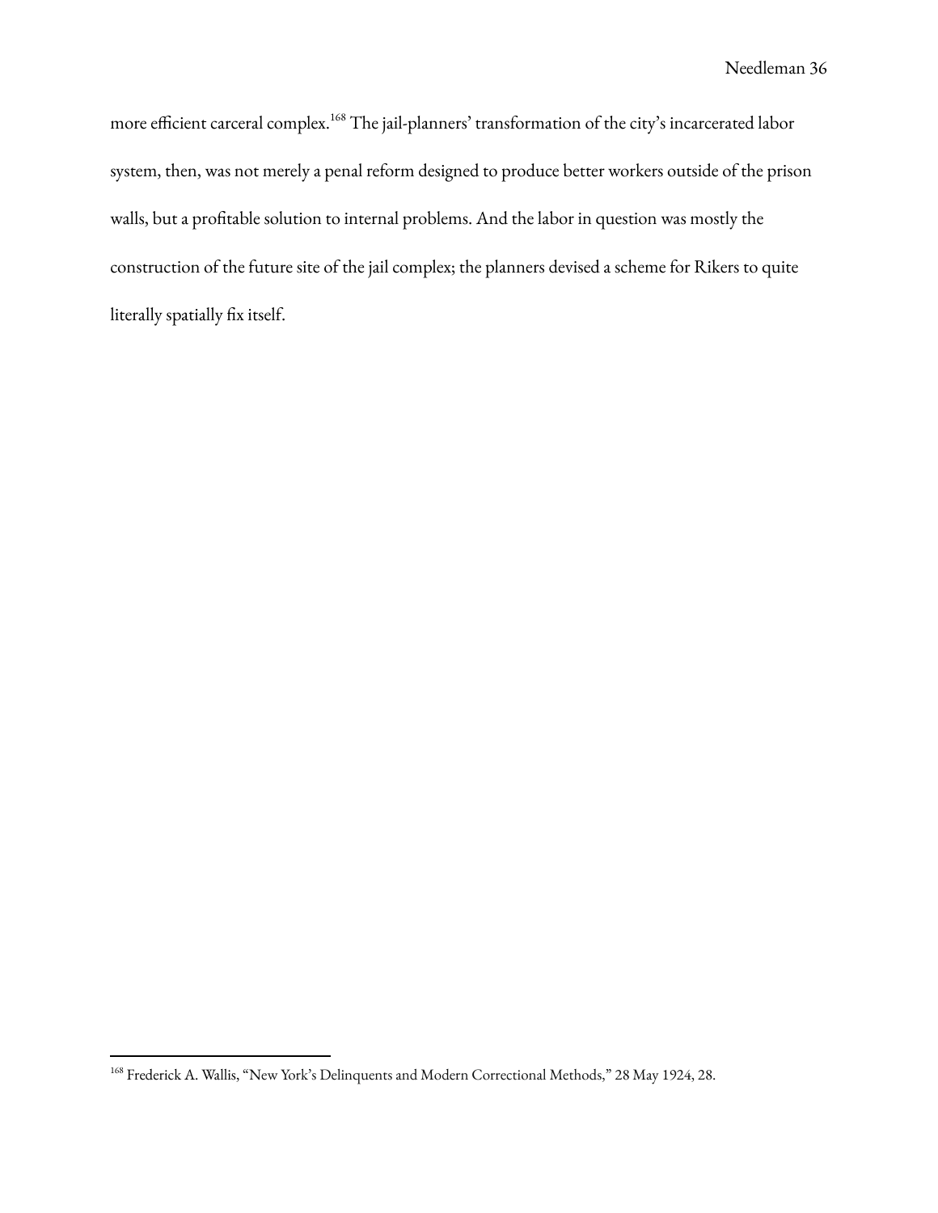more efficient carceral complex.[168] The jail-planners' transformation of the city's incarcerated labor system, then, was not merely a penal reform designed to produce better workers outside of the prison walls, but a profitable solution to internal problems. And the labor in question was mostly the construction of the future site of the jail complex; the planners devised a scheme for Rikers to quite literally spatially fix itself.

[168] Frederick A. Wallis, "New York's Delinquents and Modern Correctional Methods," 28 May 1924, 28.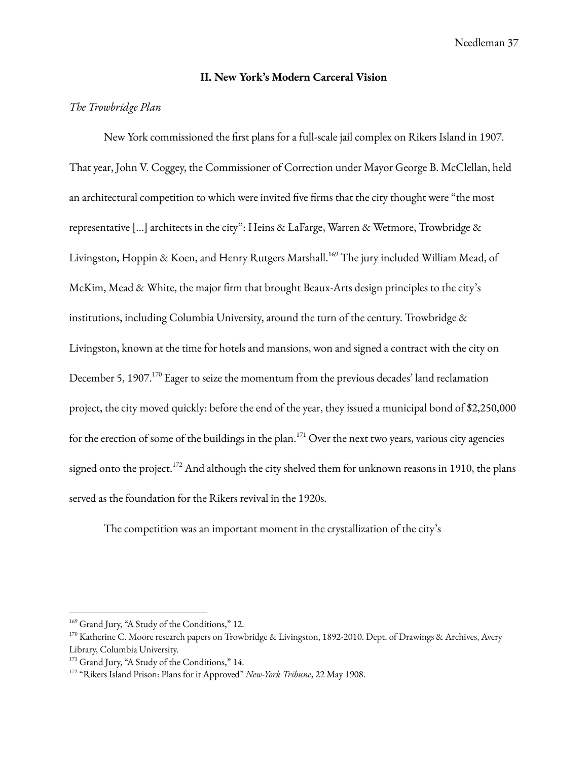## II. New York's Modern Carceral Vision

*The Trowbridge Plan*

New York commissioned the first plans for a full-scale jail complex on Rikers Island in 1907. That year, John V. Coggey, the Commissioner of Correction under Mayor George B. McClellan, held an architectural competition to which were invited five firms that the city thought were "the most representative [...] architects in the city": Heins & LaFarge, Warren & Wetmore, Trowbridge & Livingston, Hoppin & Koen, and Henry Rutgers Marshall.[169] The jury included William Mead, of McKim, Mead & White, the major firm that brought Beaux-Arts design principles to the city's institutions, including Columbia University, around the turn of the century. Trowbridge & Livingston, known at the time for hotels and mansions, won and signed a contract with the city on December 5, 1907.[170] Eager to seize the momentum from the previous decades' land reclamation project, the city moved quickly: before the end of the year, they issued a municipal bond of $2,250,000 for the erection of some of the buildings in the plan.[171] Over the next two years, various city agencies signed onto the project.[172] And although the city shelved them for unknown reasons in 1910, the plans served as the foundation for the Rikers revival in the 1920s.

The competition was an important moment in the crystallization of the city's

---

[169] Grand Jury, "A Study of the Conditions," 12.

[170] Katherine C. Moore research papers on Trowbridge & Livingston, 1892-2010. Dept. of Drawings & Archives, Avery Library, Columbia University.

[171] Grand Jury, "A Study of the Conditions," 14.

[172] "Rikers Island Prison: Plans for it Approved" *New-York Tribune*, 22 May 1908.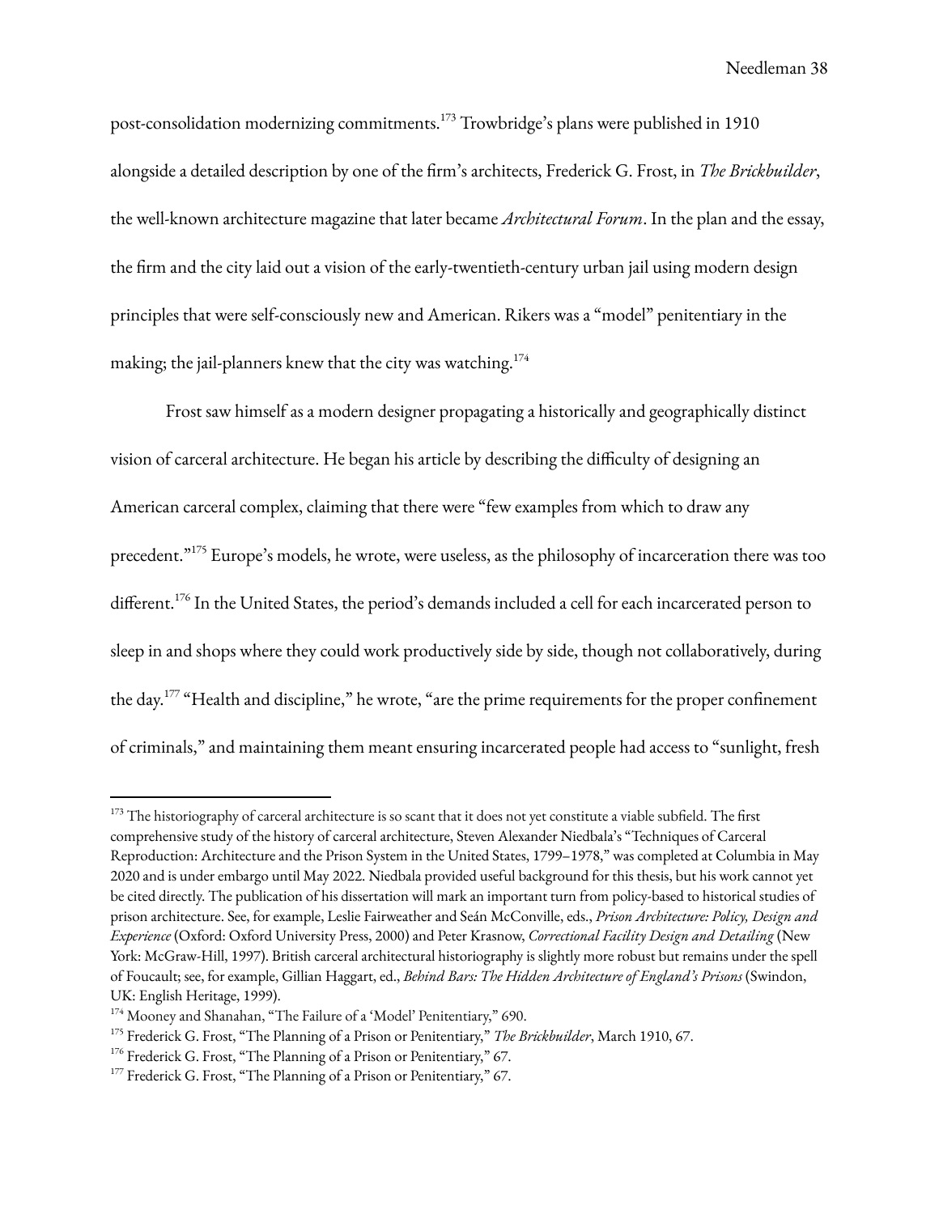post-consolidation modernizing commitments.[173] Trowbridge's plans were published in 1910 alongside a detailed description by one of the firm's architects, Frederick G. Frost, in *The Brickbuilder*, the well-known architecture magazine that later became *Architectural Forum*. In the plan and the essay, the firm and the city laid out a vision of the early-twentieth-century urban jail using modern design principles that were self-consciously new and American. Rikers was a "model" penitentiary in the making; the jail-planners knew that the city was watching.[174]

Frost saw himself as a modern designer propagating a historically and geographically distinct vision of carceral architecture. He began his article by describing the difficulty of designing an American carceral complex, claiming that there were "few examples from which to draw any precedent."[175] Europe's models, he wrote, were useless, as the philosophy of incarceration there was too different.[176] In the United States, the period's demands included a cell for each incarcerated person to sleep in and shops where they could work productively side by side, though not collaboratively, during the day.[177] "Health and discipline," he wrote, "are the prime requirements for the proper confinement of criminals," and maintaining them meant ensuring incarcerated people had access to "sunlight, fresh

---

[173] The historiography of carceral architecture is so scant that it does not yet constitute a viable subfield. The first comprehensive study of the history of carceral architecture, Steven Alexander Niedbala's "Techniques of Carceral Reproduction: Architecture and the Prison System in the United States, 1799–1978," was completed at Columbia in May 2020 and is under embargo until May 2022. Niedbala provided useful background for this thesis, but his work cannot yet be cited directly. The publication of his dissertation will mark an important turn from policy-based to historical studies of prison architecture. See, for example, Leslie Fairweather and Seán McConville, eds., *Prison Architecture: Policy, Design and Experience* (Oxford: Oxford University Press, 2000) and Peter Krasnow, *Correctional Facility Design and Detailing* (New York: McGraw-Hill, 1997). British carceral architectural historiography is slightly more robust but remains under the spell of Foucault; see, for example, Gillian Haggart, ed., *Behind Bars: The Hidden Architecture of England's Prisons* (Swindon, UK: English Heritage, 1999).

[174] Mooney and Shanahan, "The Failure of a 'Model' Penitentiary," 690.

[175] Frederick G. Frost, "The Planning of a Prison or Penitentiary," *The Brickbuilder*, March 1910, 67.

[176] Frederick G. Frost, "The Planning of a Prison or Penitentiary," 67.

[177] Frederick G. Frost, "The Planning of a Prison or Penitentiary," 67.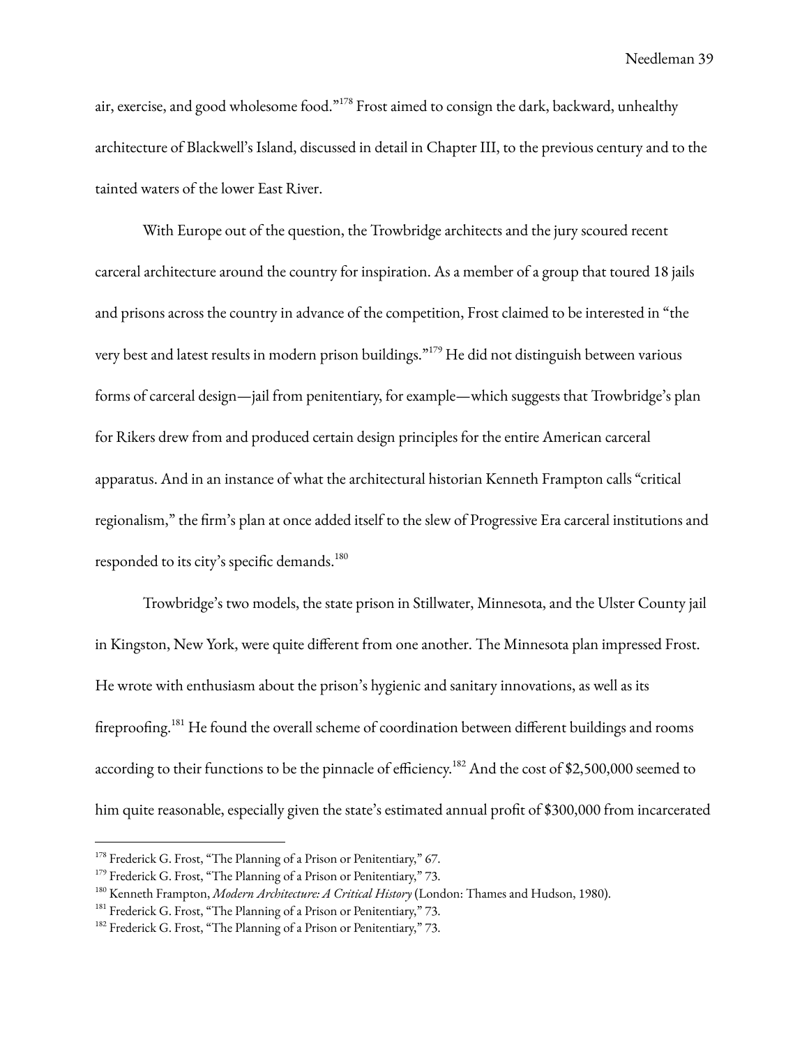air, exercise, and good wholesome food."[178] Frost aimed to consign the dark, backward, unhealthy architecture of Blackwell's Island, discussed in detail in Chapter III, to the previous century and to the tainted waters of the lower East River.

With Europe out of the question, the Trowbridge architects and the jury scoured recent carceral architecture around the country for inspiration. As a member of a group that toured 18 jails and prisons across the country in advance of the competition, Frost claimed to be interested in "the very best and latest results in modern prison buildings."[179] He did not distinguish between various forms of carceral design—jail from penitentiary, for example—which suggests that Trowbridge's plan for Rikers drew from and produced certain design principles for the entire American carceral apparatus. And in an instance of what the architectural historian Kenneth Frampton calls "critical regionalism," the firm's plan at once added itself to the slew of Progressive Era carceral institutions and responded to its city's specific demands.[180]

Trowbridge's two models, the state prison in Stillwater, Minnesota, and the Ulster County jail in Kingston, New York, were quite different from one another. The Minnesota plan impressed Frost. He wrote with enthusiasm about the prison's hygienic and sanitary innovations, as well as its fireproofing.[181] He found the overall scheme of coordination between different buildings and rooms according to their functions to be the pinnacle of efficiency.[182] And the cost of $2,500,000 seemed to him quite reasonable, especially given the state's estimated annual profit of $300,000 from incarcerated

---

[178] Frederick G. Frost, "The Planning of a Prison or Penitentiary," 67.

[179] Frederick G. Frost, "The Planning of a Prison or Penitentiary," 73.

[180] Kenneth Frampton, *Modern Architecture: A Critical History* (London: Thames and Hudson, 1980).

[181] Frederick G. Frost, "The Planning of a Prison or Penitentiary," 73.

[182] Frederick G. Frost, "The Planning of a Prison or Penitentiary," 73.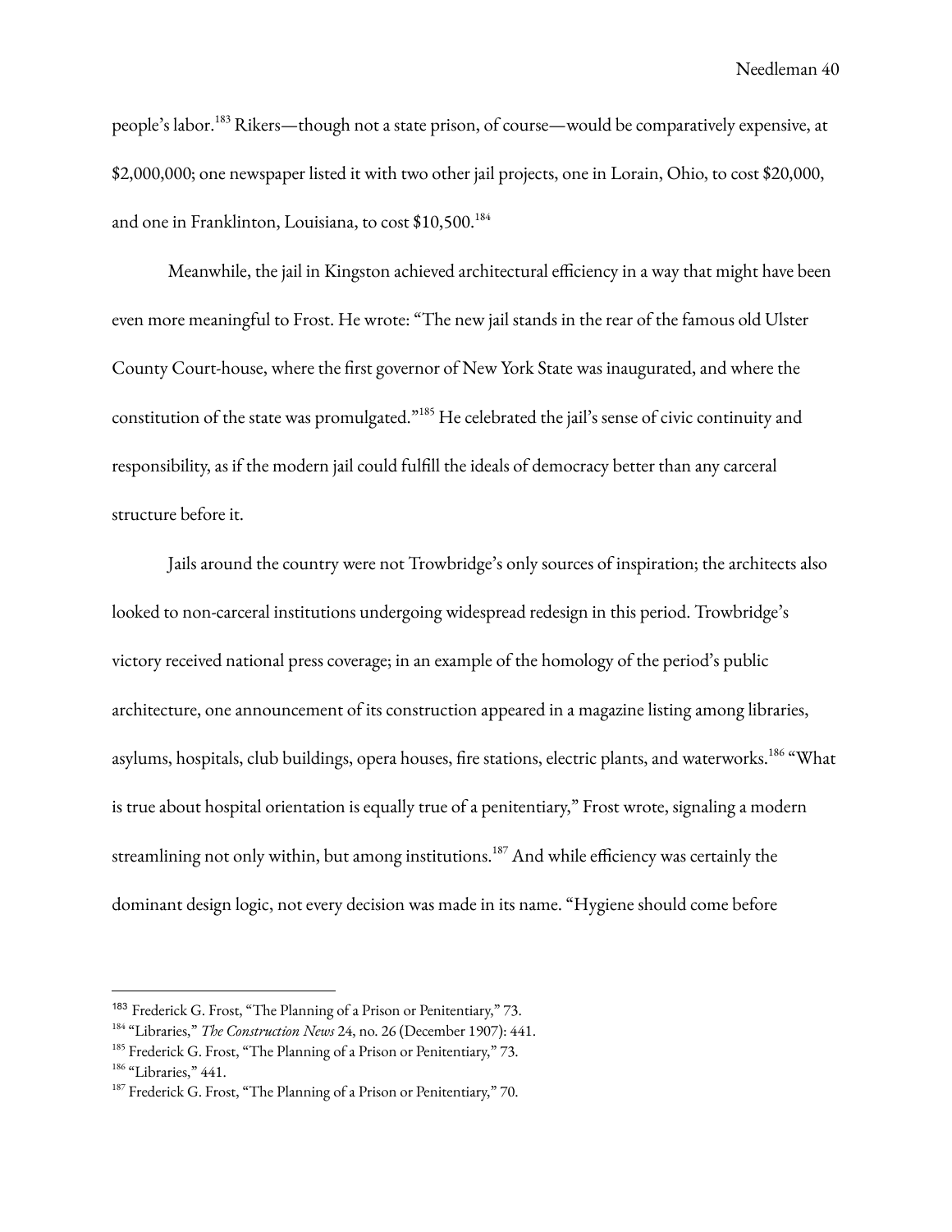people's labor.[183] Rikers—though not a state prison, of course—would be comparatively expensive, at $2,000,000; one newspaper listed it with two other jail projects, one in Lorain, Ohio, to cost $20,000, and one in Franklinton, Louisiana, to cost $10,500.[184]

Meanwhile, the jail in Kingston achieved architectural efficiency in a way that might have been even more meaningful to Frost. He wrote: "The new jail stands in the rear of the famous old Ulster County Court-house, where the first governor of New York State was inaugurated, and where the constitution of the state was promulgated."[185] He celebrated the jail's sense of civic continuity and responsibility, as if the modern jail could fulfill the ideals of democracy better than any carceral structure before it.

Jails around the country were not Trowbridge's only sources of inspiration; the architects also looked to non-carceral institutions undergoing widespread redesign in this period. Trowbridge's victory received national press coverage; in an example of the homology of the period's public architecture, one announcement of its construction appeared in a magazine listing among libraries, asylums, hospitals, club buildings, opera houses, fire stations, electric plants, and waterworks.[186] "What is true about hospital orientation is equally true of a penitentiary," Frost wrote, signaling a modern streamlining not only within, but among institutions.[187] And while efficiency was certainly the dominant design logic, not every decision was made in its name. "Hygiene should come before

---

[183] Frederick G. Frost, "The Planning of a Prison or Penitentiary," 73.

[184] "Libraries," *The Construction News* 24, no. 26 (December 1907): 441.

[185] Frederick G. Frost, "The Planning of a Prison or Penitentiary," 73.

[186] "Libraries," 441.

[187] Frederick G. Frost, "The Planning of a Prison or Penitentiary," 70.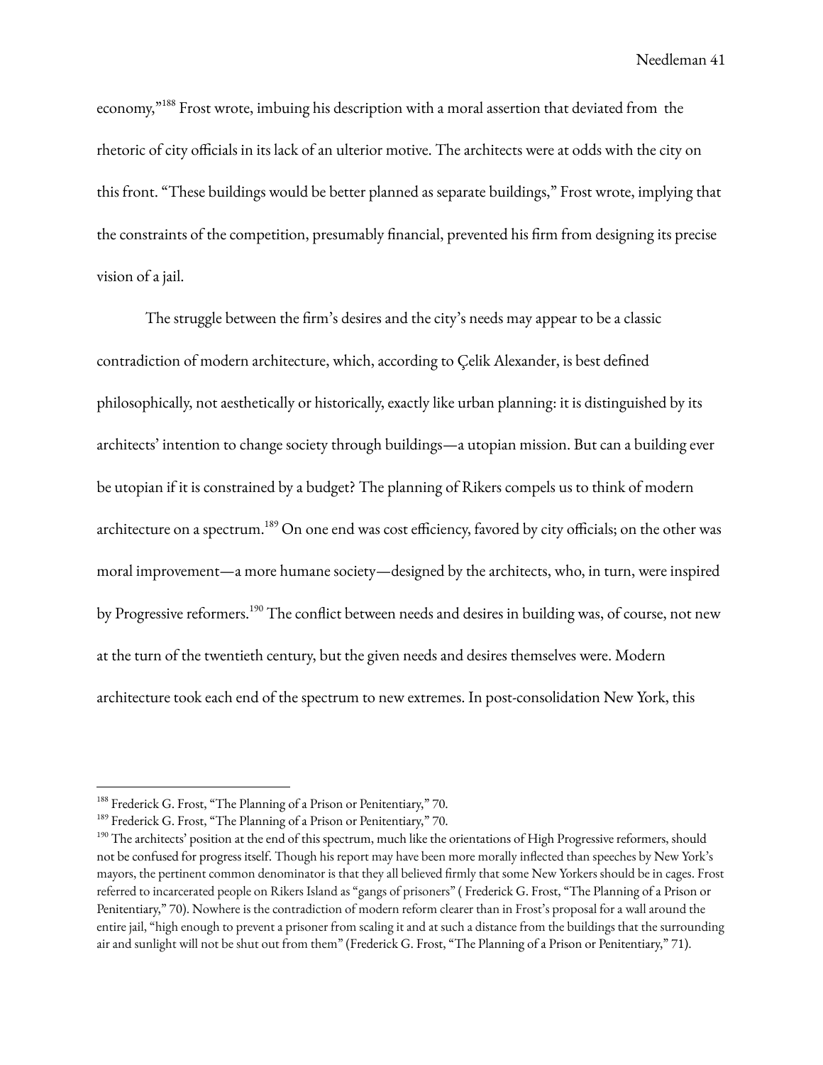economy,"[188] Frost wrote, imbuing his description with a moral assertion that deviated from the rhetoric of city officials in its lack of an ulterior motive. The architects were at odds with the city on this front. "These buildings would be better planned as separate buildings," Frost wrote, implying that the constraints of the competition, presumably financial, prevented his firm from designing its precise vision of a jail.

The struggle between the firm's desires and the city's needs may appear to be a classic contradiction of modern architecture, which, according to Çelik Alexander, is best defined philosophically, not aesthetically or historically, exactly like urban planning: it is distinguished by its architects' intention to change society through buildings—a utopian mission. But can a building ever be utopian if it is constrained by a budget? The planning of Rikers compels us to think of modern architecture on a spectrum.[189] On one end was cost efficiency, favored by city officials; on the other was moral improvement—a more humane society—designed by the architects, who, in turn, were inspired by Progressive reformers.[190] The conflict between needs and desires in building was, of course, not new at the turn of the twentieth century, but the given needs and desires themselves were. Modern architecture took each end of the spectrum to new extremes. In post-consolidation New York, this

---

[188] Frederick G. Frost, "The Planning of a Prison or Penitentiary," 70.

[189] Frederick G. Frost, "The Planning of a Prison or Penitentiary," 70.

[190] The architects' position at the end of this spectrum, much like the orientations of High Progressive reformers, should not be confused for progress itself. Though his report may have been more morally inflected than speeches by New York's mayors, the pertinent common denominator is that they all believed firmly that some New Yorkers should be in cages. Frost referred to incarcerated people on Rikers Island as "gangs of prisoners" ( Frederick G. Frost, "The Planning of a Prison or Penitentiary," 70). Nowhere is the contradiction of modern reform clearer than in Frost's proposal for a wall around the entire jail, "high enough to prevent a prisoner from scaling it and at such a distance from the buildings that the surrounding air and sunlight will not be shut out from them" (Frederick G. Frost, "The Planning of a Prison or Penitentiary," 71).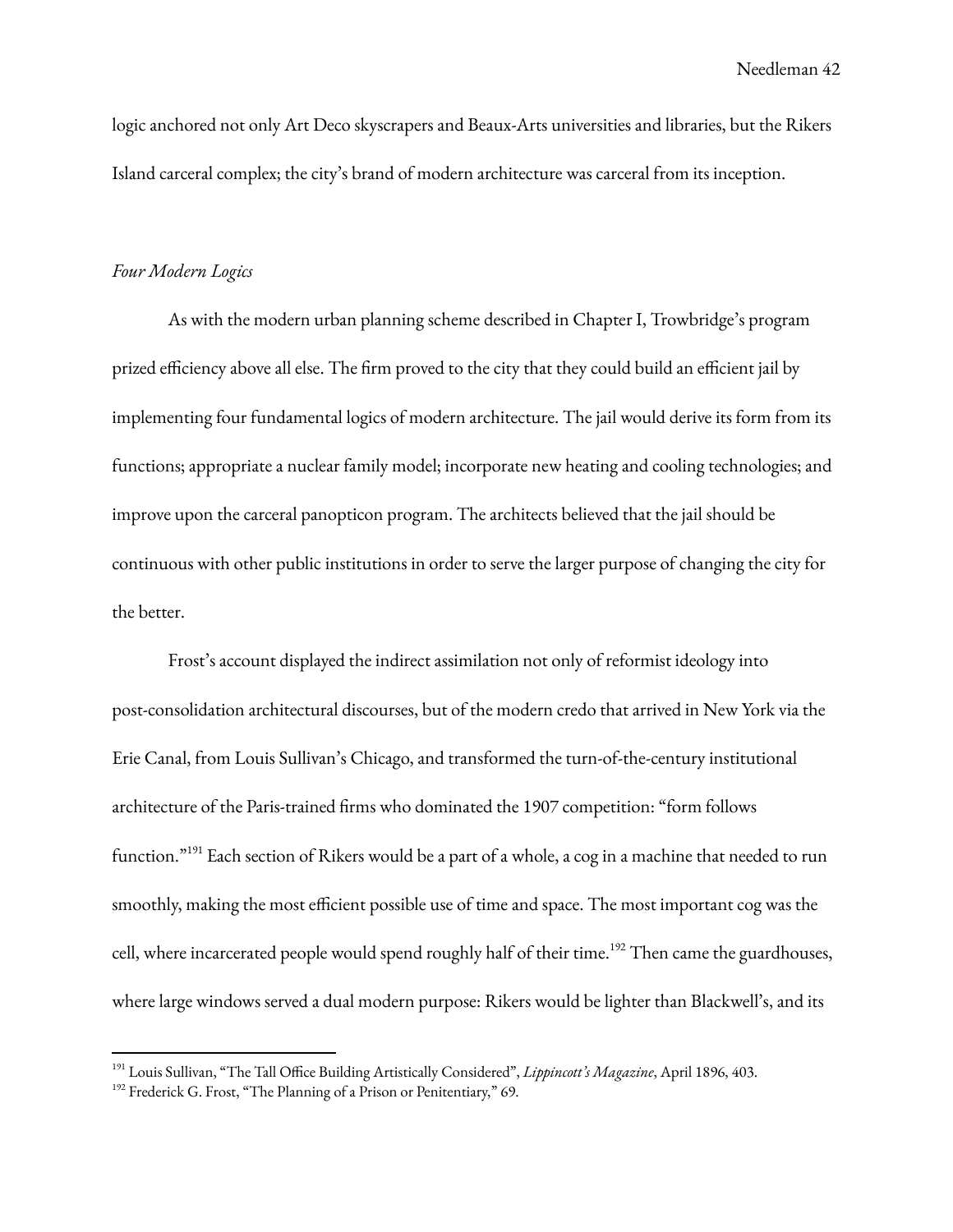logic anchored not only Art Deco skyscrapers and Beaux-Arts universities and libraries, but the Rikers Island carceral complex; the city's brand of modern architecture was carceral from its inception.

*Four Modern Logics*

As with the modern urban planning scheme described in Chapter I, Trowbridge's program prized efficiency above all else. The firm proved to the city that they could build an efficient jail by implementing four fundamental logics of modern architecture. The jail would derive its form from its functions; appropriate a nuclear family model; incorporate new heating and cooling technologies; and improve upon the carceral panopticon program. The architects believed that the jail should be continuous with other public institutions in order to serve the larger purpose of changing the city for the better.

Frost's account displayed the indirect assimilation not only of reformist ideology into post-consolidation architectural discourses, but of the modern credo that arrived in New York via the Erie Canal, from Louis Sullivan's Chicago, and transformed the turn-of-the-century institutional architecture of the Paris-trained firms who dominated the 1907 competition: "form follows function."[191] Each section of Rikers would be a part of a whole, a cog in a machine that needed to run smoothly, making the most efficient possible use of time and space. The most important cog was the cell, where incarcerated people would spend roughly half of their time.[192] Then came the guardhouses, where large windows served a dual modern purpose: Rikers would be lighter than Blackwell's, and its

---

[191] Louis Sullivan, "The Tall Office Building Artistically Considered", *Lippincott's Magazine*, April 1896, 403.

[192] Frederick G. Frost, "The Planning of a Prison or Penitentiary," 69.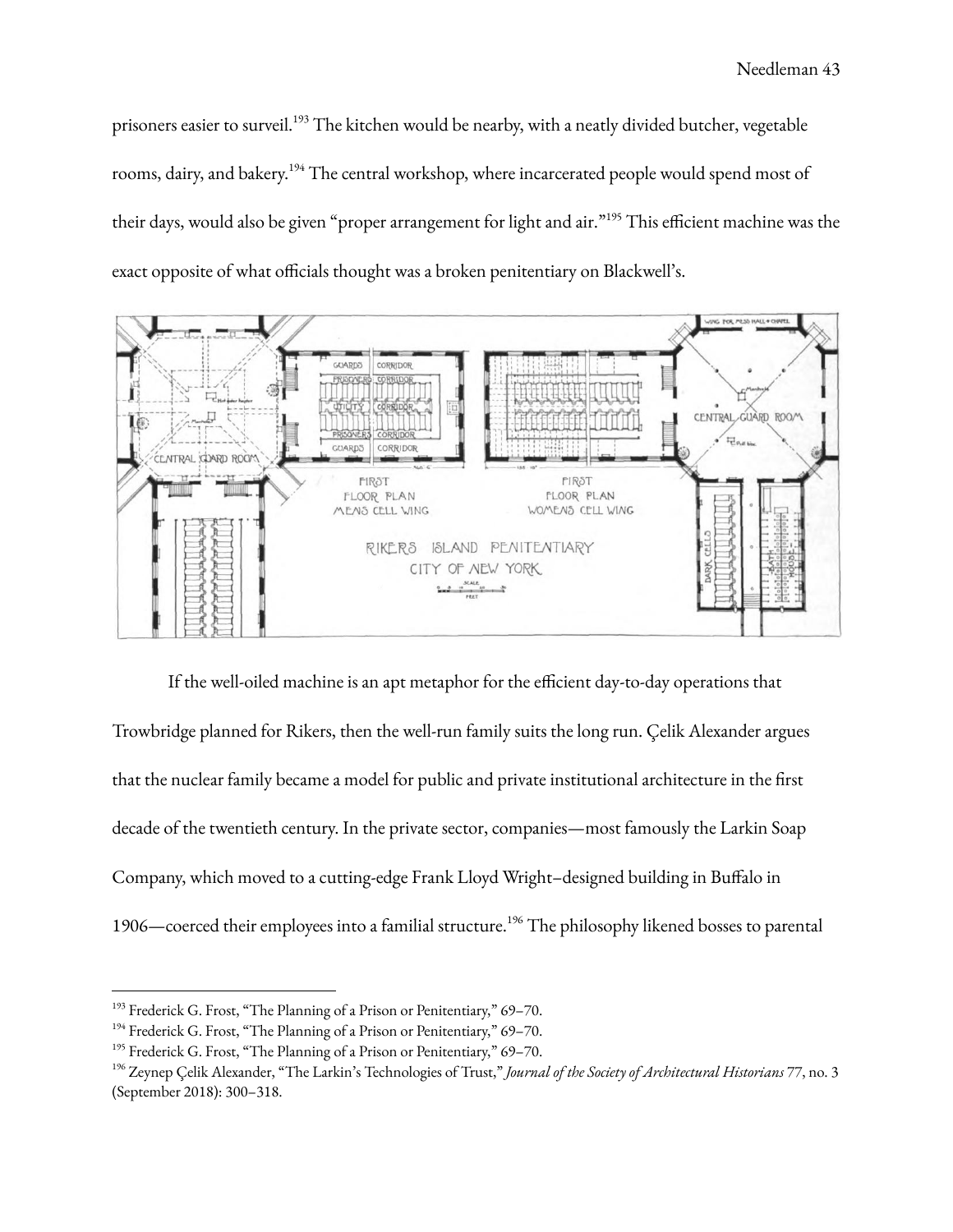prisoners easier to surveil.[193] The kitchen would be nearby, with a neatly divided butcher, vegetable rooms, dairy, and bakery.[194] The central workshop, where incarcerated people would spend most of their days, would also be given "proper arrangement for light and air."[195] This efficient machine was the exact opposite of what officials thought was a broken penitentiary on Blackwell's.

If the well-oiled machine is an apt metaphor for the efficient day-to-day operations that Trowbridge planned for Rikers, then the well-run family suits the long run. Çelik Alexander argues that the nuclear family became a model for public and private institutional architecture in the first decade of the twentieth century. In the private sector, companies—most famously the Larkin Soap Company, which moved to a cutting-edge Frank Lloyd Wright–designed building in Buffalo in 1906—coerced their employees into a familial structure.[196] The philosophy likened bosses to parental

---

[193] Frederick G. Frost, "The Planning of a Prison or Penitentiary," 69–70.

[194] Frederick G. Frost, "The Planning of a Prison or Penitentiary," 69–70.

[195] Frederick G. Frost, "The Planning of a Prison or Penitentiary," 69–70.

[196] Zeynep Çelik Alexander, "The Larkin's Technologies of Trust," *Journal of the Society of Architectural Historians* 77, no. 3 (September 2018): 300–318.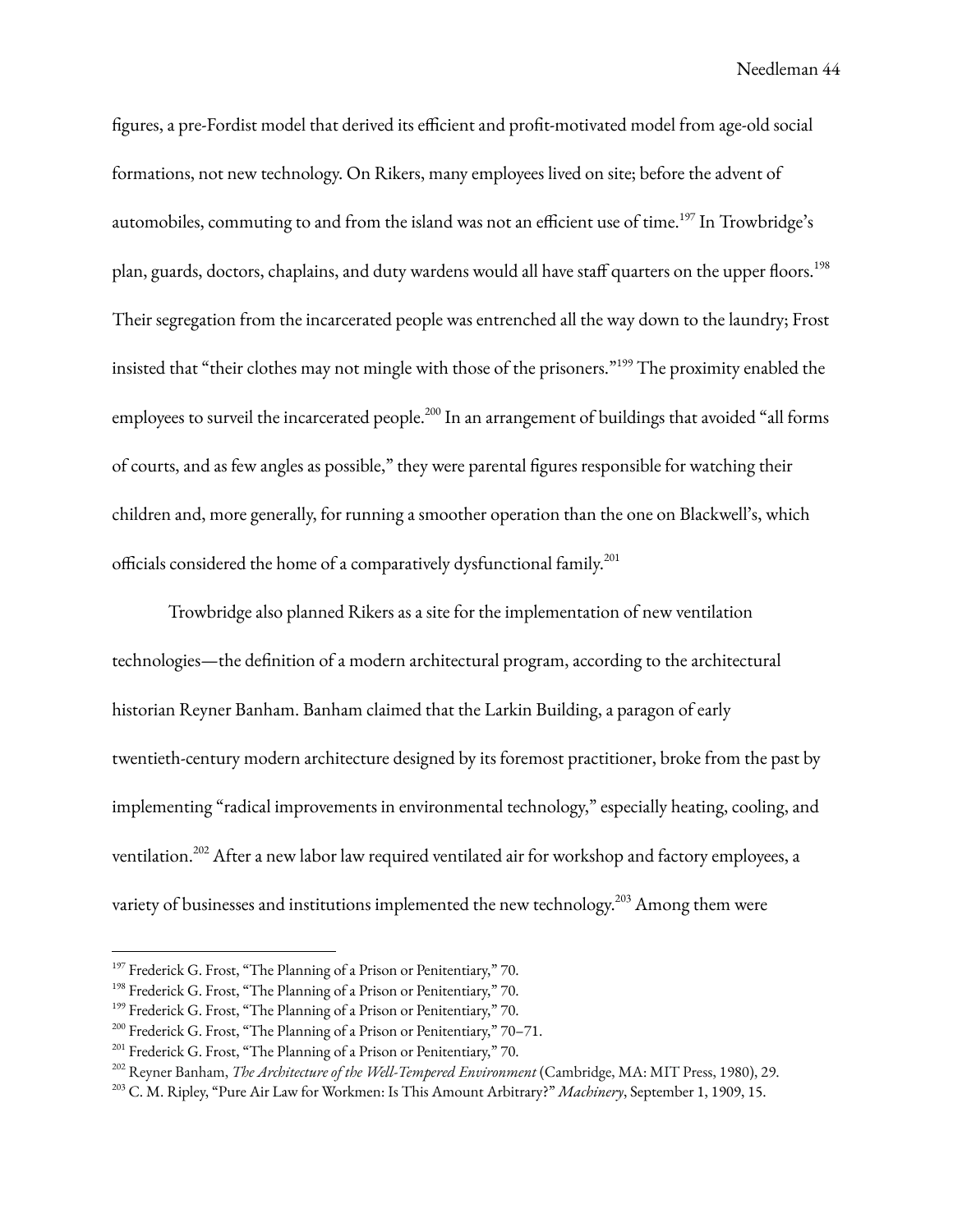figures, a pre-Fordist model that derived its efficient and profit-motivated model from age-old social formations, not new technology. On Rikers, many employees lived on site; before the advent of automobiles, commuting to and from the island was not an efficient use of time.[197] In Trowbridge's plan, guards, doctors, chaplains, and duty wardens would all have staff quarters on the upper floors.[198] Their segregation from the incarcerated people was entrenched all the way down to the laundry; Frost insisted that "their clothes may not mingle with those of the prisoners."[199] The proximity enabled the employees to surveil the incarcerated people.[200] In an arrangement of buildings that avoided "all forms of courts, and as few angles as possible," they were parental figures responsible for watching their children and, more generally, for running a smoother operation than the one on Blackwell's, which officials considered the home of a comparatively dysfunctional family.[201]

Trowbridge also planned Rikers as a site for the implementation of new ventilation technologies—the definition of a modern architectural program, according to the architectural historian Reyner Banham. Banham claimed that the Larkin Building, a paragon of early twentieth-century modern architecture designed by its foremost practitioner, broke from the past by implementing "radical improvements in environmental technology," especially heating, cooling, and ventilation.[202] After a new labor law required ventilated air for workshop and factory employees, a variety of businesses and institutions implemented the new technology.[203] Among them were

---

[197] Frederick G. Frost, "The Planning of a Prison or Penitentiary," 70.

[198] Frederick G. Frost, "The Planning of a Prison or Penitentiary," 70.

[199] Frederick G. Frost, "The Planning of a Prison or Penitentiary," 70.

[200] Frederick G. Frost, "The Planning of a Prison or Penitentiary," 70–71.

[201] Frederick G. Frost, "The Planning of a Prison or Penitentiary," 70.

[202] Reyner Banham, *The Architecture of the Well-Tempered Environment* (Cambridge, MA: MIT Press, 1980), 29.

[203] C. M. Ripley, "Pure Air Law for Workmen: Is This Amount Arbitrary?" *Machinery*, September 1, 1909, 15.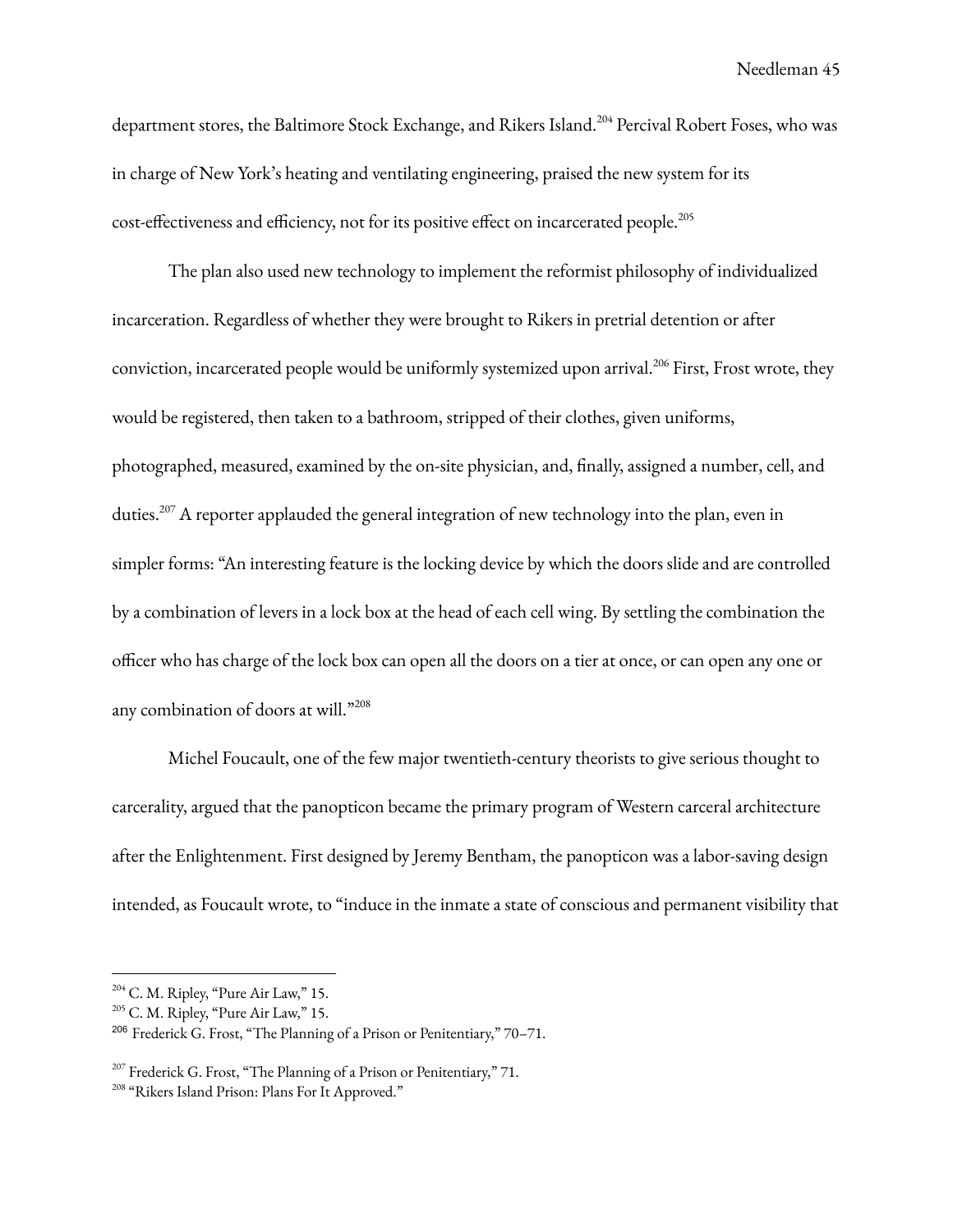department stores, the Baltimore Stock Exchange, and Rikers Island.[204] Percival Robert Foses, who was in charge of New York's heating and ventilating engineering, praised the new system for its cost-effectiveness and efficiency, not for its positive effect on incarcerated people.[205]

The plan also used new technology to implement the reformist philosophy of individualized incarceration. Regardless of whether they were brought to Rikers in pretrial detention or after conviction, incarcerated people would be uniformly systemized upon arrival.[206] First, Frost wrote, they would be registered, then taken to a bathroom, stripped of their clothes, given uniforms, photographed, measured, examined by the on-site physician, and, finally, assigned a number, cell, and duties.[207] A reporter applauded the general integration of new technology into the plan, even in simpler forms: "An interesting feature is the locking device by which the doors slide and are controlled by a combination of levers in a lock box at the head of each cell wing. By settling the combination the officer who has charge of the lock box can open all the doors on a tier at once, or can open any one or any combination of doors at will."[208]

Michel Foucault, one of the few major twentieth-century theorists to give serious thought to carcerality, argued that the panopticon became the primary program of Western carceral architecture after the Enlightenment. First designed by Jeremy Bentham, the panopticon was a labor-saving design intended, as Foucault wrote, to "induce in the inmate a state of conscious and permanent visibility that

---

[204] C. M. Ripley, "Pure Air Law," 15.

[205] C. M. Ripley, "Pure Air Law," 15.

[206] Frederick G. Frost, "The Planning of a Prison or Penitentiary," 70–71.

[207] Frederick G. Frost, "The Planning of a Prison or Penitentiary," 71.

[208] "Rikers Island Prison: Plans For It Approved."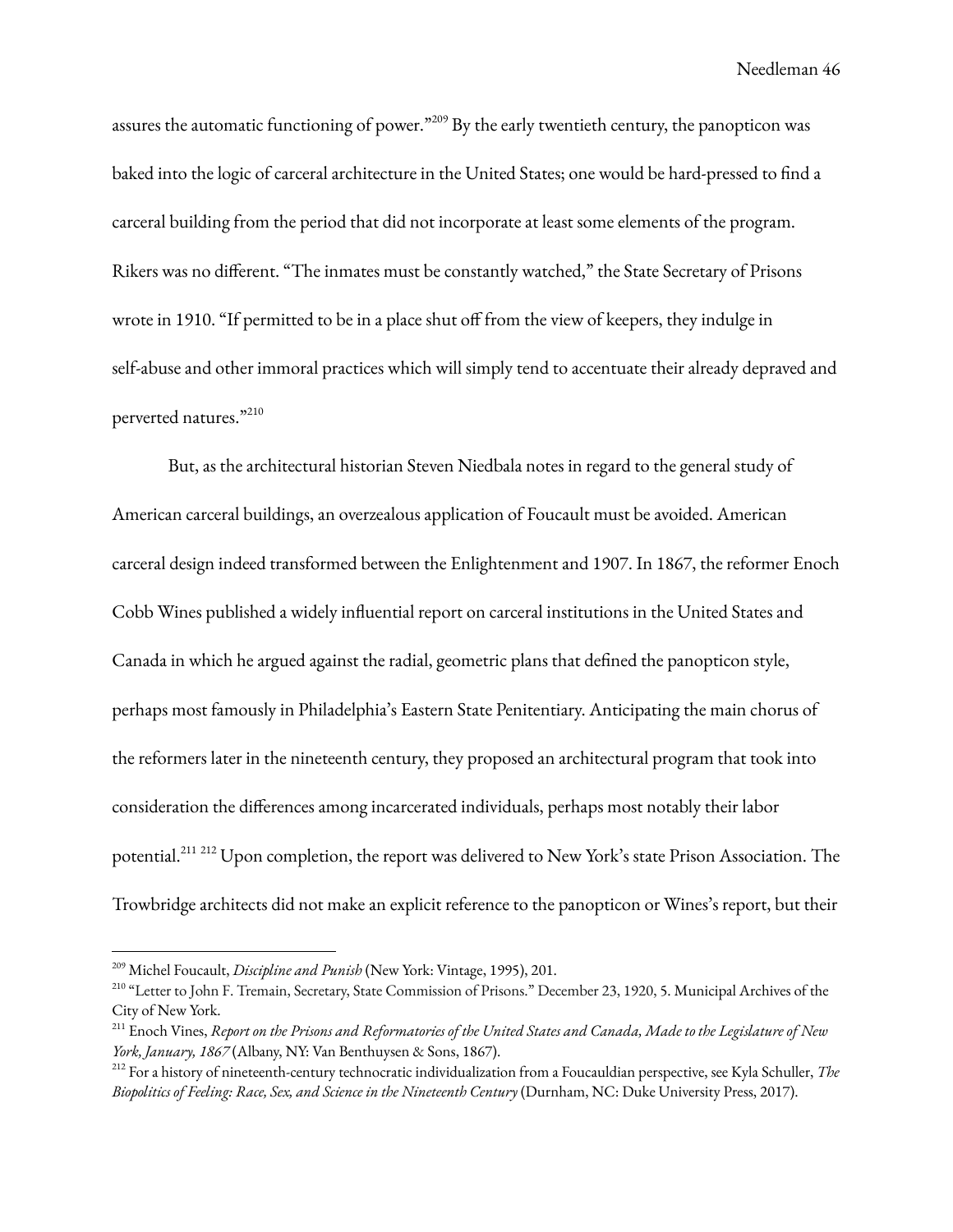assures the automatic functioning of power."[209] By the early twentieth century, the panopticon was baked into the logic of carceral architecture in the United States; one would be hard-pressed to find a carceral building from the period that did not incorporate at least some elements of the program. Rikers was no different. "The inmates must be constantly watched," the State Secretary of Prisons wrote in 1910. "If permitted to be in a place shut off from the view of keepers, they indulge in self-abuse and other immoral practices which will simply tend to accentuate their already depraved and perverted natures."[210]

But, as the architectural historian Steven Niedbala notes in regard to the general study of American carceral buildings, an overzealous application of Foucault must be avoided. American carceral design indeed transformed between the Enlightenment and 1907. In 1867, the reformer Enoch Cobb Wines published a widely influential report on carceral institutions in the United States and Canada in which he argued against the radial, geometric plans that defined the panopticon style, perhaps most famously in Philadelphia's Eastern State Penitentiary. Anticipating the main chorus of the reformers later in the nineteenth century, they proposed an architectural program that took into consideration the differences among incarcerated individuals, perhaps most notably their labor potential.[211] [212] Upon completion, the report was delivered to New York's state Prison Association. The Trowbridge architects did not make an explicit reference to the panopticon or Wines's report, but their

---

[209] Michel Foucault, *Discipline and Punish* (New York: Vintage, 1995), 201.

[210] "Letter to John F. Tremain, Secretary, State Commission of Prisons." December 23, 1920, 5. Municipal Archives of the City of New York.

[211] Enoch Vines, *Report on the Prisons and Reformatories of the United States and Canada, Made to the Legislature of New York, January, 1867* (Albany, NY: Van Benthuysen & Sons, 1867).

[212] For a history of nineteenth-century technocratic individualization from a Foucauldian perspective, see Kyla Schuller, *The Biopolitics of Feeling: Race, Sex, and Science in the Nineteenth Century* (Durnham, NC: Duke University Press, 2017).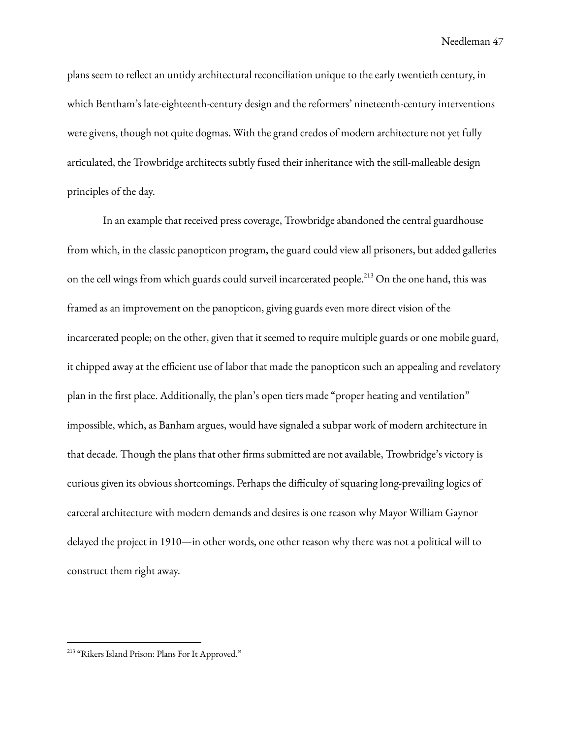plans seem to reflect an untidy architectural reconciliation unique to the early twentieth century, in which Bentham's late-eighteenth-century design and the reformers' nineteenth-century interventions were givens, though not quite dogmas. With the grand credos of modern architecture not yet fully articulated, the Trowbridge architects subtly fused their inheritance with the still-malleable design principles of the day.

In an example that received press coverage, Trowbridge abandoned the central guardhouse from which, in the classic panopticon program, the guard could view all prisoners, but added galleries on the cell wings from which guards could surveil incarcerated people.[213] On the one hand, this was framed as an improvement on the panopticon, giving guards even more direct vision of the incarcerated people; on the other, given that it seemed to require multiple guards or one mobile guard, it chipped away at the efficient use of labor that made the panopticon such an appealing and revelatory plan in the first place. Additionally, the plan's open tiers made "proper heating and ventilation" impossible, which, as Banham argues, would have signaled a subpar work of modern architecture in that decade. Though the plans that other firms submitted are not available, Trowbridge's victory is curious given its obvious shortcomings. Perhaps the difficulty of squaring long-prevailing logics of carceral architecture with modern demands and desires is one reason why Mayor William Gaynor delayed the project in 1910—in other words, one other reason why there was not a political will to construct them right away.

---

[213] "Rikers Island Prison: Plans For It Approved."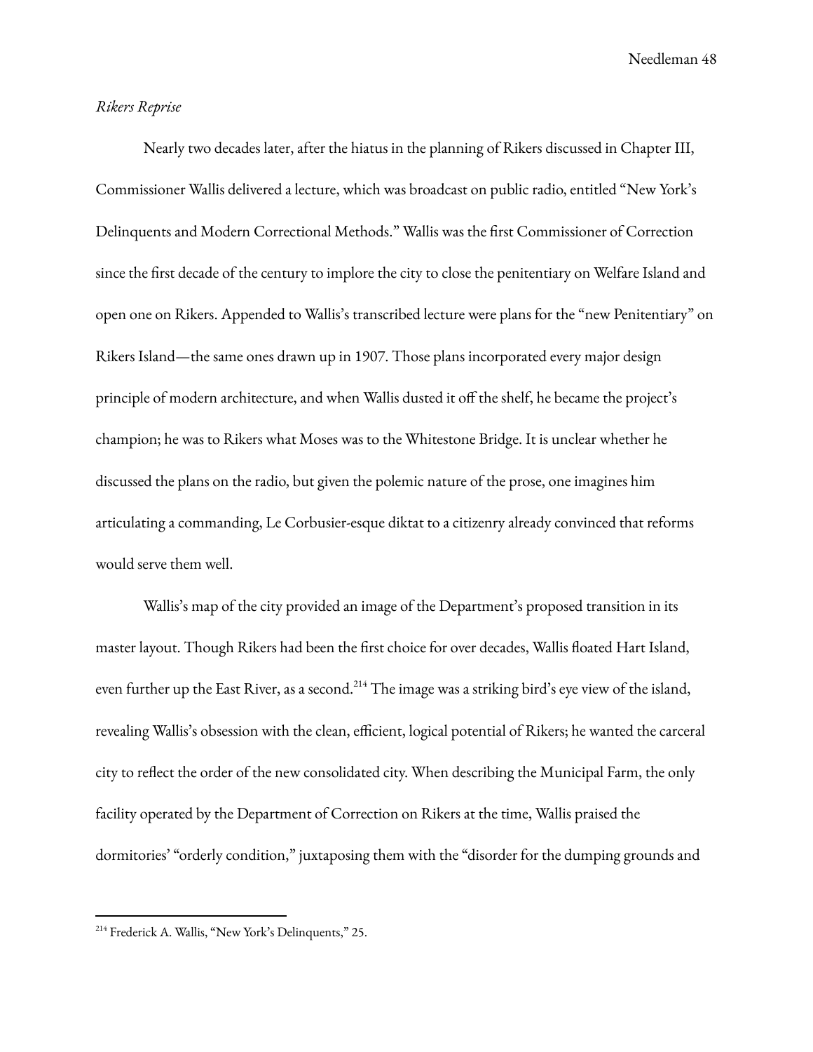*Rikers Reprise*

Nearly two decades later, after the hiatus in the planning of Rikers discussed in Chapter III, Commissioner Wallis delivered a lecture, which was broadcast on public radio, entitled "New York's Delinquents and Modern Correctional Methods." Wallis was the first Commissioner of Correction since the first decade of the century to implore the city to close the penitentiary on Welfare Island and open one on Rikers. Appended to Wallis's transcribed lecture were plans for the "new Penitentiary" on Rikers Island—the same ones drawn up in 1907. Those plans incorporated every major design principle of modern architecture, and when Wallis dusted it off the shelf, he became the project's champion; he was to Rikers what Moses was to the Whitestone Bridge. It is unclear whether he discussed the plans on the radio, but given the polemic nature of the prose, one imagines him articulating a commanding, Le Corbusier-esque diktat to a citizenry already convinced that reforms would serve them well.

Wallis's map of the city provided an image of the Department's proposed transition in its master layout. Though Rikers had been the first choice for over decades, Wallis floated Hart Island, even further up the East River, as a second.[214] The image was a striking bird's eye view of the island, revealing Wallis's obsession with the clean, efficient, logical potential of Rikers; he wanted the carceral city to reflect the order of the new consolidated city. When describing the Municipal Farm, the only facility operated by the Department of Correction on Rikers at the time, Wallis praised the dormitories' "orderly condition," juxtaposing them with the "disorder for the dumping grounds and

[214] Frederick A. Wallis, "New York's Delinquents," 25.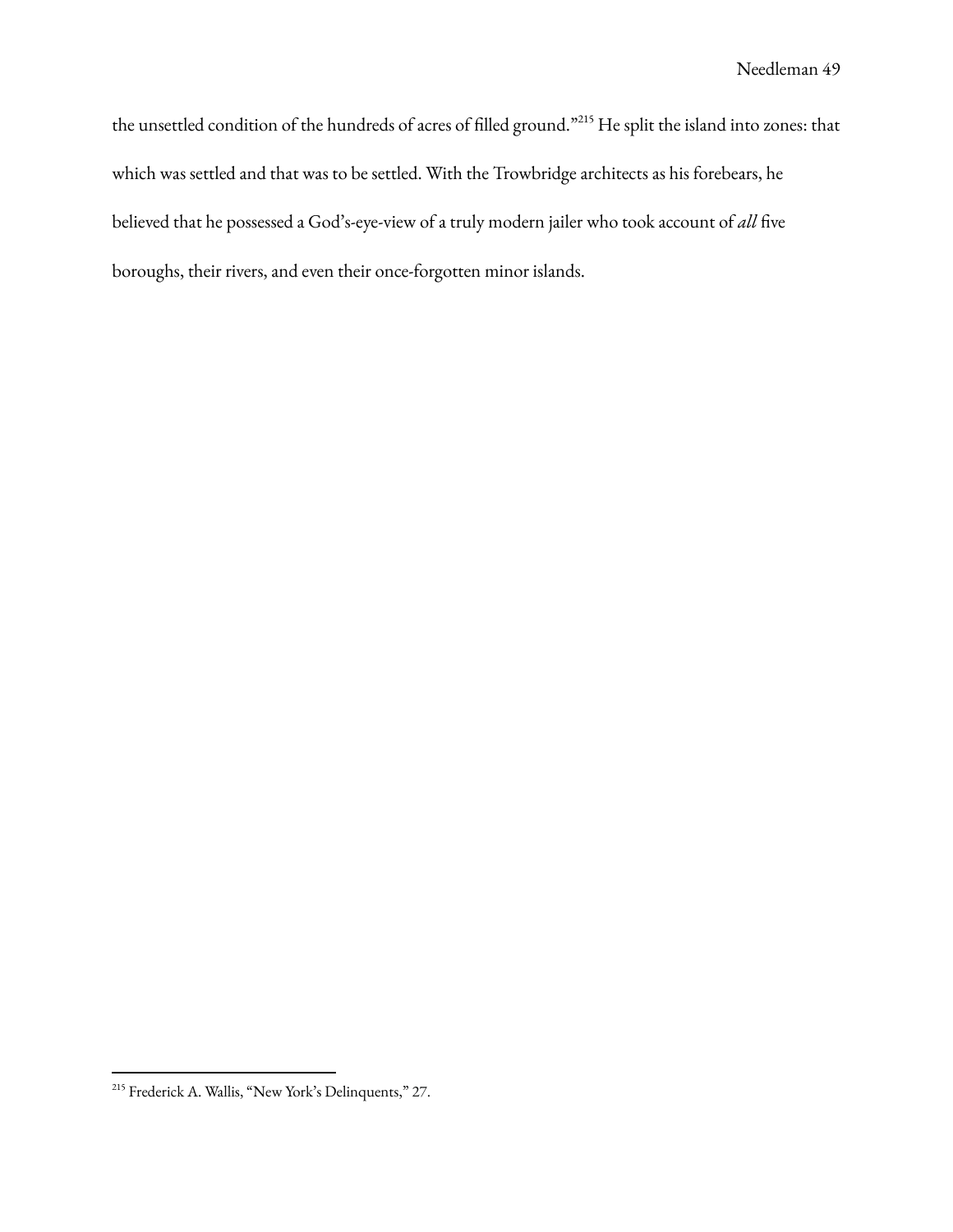the unsettled condition of the hundreds of acres of filled ground."[215] He split the island into zones: that which was settled and that was to be settled. With the Trowbridge architects as his forebears, he believed that he possessed a God's-eye-view of a truly modern jailer who took account of *all* five boroughs, their rivers, and even their once-forgotten minor islands.

---

[215] Frederick A. Wallis, "New York's Delinquents," 27.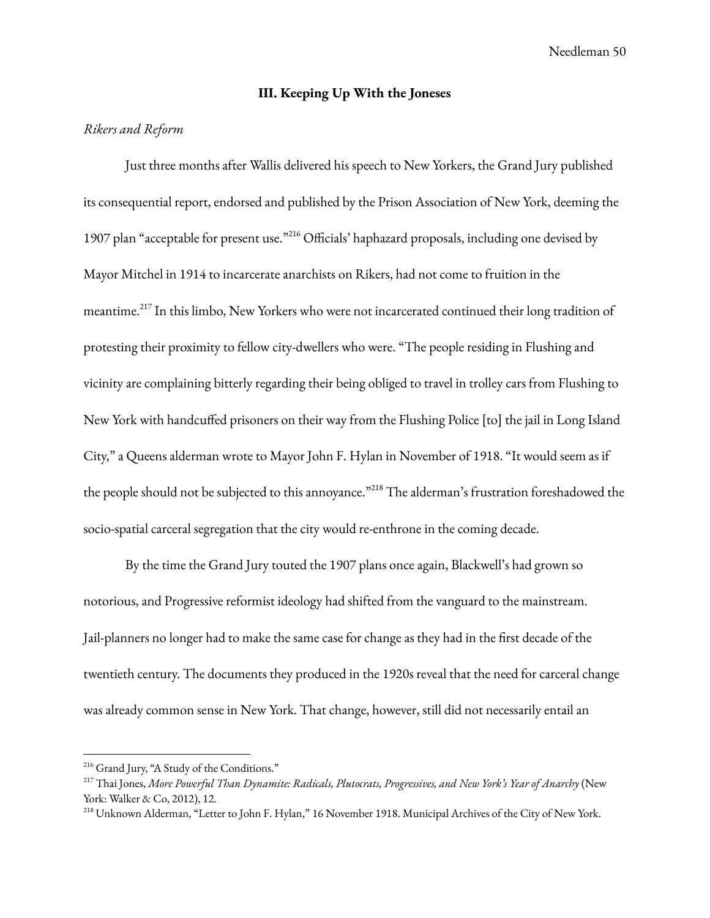## III. Keeping Up With the Joneses

*Rikers and Reform*

Just three months after Wallis delivered his speech to New Yorkers, the Grand Jury published its consequential report, endorsed and published by the Prison Association of New York, deeming the 1907 plan "acceptable for present use."[216] Officials' haphazard proposals, including one devised by Mayor Mitchel in 1914 to incarcerate anarchists on Rikers, had not come to fruition in the meantime.[217] In this limbo, New Yorkers who were not incarcerated continued their long tradition of protesting their proximity to fellow city-dwellers who were. "The people residing in Flushing and vicinity are complaining bitterly regarding their being obliged to travel in trolley cars from Flushing to New York with handcuffed prisoners on their way from the Flushing Police [to] the jail in Long Island City," a Queens alderman wrote to Mayor John F. Hylan in November of 1918. "It would seem as if the people should not be subjected to this annoyance."[218] The alderman's frustration foreshadowed the socio-spatial carceral segregation that the city would re-enthrone in the coming decade.

By the time the Grand Jury touted the 1907 plans once again, Blackwell's had grown so notorious, and Progressive reformist ideology had shifted from the vanguard to the mainstream. Jail-planners no longer had to make the same case for change as they had in the first decade of the twentieth century. The documents they produced in the 1920s reveal that the need for carceral change was already common sense in New York. That change, however, still did not necessarily entail an

---

[216] Grand Jury, "A Study of the Conditions."

[217] Thai Jones, *More Powerful Than Dynamite: Radicals, Plutocrats, Progressives, and New York's Year of Anarchy* (New York: Walker & Co, 2012), 12.

[218] Unknown Alderman, "Letter to John F. Hylan," 16 November 1918. Municipal Archives of the City of New York.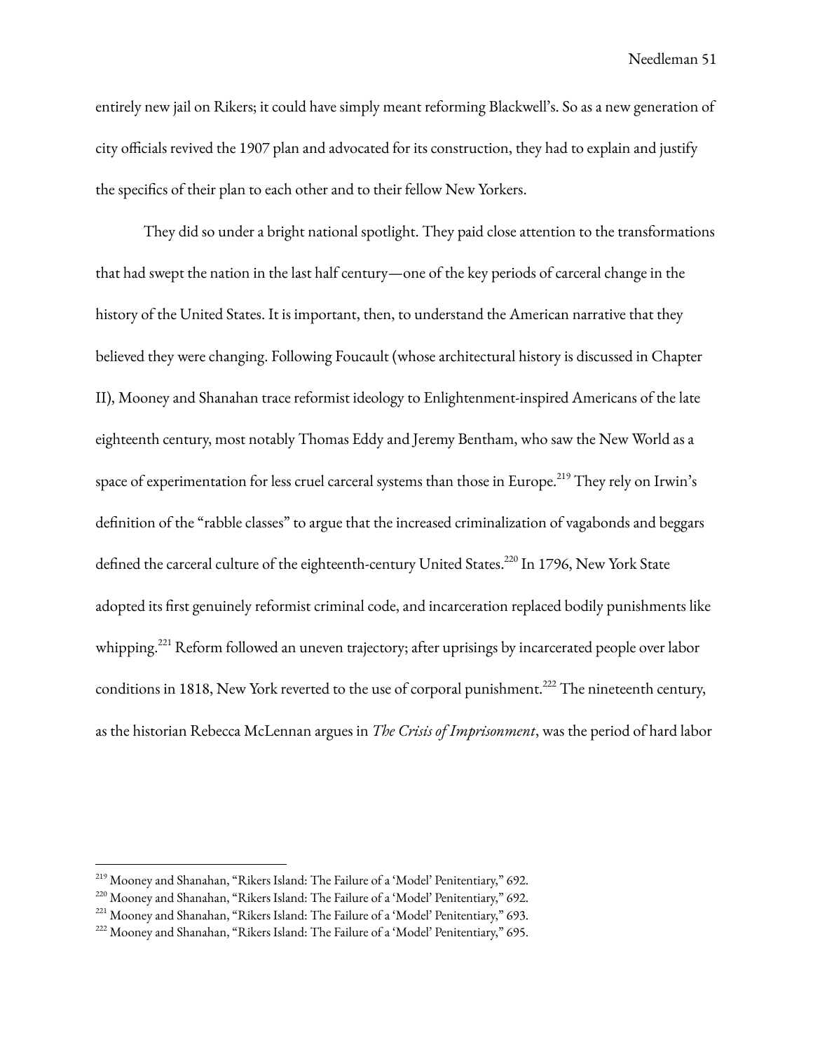entirely new jail on Rikers; it could have simply meant reforming Blackwell's. So as a new generation of city officials revived the 1907 plan and advocated for its construction, they had to explain and justify the specifics of their plan to each other and to their fellow New Yorkers.

They did so under a bright national spotlight. They paid close attention to the transformations that had swept the nation in the last half century—one of the key periods of carceral change in the history of the United States. It is important, then, to understand the American narrative that they believed they were changing. Following Foucault (whose architectural history is discussed in Chapter II), Mooney and Shanahan trace reformist ideology to Enlightenment-inspired Americans of the late eighteenth century, most notably Thomas Eddy and Jeremy Bentham, who saw the New World as a space of experimentation for less cruel carceral systems than those in Europe.[219] They rely on Irwin's definition of the "rabble classes" to argue that the increased criminalization of vagabonds and beggars defined the carceral culture of the eighteenth-century United States.[220] In 1796, New York State adopted its first genuinely reformist criminal code, and incarceration replaced bodily punishments like whipping.[221] Reform followed an uneven trajectory; after uprisings by incarcerated people over labor conditions in 1818, New York reverted to the use of corporal punishment.[222] The nineteenth century, as the historian Rebecca McLennan argues in *The Crisis of Imprisonment*, was the period of hard labor

[219] Mooney and Shanahan, "Rikers Island: The Failure of a 'Model' Penitentiary," 692.
[220] Mooney and Shanahan, "Rikers Island: The Failure of a 'Model' Penitentiary," 692.
[221] Mooney and Shanahan, "Rikers Island: The Failure of a 'Model' Penitentiary," 693.
[222] Mooney and Shanahan, "Rikers Island: The Failure of a 'Model' Penitentiary," 695.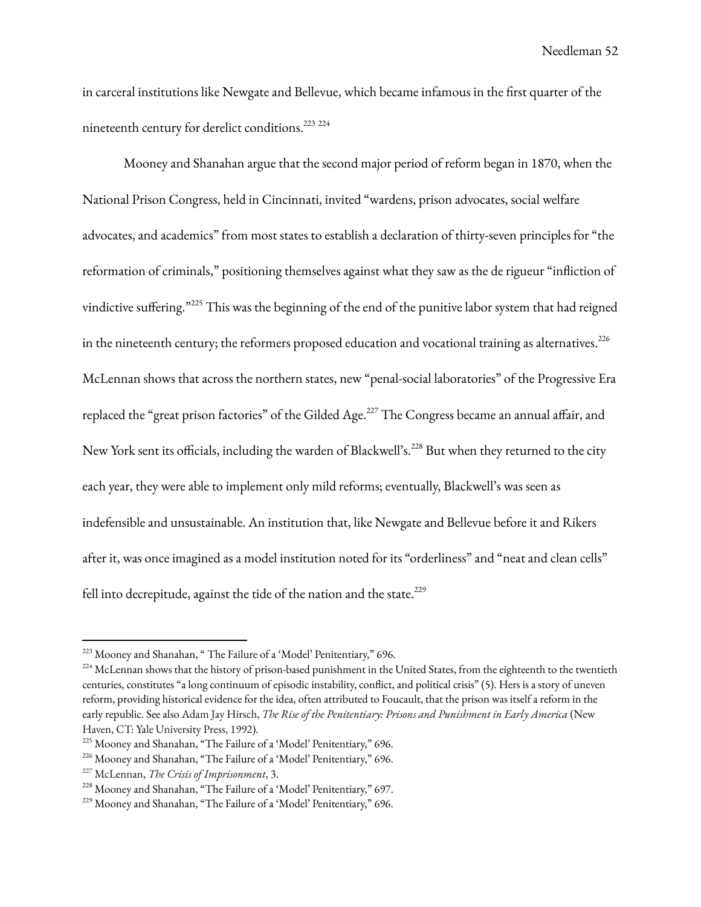in carceral institutions like Newgate and Bellevue, which became infamous in the first quarter of the nineteenth century for derelict conditions.[223] [224]

Mooney and Shanahan argue that the second major period of reform began in 1870, when the National Prison Congress, held in Cincinnati, invited "wardens, prison advocates, social welfare advocates, and academics" from most states to establish a declaration of thirty-seven principles for "the reformation of criminals," positioning themselves against what they saw as the de rigueur "infliction of vindictive suffering."[225] This was the beginning of the end of the punitive labor system that had reigned in the nineteenth century; the reformers proposed education and vocational training as alternatives.[226] McLennan shows that across the northern states, new "penal-social laboratories" of the Progressive Era replaced the "great prison factories" of the Gilded Age.[227] The Congress became an annual affair, and New York sent its officials, including the warden of Blackwell's.[228] But when they returned to the city each year, they were able to implement only mild reforms; eventually, Blackwell's was seen as indefensible and unsustainable. An institution that, like Newgate and Bellevue before it and Rikers after it, was once imagined as a model institution noted for its "orderliness" and "neat and clean cells" fell into decrepitude, against the tide of the nation and the state.[229]

---

[223] Mooney and Shanahan, " The Failure of a 'Model' Penitentiary," 696.

[224] McLennan shows that the history of prison-based punishment in the United States, from the eighteenth to the twentieth centuries, constitutes "a long continuum of episodic instability, conflict, and political crisis" (5). Hers is a story of uneven reform, providing historical evidence for the idea, often attributed to Foucault, that the prison was itself a reform in the early republic. See also Adam Jay Hirsch, *The Rise of the Penitentiary: Prisons and Punishment in Early America* (New Haven, CT: Yale University Press, 1992).

[225] Mooney and Shanahan, "The Failure of a 'Model' Penitentiary," 696.

[226] Mooney and Shanahan, "The Failure of a 'Model' Penitentiary," 696.

[227] McLennan, *The Crisis of Imprisonment*, 3.

[228] Mooney and Shanahan, "The Failure of a 'Model' Penitentiary," 697.

[229] Mooney and Shanahan, "The Failure of a 'Model' Penitentiary," 696.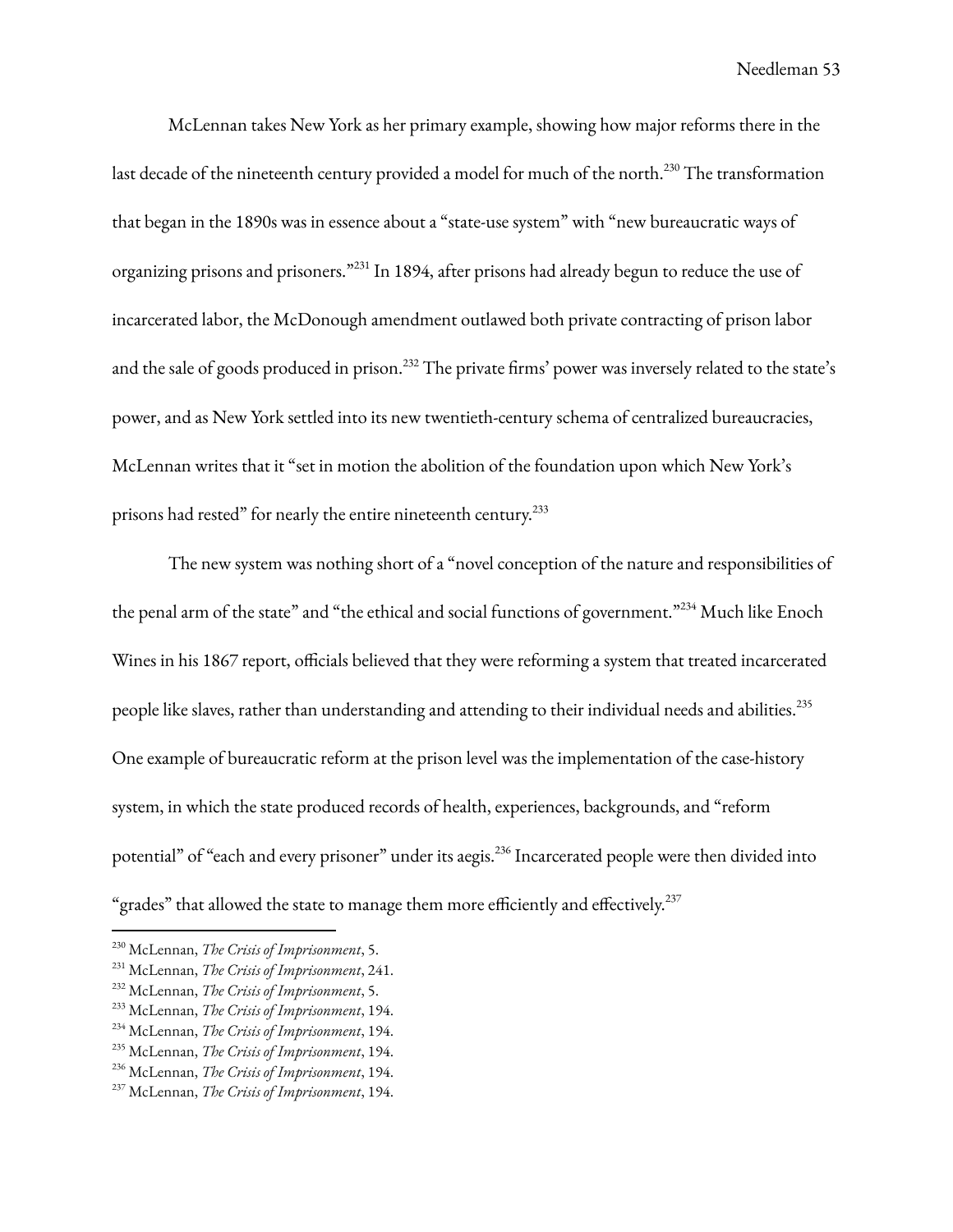McLennan takes New York as her primary example, showing how major reforms there in the last decade of the nineteenth century provided a model for much of the north.[230] The transformation that began in the 1890s was in essence about a "state-use system" with "new bureaucratic ways of organizing prisons and prisoners."[231] In 1894, after prisons had already begun to reduce the use of incarcerated labor, the McDonough amendment outlawed both private contracting of prison labor and the sale of goods produced in prison.[232] The private firms' power was inversely related to the state's power, and as New York settled into its new twentieth-century schema of centralized bureaucracies, McLennan writes that it "set in motion the abolition of the foundation upon which New York's prisons had rested" for nearly the entire nineteenth century.[233]

The new system was nothing short of a "novel conception of the nature and responsibilities of the penal arm of the state" and "the ethical and social functions of government."[234] Much like Enoch Wines in his 1867 report, officials believed that they were reforming a system that treated incarcerated people like slaves, rather than understanding and attending to their individual needs and abilities.[235] One example of bureaucratic reform at the prison level was the implementation of the case-history system, in which the state produced records of health, experiences, backgrounds, and "reform potential" of "each and every prisoner" under its aegis.[236] Incarcerated people were then divided into "grades" that allowed the state to manage them more efficiently and effectively.[237]

---

[230] McLennan, *The Crisis of Imprisonment*, 5.
[231] McLennan, *The Crisis of Imprisonment*, 241.
[232] McLennan, *The Crisis of Imprisonment*, 5.
[233] McLennan, *The Crisis of Imprisonment*, 194.
[234] McLennan, *The Crisis of Imprisonment*, 194.
[235] McLennan, *The Crisis of Imprisonment*, 194.
[236] McLennan, *The Crisis of Imprisonment*, 194.
[237] McLennan, *The Crisis of Imprisonment*, 194.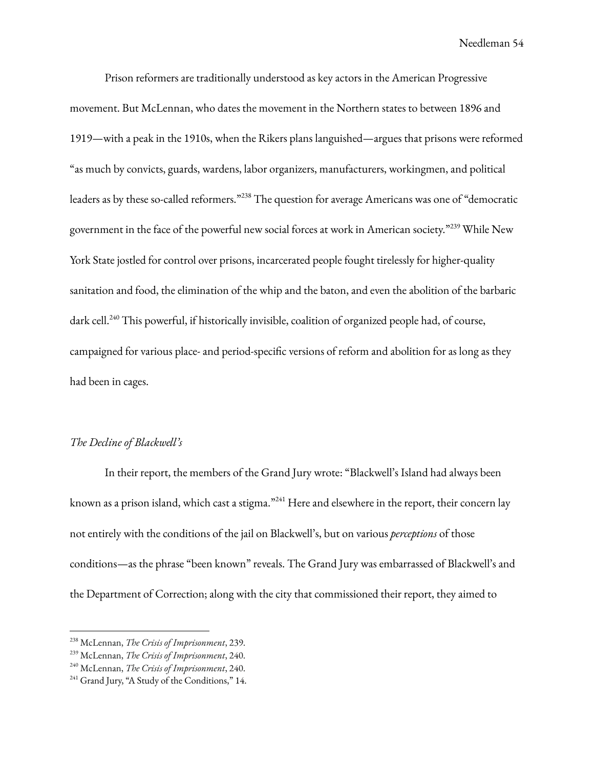Prison reformers are traditionally understood as key actors in the American Progressive movement. But McLennan, who dates the movement in the Northern states to between 1896 and 1919—with a peak in the 1910s, when the Rikers plans languished—argues that prisons were reformed "as much by convicts, guards, wardens, labor organizers, manufacturers, workingmen, and political leaders as by these so-called reformers."[238] The question for average Americans was one of "democratic government in the face of the powerful new social forces at work in American society."[239] While New York State jostled for control over prisons, incarcerated people fought tirelessly for higher-quality sanitation and food, the elimination of the whip and the baton, and even the abolition of the barbaric dark cell.[240] This powerful, if historically invisible, coalition of organized people had, of course, campaigned for various place- and period-specific versions of reform and abolition for as long as they had been in cages.

*The Decline of Blackwell's*

In their report, the members of the Grand Jury wrote: "Blackwell's Island had always been known as a prison island, which cast a stigma."[241] Here and elsewhere in the report, their concern lay not entirely with the conditions of the jail on Blackwell's, but on various *perceptions* of those conditions—as the phrase "been known" reveals. The Grand Jury was embarrassed of Blackwell's and the Department of Correction; along with the city that commissioned their report, they aimed to

---

[238] McLennan, *The Crisis of Imprisonment*, 239.
[239] McLennan, *The Crisis of Imprisonment*, 240.
[240] McLennan, *The Crisis of Imprisonment*, 240.
[241] Grand Jury, "A Study of the Conditions," 14.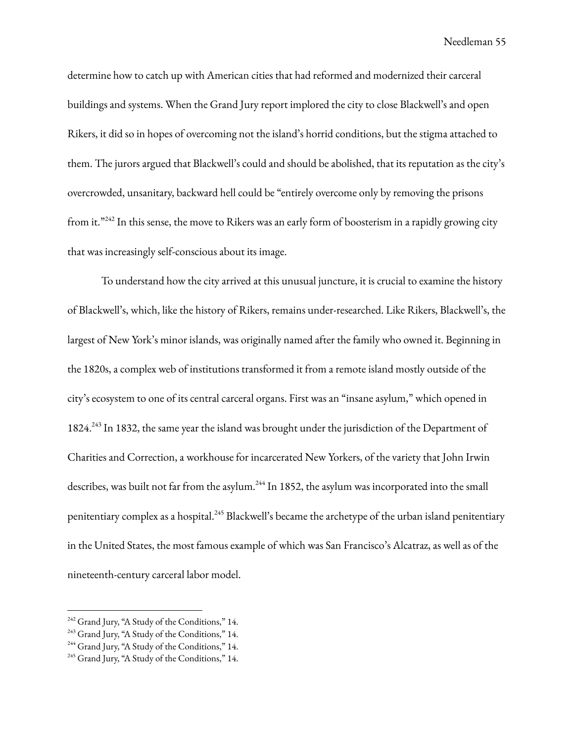determine how to catch up with American cities that had reformed and modernized their carceral buildings and systems. When the Grand Jury report implored the city to close Blackwell's and open Rikers, it did so in hopes of overcoming not the island's horrid conditions, but the stigma attached to them. The jurors argued that Blackwell's could and should be abolished, that its reputation as the city's overcrowded, unsanitary, backward hell could be "entirely overcome only by removing the prisons from it."[242] In this sense, the move to Rikers was an early form of boosterism in a rapidly growing city that was increasingly self-conscious about its image.

To understand how the city arrived at this unusual juncture, it is crucial to examine the history of Blackwell's, which, like the history of Rikers, remains under-researched. Like Rikers, Blackwell's, the largest of New York's minor islands, was originally named after the family who owned it. Beginning in the 1820s, a complex web of institutions transformed it from a remote island mostly outside of the city's ecosystem to one of its central carceral organs. First was an "insane asylum," which opened in 1824.[243] In 1832, the same year the island was brought under the jurisdiction of the Department of Charities and Correction, a workhouse for incarcerated New Yorkers, of the variety that John Irwin describes, was built not far from the asylum.[244] In 1852, the asylum was incorporated into the small penitentiary complex as a hospital.[245] Blackwell's became the archetype of the urban island penitentiary in the United States, the most famous example of which was San Francisco's Alcatraz, as well as of the nineteenth-century carceral labor model.

---

[242] Grand Jury, "A Study of the Conditions," 14.
[243] Grand Jury, "A Study of the Conditions," 14.
[244] Grand Jury, "A Study of the Conditions," 14.
[245] Grand Jury, "A Study of the Conditions," 14.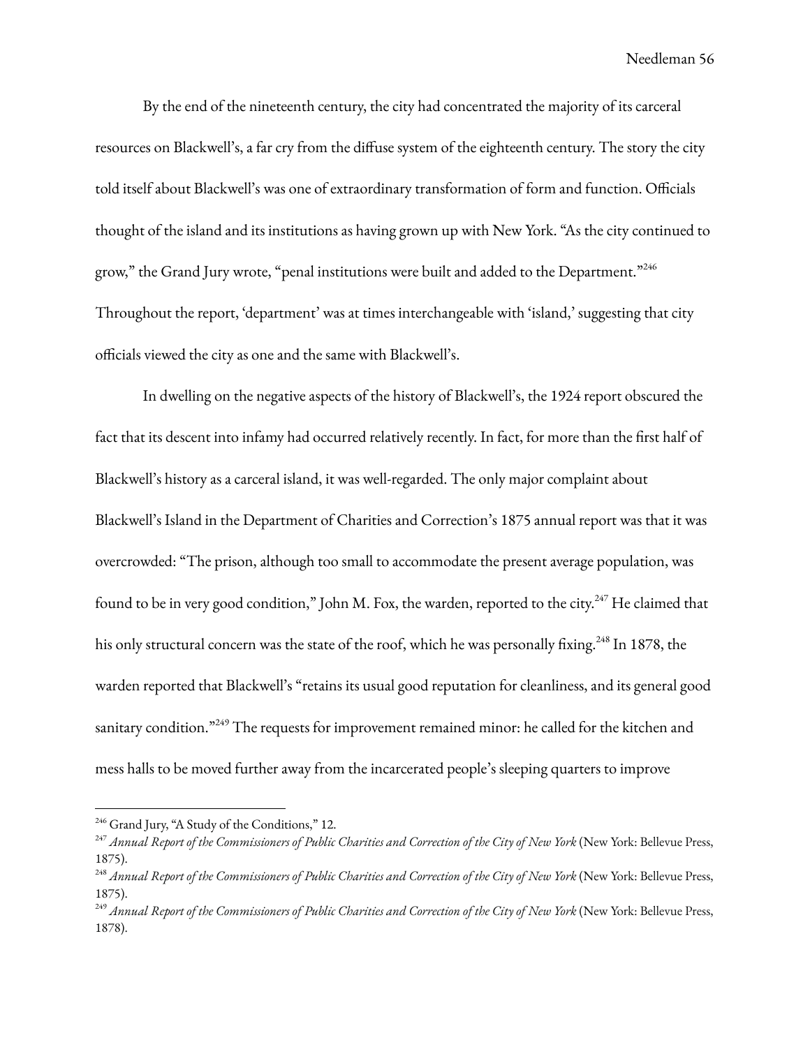By the end of the nineteenth century, the city had concentrated the majority of its carceral resources on Blackwell's, a far cry from the diffuse system of the eighteenth century. The story the city told itself about Blackwell's was one of extraordinary transformation of form and function. Officials thought of the island and its institutions as having grown up with New York. "As the city continued to grow," the Grand Jury wrote, "penal institutions were built and added to the Department."[246] Throughout the report, 'department' was at times interchangeable with 'island,' suggesting that city officials viewed the city as one and the same with Blackwell's.

In dwelling on the negative aspects of the history of Blackwell's, the 1924 report obscured the fact that its descent into infamy had occurred relatively recently. In fact, for more than the first half of Blackwell's history as a carceral island, it was well-regarded. The only major complaint about Blackwell's Island in the Department of Charities and Correction's 1875 annual report was that it was overcrowded: "The prison, although too small to accommodate the present average population, was found to be in very good condition," John M. Fox, the warden, reported to the city.[247] He claimed that his only structural concern was the state of the roof, which he was personally fixing.[248] In 1878, the warden reported that Blackwell's "retains its usual good reputation for cleanliness, and its general good sanitary condition."[249] The requests for improvement remained minor: he called for the kitchen and mess halls to be moved further away from the incarcerated people's sleeping quarters to improve

---

[246] Grand Jury, "A Study of the Conditions," 12.

[247] *Annual Report of the Commissioners of Public Charities and Correction of the City of New York* (New York: Bellevue Press, 1875).

[248] *Annual Report of the Commissioners of Public Charities and Correction of the City of New York* (New York: Bellevue Press, 1875).

[249] *Annual Report of the Commissioners of Public Charities and Correction of the City of New York* (New York: Bellevue Press, 1878).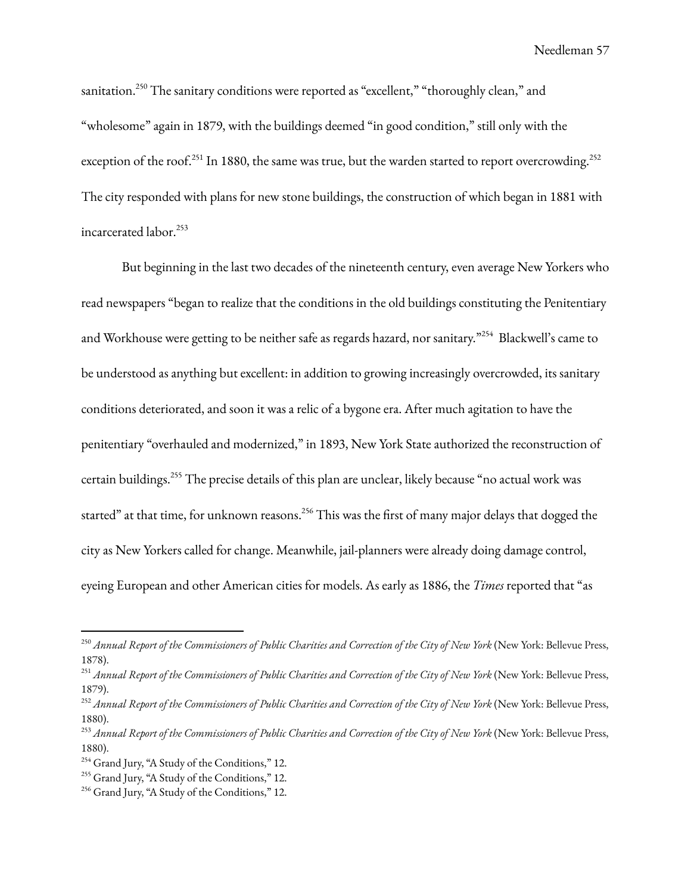sanitation.[250] The sanitary conditions were reported as "excellent," "thoroughly clean," and "wholesome" again in 1879, with the buildings deemed "in good condition," still only with the exception of the roof.[251] In 1880, the same was true, but the warden started to report overcrowding.[252] The city responded with plans for new stone buildings, the construction of which began in 1881 with incarcerated labor.[253]

But beginning in the last two decades of the nineteenth century, even average New Yorkers who read newspapers "began to realize that the conditions in the old buildings constituting the Penitentiary and Workhouse were getting to be neither safe as regards hazard, nor sanitary."[254] Blackwell's came to be understood as anything but excellent: in addition to growing increasingly overcrowded, its sanitary conditions deteriorated, and soon it was a relic of a bygone era. After much agitation to have the penitentiary "overhauled and modernized," in 1893, New York State authorized the reconstruction of certain buildings.[255] The precise details of this plan are unclear, likely because "no actual work was started" at that time, for unknown reasons.[256] This was the first of many major delays that dogged the city as New Yorkers called for change. Meanwhile, jail-planners were already doing damage control, eyeing European and other American cities for models. As early as 1886, the *Times* reported that "as

---

[250] *Annual Report of the Commissioners of Public Charities and Correction of the City of New York* (New York: Bellevue Press, 1878).

[251] *Annual Report of the Commissioners of Public Charities and Correction of the City of New York* (New York: Bellevue Press, 1879).

[252] *Annual Report of the Commissioners of Public Charities and Correction of the City of New York* (New York: Bellevue Press, 1880).

[253] *Annual Report of the Commissioners of Public Charities and Correction of the City of New York* (New York: Bellevue Press, 1880).

[254] Grand Jury, "A Study of the Conditions," 12.

[255] Grand Jury, "A Study of the Conditions," 12.

[256] Grand Jury, "A Study of the Conditions," 12.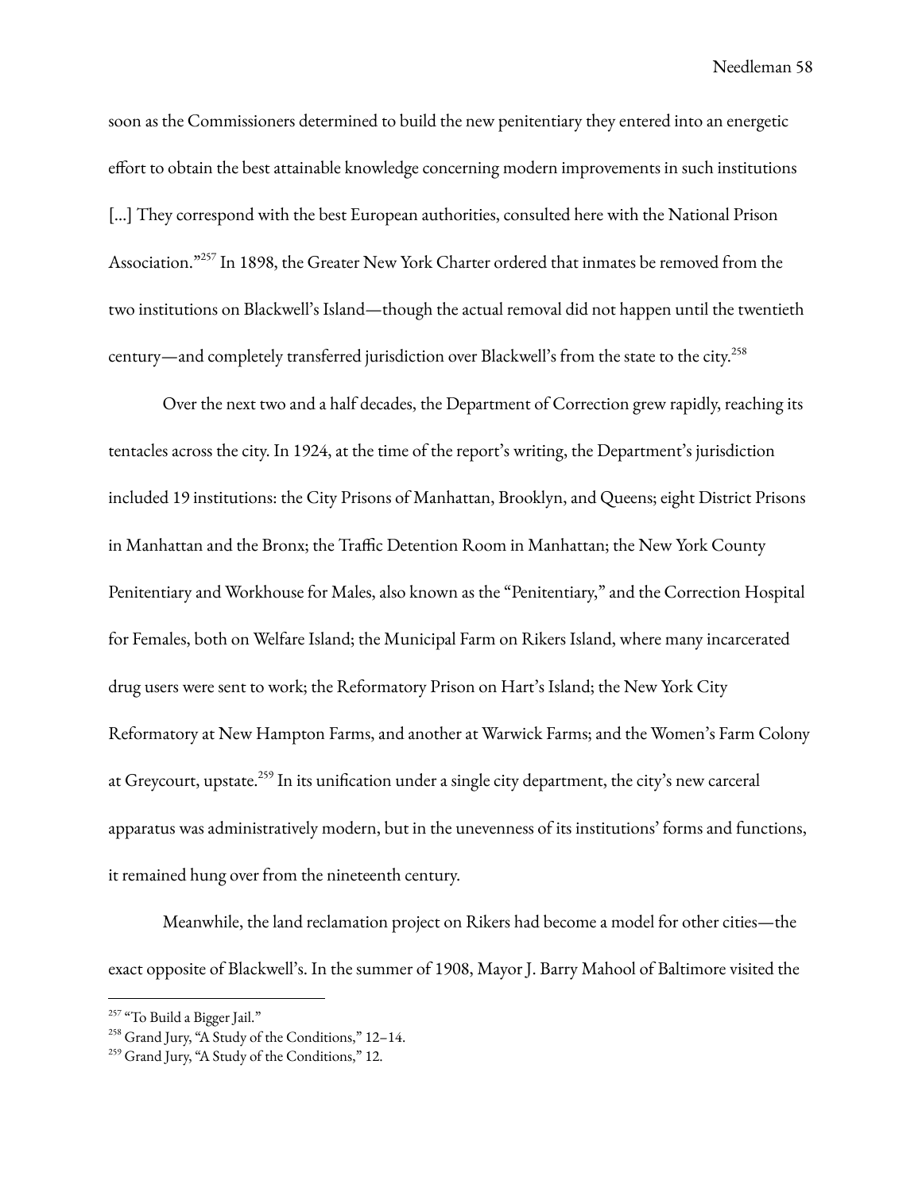soon as the Commissioners determined to build the new penitentiary they entered into an energetic effort to obtain the best attainable knowledge concerning modern improvements in such institutions [...] They correspond with the best European authorities, consulted here with the National Prison Association."[257] In 1898, the Greater New York Charter ordered that inmates be removed from the two institutions on Blackwell's Island—though the actual removal did not happen until the twentieth century—and completely transferred jurisdiction over Blackwell's from the state to the city.[258]

Over the next two and a half decades, the Department of Correction grew rapidly, reaching its tentacles across the city. In 1924, at the time of the report's writing, the Department's jurisdiction included 19 institutions: the City Prisons of Manhattan, Brooklyn, and Queens; eight District Prisons in Manhattan and the Bronx; the Traffic Detention Room in Manhattan; the New York County Penitentiary and Workhouse for Males, also known as the "Penitentiary," and the Correction Hospital for Females, both on Welfare Island; the Municipal Farm on Rikers Island, where many incarcerated drug users were sent to work; the Reformatory Prison on Hart's Island; the New York City Reformatory at New Hampton Farms, and another at Warwick Farms; and the Women's Farm Colony at Greycourt, upstate.[259] In its unification under a single city department, the city's new carceral apparatus was administratively modern, but in the unevenness of its institutions' forms and functions, it remained hung over from the nineteenth century.

Meanwhile, the land reclamation project on Rikers had become a model for other cities—the exact opposite of Blackwell's. In the summer of 1908, Mayor J. Barry Mahool of Baltimore visited the

---

[257] "To Build a Bigger Jail."

[258] Grand Jury, "A Study of the Conditions," 12–14.

[259] Grand Jury, "A Study of the Conditions," 12.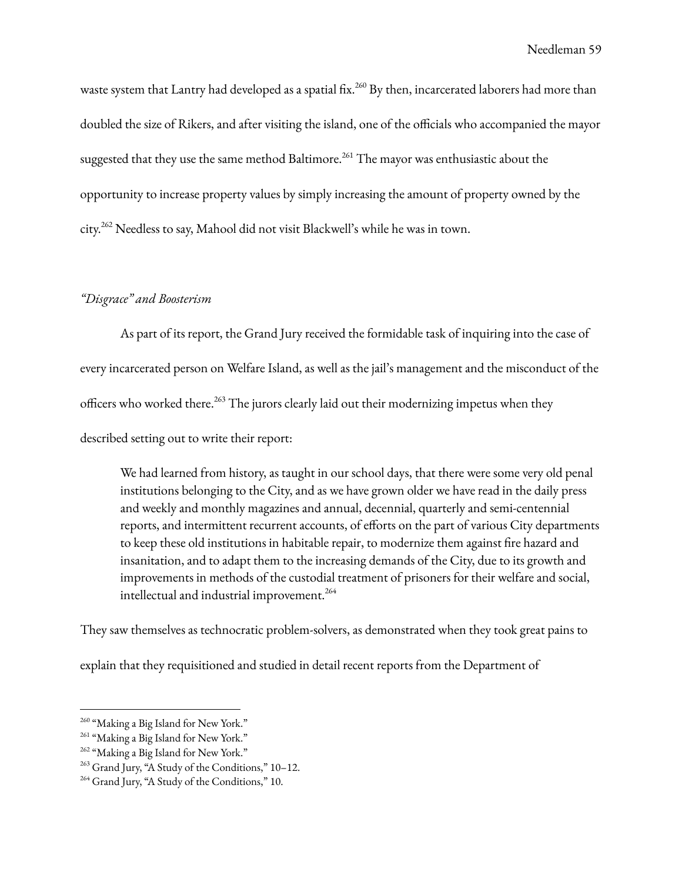waste system that Lantry had developed as a spatial fix.[260] By then, incarcerated laborers had more than doubled the size of Rikers, and after visiting the island, one of the officials who accompanied the mayor suggested that they use the same method Baltimore.[261] The mayor was enthusiastic about the opportunity to increase property values by simply increasing the amount of property owned by the city.[262] Needless to say, Mahool did not visit Blackwell's while he was in town.

### *"Disgrace" and Boosterism*

As part of its report, the Grand Jury received the formidable task of inquiring into the case of every incarcerated person on Welfare Island, as well as the jail's management and the misconduct of the officers who worked there.[263] The jurors clearly laid out their modernizing impetus when they described setting out to write their report:

> We had learned from history, as taught in our school days, that there were some very old penal institutions belonging to the City, and as we have grown older we have read in the daily press and weekly and monthly magazines and annual, decennial, quarterly and semi-centennial reports, and intermittent recurrent accounts, of efforts on the part of various City departments to keep these old institutions in habitable repair, to modernize them against fire hazard and insanitation, and to adapt them to the increasing demands of the City, due to its growth and improvements in methods of the custodial treatment of prisoners for their welfare and social, intellectual and industrial improvement.[264]

They saw themselves as technocratic problem-solvers, as demonstrated when they took great pains to explain that they requisitioned and studied in detail recent reports from the Department of

---

[260] "Making a Big Island for New York."
[261] "Making a Big Island for New York."
[262] "Making a Big Island for New York."
[263] Grand Jury, "A Study of the Conditions," 10–12.
[264] Grand Jury, "A Study of the Conditions," 10.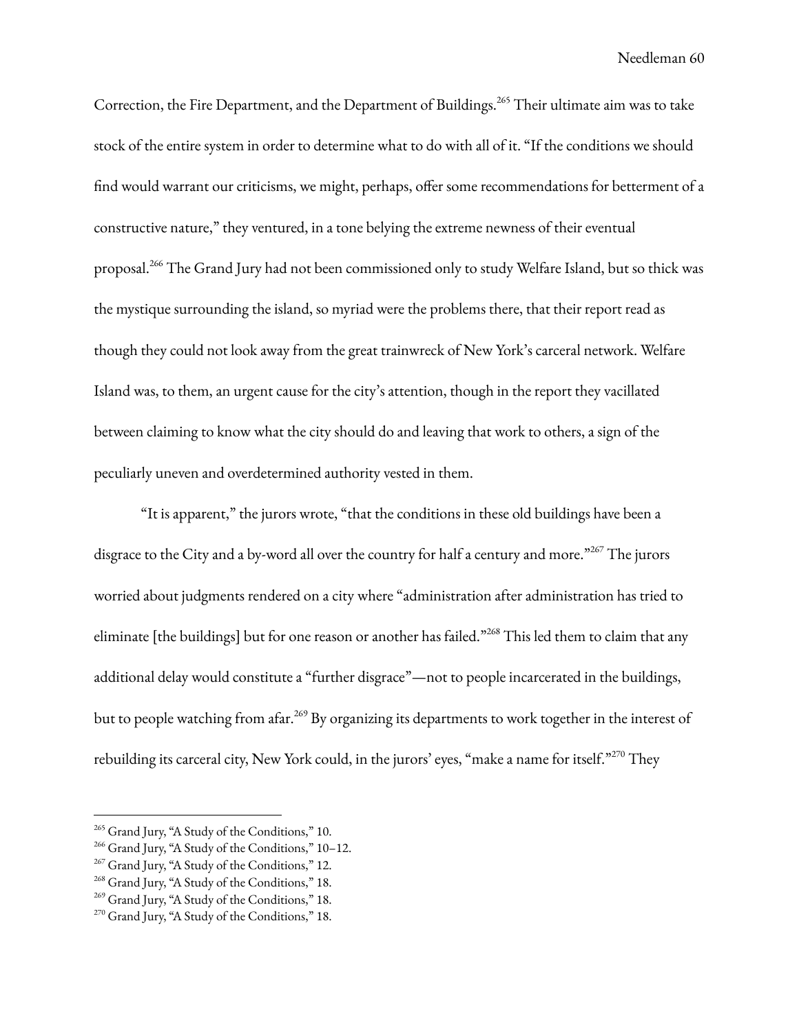Correction, the Fire Department, and the Department of Buildings.[265] Their ultimate aim was to take stock of the entire system in order to determine what to do with all of it. "If the conditions we should find would warrant our criticisms, we might, perhaps, offer some recommendations for betterment of a constructive nature," they ventured, in a tone belying the extreme newness of their eventual proposal.[266] The Grand Jury had not been commissioned only to study Welfare Island, but so thick was the mystique surrounding the island, so myriad were the problems there, that their report read as though they could not look away from the great trainwreck of New York's carceral network. Welfare Island was, to them, an urgent cause for the city's attention, though in the report they vacillated between claiming to know what the city should do and leaving that work to others, a sign of the peculiarly uneven and overdetermined authority vested in them.

"It is apparent," the jurors wrote, "that the conditions in these old buildings have been a disgrace to the City and a by-word all over the country for half a century and more."[267] The jurors worried about judgments rendered on a city where "administration after administration has tried to eliminate [the buildings] but for one reason or another has failed."[268] This led them to claim that any additional delay would constitute a "further disgrace"—not to people incarcerated in the buildings, but to people watching from afar.[269] By organizing its departments to work together in the interest of rebuilding its carceral city, New York could, in the jurors' eyes, "make a name for itself."[270] They

---

[265] Grand Jury, "A Study of the Conditions," 10.
[266] Grand Jury, "A Study of the Conditions," 10–12.
[267] Grand Jury, "A Study of the Conditions," 12.
[268] Grand Jury, "A Study of the Conditions," 18.
[269] Grand Jury, "A Study of the Conditions," 18.
[270] Grand Jury, "A Study of the Conditions," 18.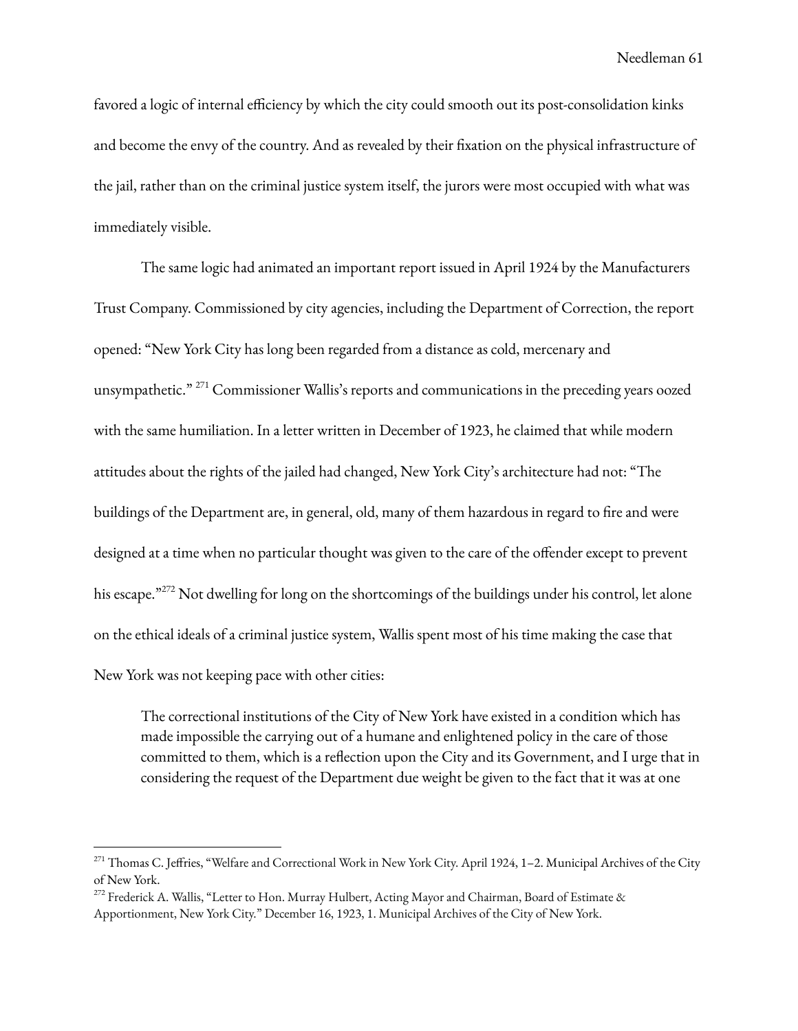favored a logic of internal efficiency by which the city could smooth out its post-consolidation kinks and become the envy of the country. And as revealed by their fixation on the physical infrastructure of the jail, rather than on the criminal justice system itself, the jurors were most occupied with what was immediately visible.

The same logic had animated an important report issued in April 1924 by the Manufacturers Trust Company. Commissioned by city agencies, including the Department of Correction, the report opened: "New York City has long been regarded from a distance as cold, mercenary and unsympathetic." [271] Commissioner Wallis's reports and communications in the preceding years oozed with the same humiliation. In a letter written in December of 1923, he claimed that while modern attitudes about the rights of the jailed had changed, New York City's architecture had not: "The buildings of the Department are, in general, old, many of them hazardous in regard to fire and were designed at a time when no particular thought was given to the care of the offender except to prevent his escape."[272] Not dwelling for long on the shortcomings of the buildings under his control, let alone on the ethical ideals of a criminal justice system, Wallis spent most of his time making the case that New York was not keeping pace with other cities:

> The correctional institutions of the City of New York have existed in a condition which has made impossible the carrying out of a humane and enlightened policy in the care of those committed to them, which is a reflection upon the City and its Government, and I urge that in considering the request of the Department due weight be given to the fact that it was at one

---

[271] Thomas C. Jeffries, "Welfare and Correctional Work in New York City. April 1924, 1–2. Municipal Archives of the City of New York.

[272] Frederick A. Wallis, "Letter to Hon. Murray Hulbert, Acting Mayor and Chairman, Board of Estimate & Apportionment, New York City." December 16, 1923, 1. Municipal Archives of the City of New York.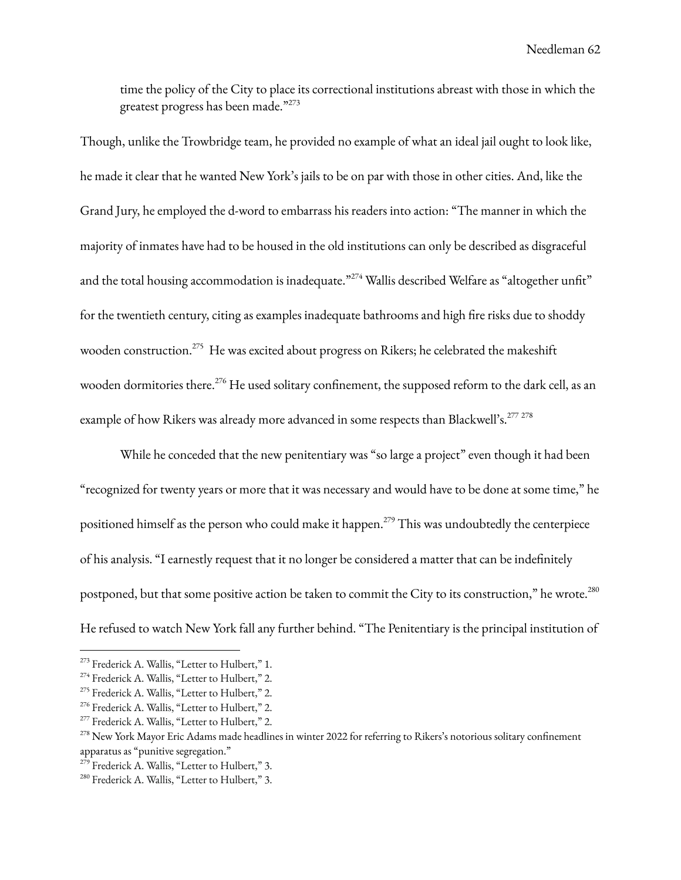time the policy of the City to place its correctional institutions abreast with those in which the greatest progress has been made."[273]

Though, unlike the Trowbridge team, he provided no example of what an ideal jail ought to look like, he made it clear that he wanted New York's jails to be on par with those in other cities. And, like the Grand Jury, he employed the d-word to embarrass his readers into action: "The manner in which the majority of inmates have had to be housed in the old institutions can only be described as disgraceful and the total housing accommodation is inadequate."[274] Wallis described Welfare as "altogether unfit" for the twentieth century, citing as examples inadequate bathrooms and high fire risks due to shoddy wooden construction.[275] He was excited about progress on Rikers; he celebrated the makeshift wooden dormitories there.[276] He used solitary confinement, the supposed reform to the dark cell, as an example of how Rikers was already more advanced in some respects than Blackwell's.[277] [278]

While he conceded that the new penitentiary was "so large a project" even though it had been "recognized for twenty years or more that it was necessary and would have to be done at some time," he positioned himself as the person who could make it happen.[279] This was undoubtedly the centerpiece of his analysis. "I earnestly request that it no longer be considered a matter that can be indefinitely postponed, but that some positive action be taken to commit the City to its construction," he wrote.[280] He refused to watch New York fall any further behind. "The Penitentiary is the principal institution of

---

[273] Frederick A. Wallis, "Letter to Hulbert," 1.
[274] Frederick A. Wallis, "Letter to Hulbert," 2.
[275] Frederick A. Wallis, "Letter to Hulbert," 2.
[276] Frederick A. Wallis, "Letter to Hulbert," 2.
[277] Frederick A. Wallis, "Letter to Hulbert," 2.
[278] New York Mayor Eric Adams made headlines in winter 2022 for referring to Rikers's notorious solitary confinement apparatus as "punitive segregation."
[279] Frederick A. Wallis, "Letter to Hulbert," 3.
[280] Frederick A. Wallis, "Letter to Hulbert," 3.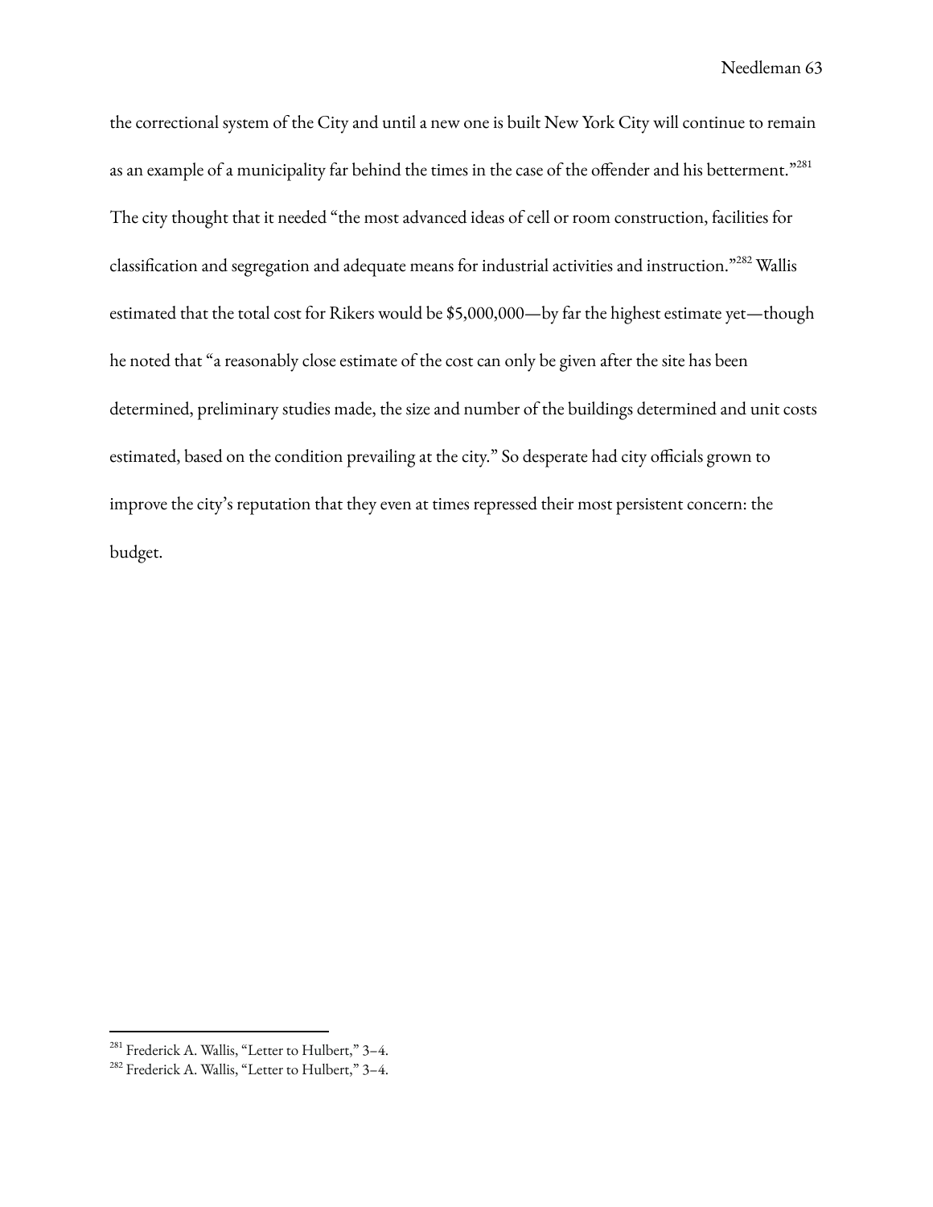the correctional system of the City and until a new one is built New York City will continue to remain as an example of a municipality far behind the times in the case of the offender and his betterment."[281] The city thought that it needed "the most advanced ideas of cell or room construction, facilities for classification and segregation and adequate means for industrial activities and instruction."[282] Wallis estimated that the total cost for Rikers would be $5,000,000—by far the highest estimate yet—though he noted that "a reasonably close estimate of the cost can only be given after the site has been determined, preliminary studies made, the size and number of the buildings determined and unit costs estimated, based on the condition prevailing at the city." So desperate had city officials grown to improve the city's reputation that they even at times repressed their most persistent concern: the budget.

---

[281] Frederick A. Wallis, "Letter to Hulbert," 3–4.

[282] Frederick A. Wallis, "Letter to Hulbert," 3–4.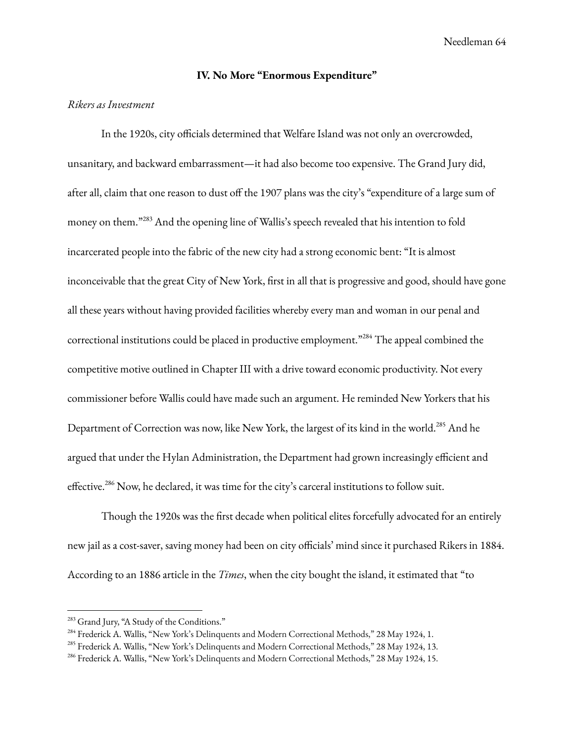## IV. No More "Enormous Expenditure"

*Rikers as Investment*

In the 1920s, city officials determined that Welfare Island was not only an overcrowded, unsanitary, and backward embarrassment—it had also become too expensive. The Grand Jury did, after all, claim that one reason to dust off the 1907 plans was the city's "expenditure of a large sum of money on them."[283] And the opening line of Wallis's speech revealed that his intention to fold incarcerated people into the fabric of the new city had a strong economic bent: "It is almost inconceivable that the great City of New York, first in all that is progressive and good, should have gone all these years without having provided facilities whereby every man and woman in our penal and correctional institutions could be placed in productive employment."[284] The appeal combined the competitive motive outlined in Chapter III with a drive toward economic productivity. Not every commissioner before Wallis could have made such an argument. He reminded New Yorkers that his Department of Correction was now, like New York, the largest of its kind in the world.[285] And he argued that under the Hylan Administration, the Department had grown increasingly efficient and effective.[286] Now, he declared, it was time for the city's carceral institutions to follow suit.

Though the 1920s was the first decade when political elites forcefully advocated for an entirely new jail as a cost-saver, saving money had been on city officials' mind since it purchased Rikers in 1884. According to an 1886 article in the *Times*, when the city bought the island, it estimated that "to

---

[283] Grand Jury, "A Study of the Conditions."

[284] Frederick A. Wallis, "New York's Delinquents and Modern Correctional Methods," 28 May 1924, 1.

[285] Frederick A. Wallis, "New York's Delinquents and Modern Correctional Methods," 28 May 1924, 13.

[286] Frederick A. Wallis, "New York's Delinquents and Modern Correctional Methods," 28 May 1924, 15.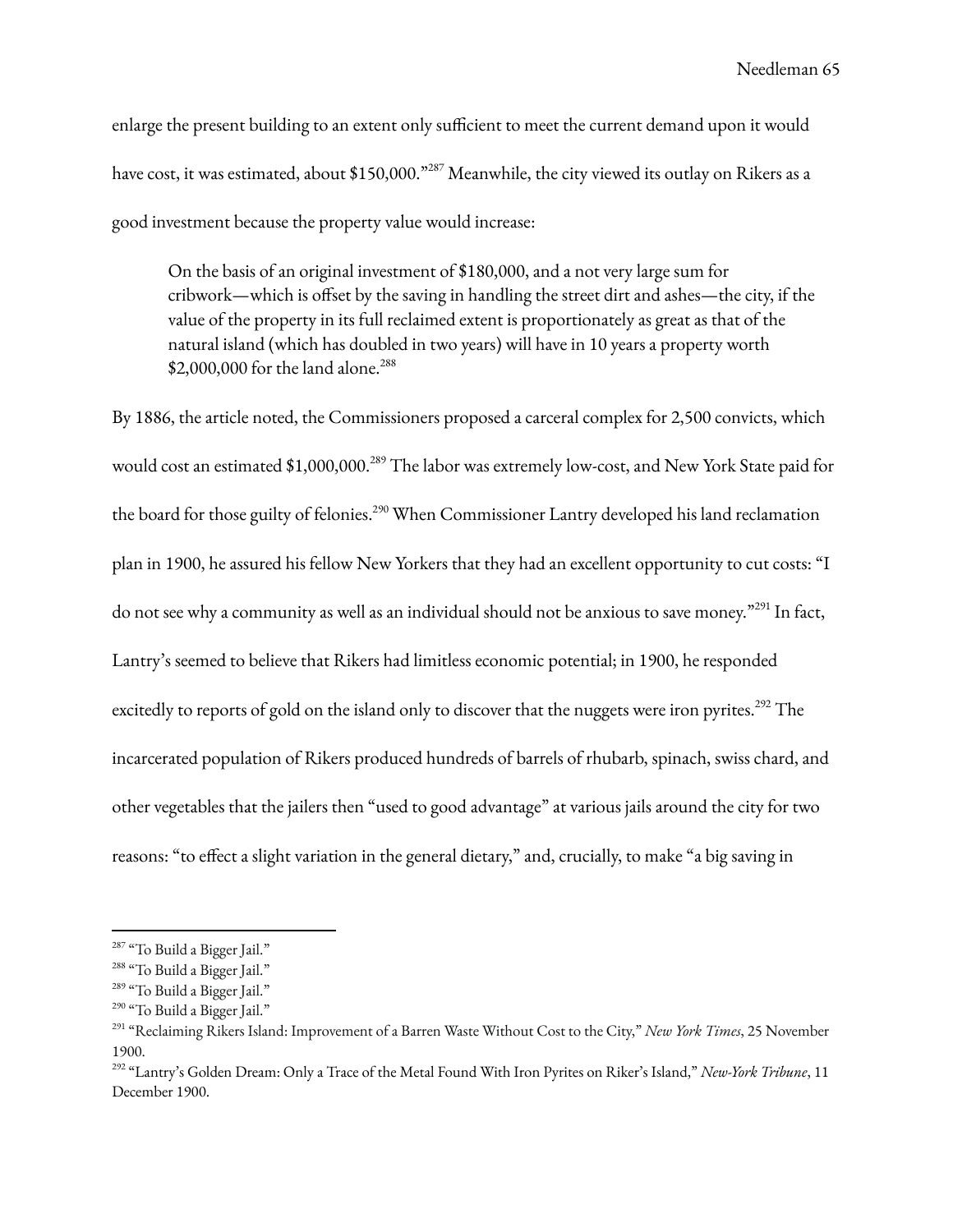enlarge the present building to an extent only sufficient to meet the current demand upon it would have cost, it was estimated, about $150,000."[287] Meanwhile, the city viewed its outlay on Rikers as a good investment because the property value would increase:

> On the basis of an original investment of $180,000, and a not very large sum for cribwork—which is offset by the saving in handling the street dirt and ashes—the city, if the value of the property in its full reclaimed extent is proportionately as great as that of the natural island (which has doubled in two years) will have in 10 years a property worth $2,000,000 for the land alone.[288]

By 1886, the article noted, the Commissioners proposed a carceral complex for 2,500 convicts, which would cost an estimated $1,000,000.[289] The labor was extremely low-cost, and New York State paid for the board for those guilty of felonies.[290] When Commissioner Lantry developed his land reclamation plan in 1900, he assured his fellow New Yorkers that they had an excellent opportunity to cut costs: "I do not see why a community as well as an individual should not be anxious to save money."[291] In fact, Lantry's seemed to believe that Rikers had limitless economic potential; in 1900, he responded excitedly to reports of gold on the island only to discover that the nuggets were iron pyrites.[292] The incarcerated population of Rikers produced hundreds of barrels of rhubarb, spinach, swiss chard, and other vegetables that the jailers then "used to good advantage" at various jails around the city for two reasons: "to effect a slight variation in the general dietary," and, crucially, to make "a big saving in

---

[287] "To Build a Bigger Jail."

[288] "To Build a Bigger Jail."

[289] "To Build a Bigger Jail."

[290] "To Build a Bigger Jail."

[291] "Reclaiming Rikers Island: Improvement of a Barren Waste Without Cost to the City," *New York Times*, 25 November 1900.

[292] "Lantry's Golden Dream: Only a Trace of the Metal Found With Iron Pyrites on Riker's Island," *New-York Tribune*, 11 December 1900.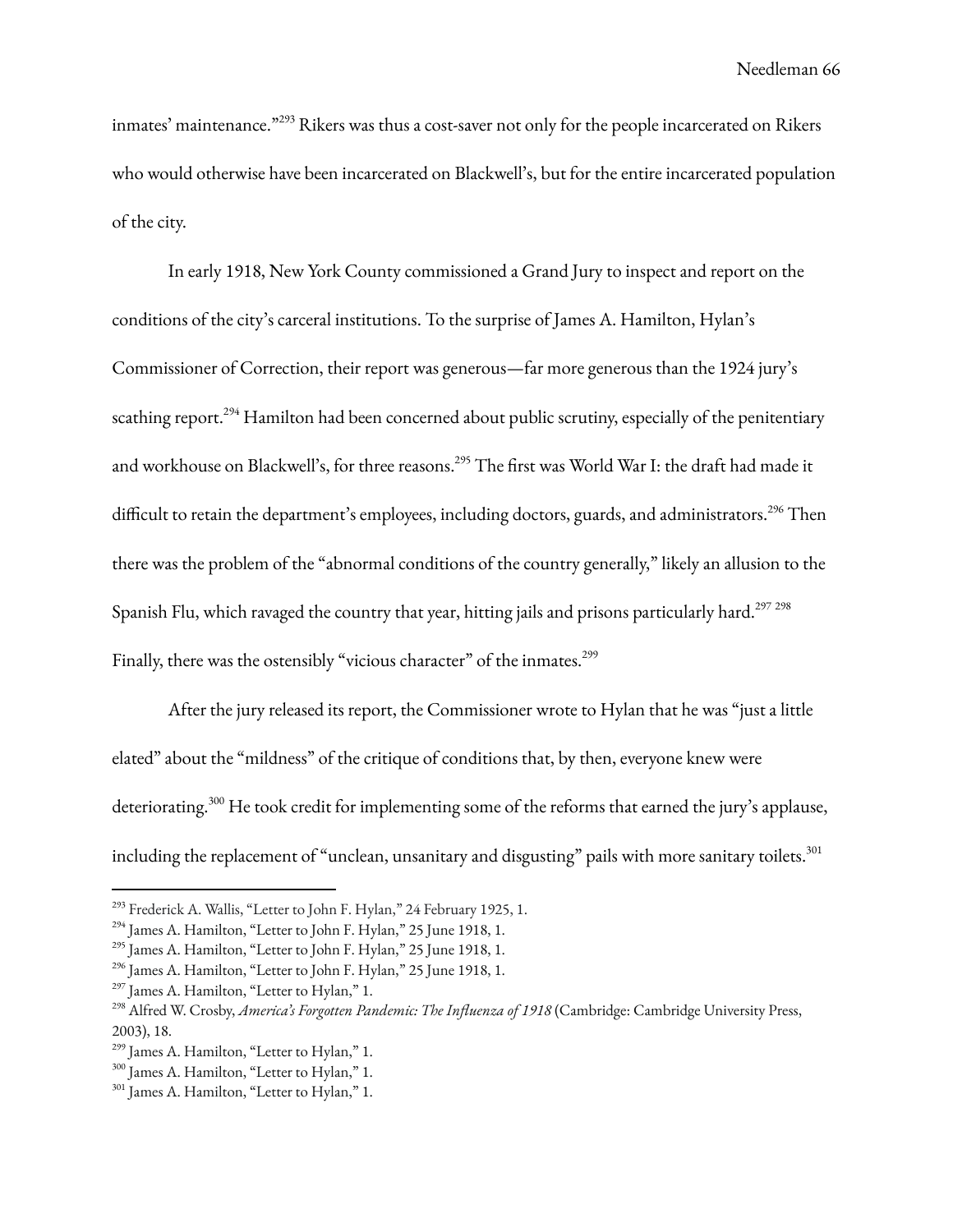inmates' maintenance."[293] Rikers was thus a cost-saver not only for the people incarcerated on Rikers who would otherwise have been incarcerated on Blackwell's, but for the entire incarcerated population of the city.

In early 1918, New York County commissioned a Grand Jury to inspect and report on the conditions of the city's carceral institutions. To the surprise of James A. Hamilton, Hylan's Commissioner of Correction, their report was generous—far more generous than the 1924 jury's scathing report.[294] Hamilton had been concerned about public scrutiny, especially of the penitentiary and workhouse on Blackwell's, for three reasons.[295] The first was World War I: the draft had made it difficult to retain the department's employees, including doctors, guards, and administrators.[296] Then there was the problem of the "abnormal conditions of the country generally," likely an allusion to the Spanish Flu, which ravaged the country that year, hitting jails and prisons particularly hard.[297] [298] Finally, there was the ostensibly "vicious character" of the inmates.[299]

After the jury released its report, the Commissioner wrote to Hylan that he was "just a little elated" about the "mildness" of the critique of conditions that, by then, everyone knew were deteriorating.[300] He took credit for implementing some of the reforms that earned the jury's applause, including the replacement of "unclean, unsanitary and disgusting" pails with more sanitary toilets.[301]

---

[293] Frederick A. Wallis, "Letter to John F. Hylan," 24 February 1925, 1.
[294] James A. Hamilton, "Letter to John F. Hylan," 25 June 1918, 1.
[295] James A. Hamilton, "Letter to John F. Hylan," 25 June 1918, 1.
[296] James A. Hamilton, "Letter to John F. Hylan," 25 June 1918, 1.
[297] James A. Hamilton, "Letter to Hylan," 1.
[298] Alfred W. Crosby, *America's Forgotten Pandemic: The Influenza of 1918* (Cambridge: Cambridge University Press, 2003), 18.
[299] James A. Hamilton, "Letter to Hylan," 1.
[300] James A. Hamilton, "Letter to Hylan," 1.
[301] James A. Hamilton, "Letter to Hylan," 1.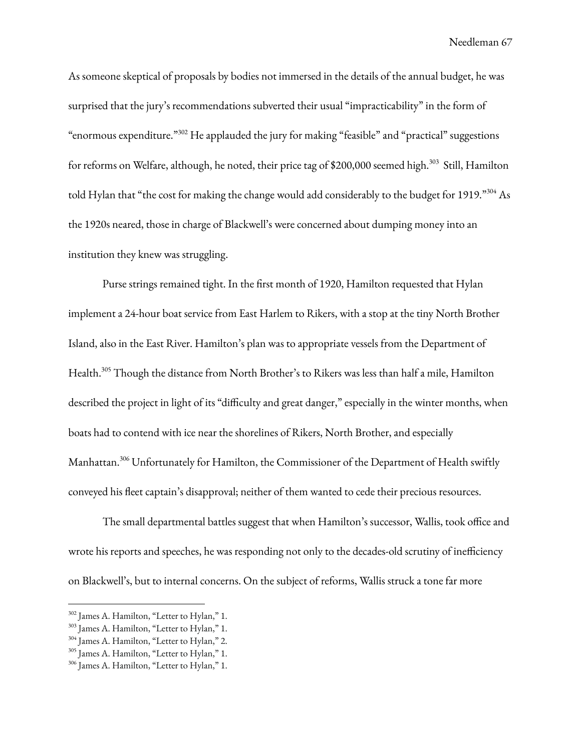As someone skeptical of proposals by bodies not immersed in the details of the annual budget, he was surprised that the jury's recommendations subverted their usual "impracticability" in the form of "enormous expenditure."[302] He applauded the jury for making "feasible" and "practical" suggestions for reforms on Welfare, although, he noted, their price tag of $200,000 seemed high.[303] Still, Hamilton told Hylan that "the cost for making the change would add considerably to the budget for 1919."[304] As the 1920s neared, those in charge of Blackwell's were concerned about dumping money into an institution they knew was struggling.

Purse strings remained tight. In the first month of 1920, Hamilton requested that Hylan implement a 24-hour boat service from East Harlem to Rikers, with a stop at the tiny North Brother Island, also in the East River. Hamilton's plan was to appropriate vessels from the Department of Health.[305] Though the distance from North Brother's to Rikers was less than half a mile, Hamilton described the project in light of its "difficulty and great danger," especially in the winter months, when boats had to contend with ice near the shorelines of Rikers, North Brother, and especially Manhattan.[306] Unfortunately for Hamilton, the Commissioner of the Department of Health swiftly conveyed his fleet captain's disapproval; neither of them wanted to cede their precious resources.

The small departmental battles suggest that when Hamilton's successor, Wallis, took office and wrote his reports and speeches, he was responding not only to the decades-old scrutiny of inefficiency on Blackwell's, but to internal concerns. On the subject of reforms, Wallis struck a tone far more

---

[302] James A. Hamilton, "Letter to Hylan," 1.
[303] James A. Hamilton, "Letter to Hylan," 1.
[304] James A. Hamilton, "Letter to Hylan," 2.
[305] James A. Hamilton, "Letter to Hylan," 1.
[306] James A. Hamilton, "Letter to Hylan," 1.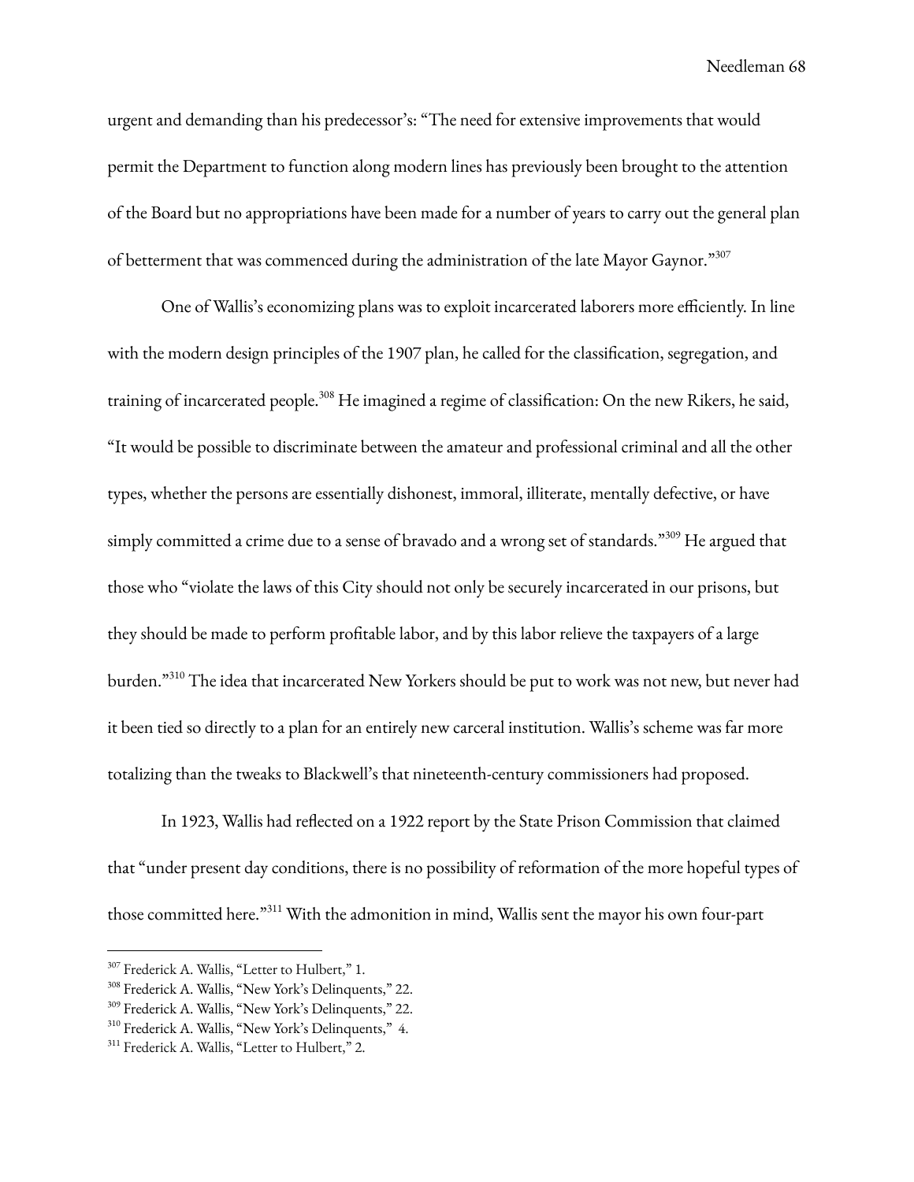urgent and demanding than his predecessor's: "The need for extensive improvements that would permit the Department to function along modern lines has previously been brought to the attention of the Board but no appropriations have been made for a number of years to carry out the general plan of betterment that was commenced during the administration of the late Mayor Gaynor."[307]

One of Wallis's economizing plans was to exploit incarcerated laborers more efficiently. In line with the modern design principles of the 1907 plan, he called for the classification, segregation, and training of incarcerated people.[308] He imagined a regime of classification: On the new Rikers, he said, "It would be possible to discriminate between the amateur and professional criminal and all the other types, whether the persons are essentially dishonest, immoral, illiterate, mentally defective, or have simply committed a crime due to a sense of bravado and a wrong set of standards."[309] He argued that those who "violate the laws of this City should not only be securely incarcerated in our prisons, but they should be made to perform profitable labor, and by this labor relieve the taxpayers of a large burden."[310] The idea that incarcerated New Yorkers should be put to work was not new, but never had it been tied so directly to a plan for an entirely new carceral institution. Wallis's scheme was far more totalizing than the tweaks to Blackwell's that nineteenth-century commissioners had proposed.

In 1923, Wallis had reflected on a 1922 report by the State Prison Commission that claimed that "under present day conditions, there is no possibility of reformation of the more hopeful types of those committed here."[311] With the admonition in mind, Wallis sent the mayor his own four-part

---

[307] Frederick A. Wallis, "Letter to Hulbert," 1.

[308] Frederick A. Wallis, "New York's Delinquents," 22.

[309] Frederick A. Wallis, "New York's Delinquents," 22.

[310] Frederick A. Wallis, "New York's Delinquents," 4.

[311] Frederick A. Wallis, "Letter to Hulbert," 2.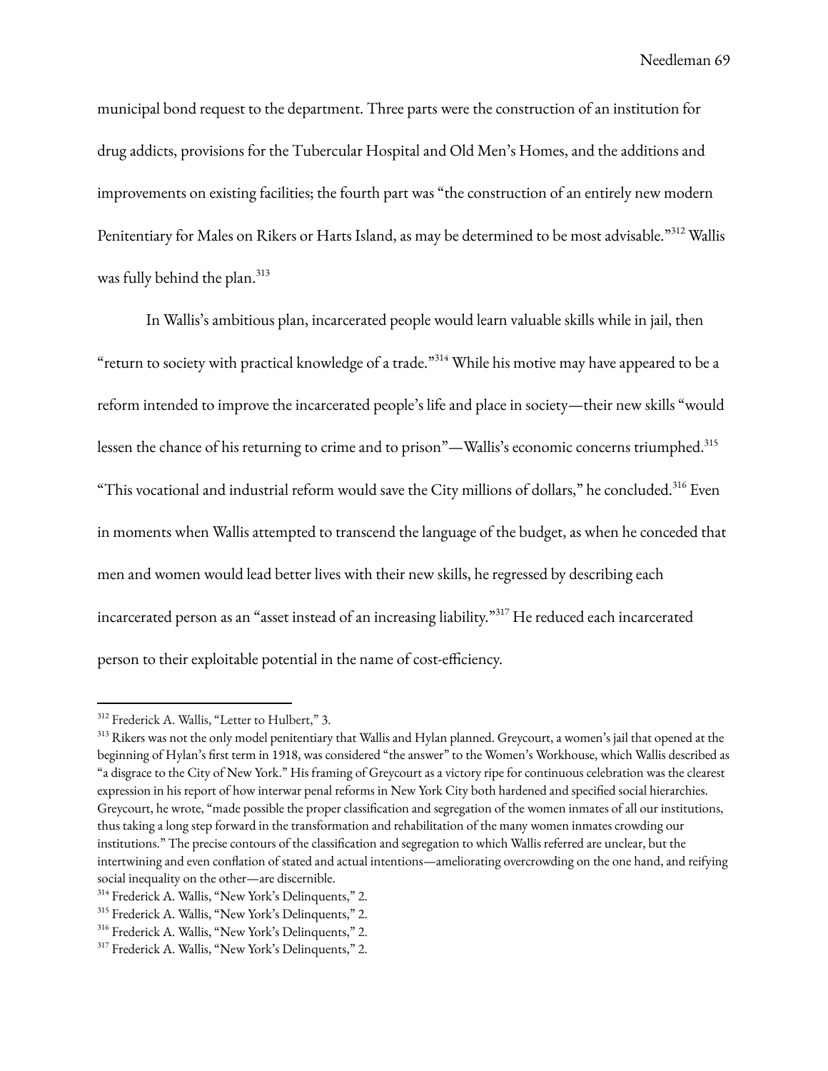municipal bond request to the department. Three parts were the construction of an institution for drug addicts, provisions for the Tubercular Hospital and Old Men's Homes, and the additions and improvements on existing facilities; the fourth part was "the construction of an entirely new modern Penitentiary for Males on Rikers or Harts Island, as may be determined to be most advisable."[312] Wallis was fully behind the plan.[313]

In Wallis's ambitious plan, incarcerated people would learn valuable skills while in jail, then "return to society with practical knowledge of a trade."[314] While his motive may have appeared to be a reform intended to improve the incarcerated people's life and place in society—their new skills "would lessen the chance of his returning to crime and to prison"—Wallis's economic concerns triumphed.[315] "This vocational and industrial reform would save the City millions of dollars," he concluded.[316] Even in moments when Wallis attempted to transcend the language of the budget, as when he conceded that men and women would lead better lives with their new skills, he regressed by describing each incarcerated person as an "asset instead of an increasing liability."[317] He reduced each incarcerated person to their exploitable potential in the name of cost-efficiency.

---

[312] Frederick A. Wallis, "Letter to Hulbert," 3.

[313] Rikers was not the only model penitentiary that Wallis and Hylan planned. Greycourt, a women's jail that opened at the beginning of Hylan's first term in 1918, was considered "the answer" to the Women's Workhouse, which Wallis described as "a disgrace to the City of New York." His framing of Greycourt as a victory ripe for continuous celebration was the clearest expression in his report of how interwar penal reforms in New York City both hardened and specified social hierarchies. Greycourt, he wrote, "made possible the proper classification and segregation of the women inmates of all our institutions, thus taking a long step forward in the transformation and rehabilitation of the many women inmates crowding our institutions." The precise contours of the classification and segregation to which Wallis referred are unclear, but the intertwining and even conflation of stated and actual intentions—ameliorating overcrowding on the one hand, and reifying social inequality on the other—are discernible.

[314] Frederick A. Wallis, "New York's Delinquents," 2.

[315] Frederick A. Wallis, "New York's Delinquents," 2.

[316] Frederick A. Wallis, "New York's Delinquents," 2.

[317] Frederick A. Wallis, "New York's Delinquents," 2.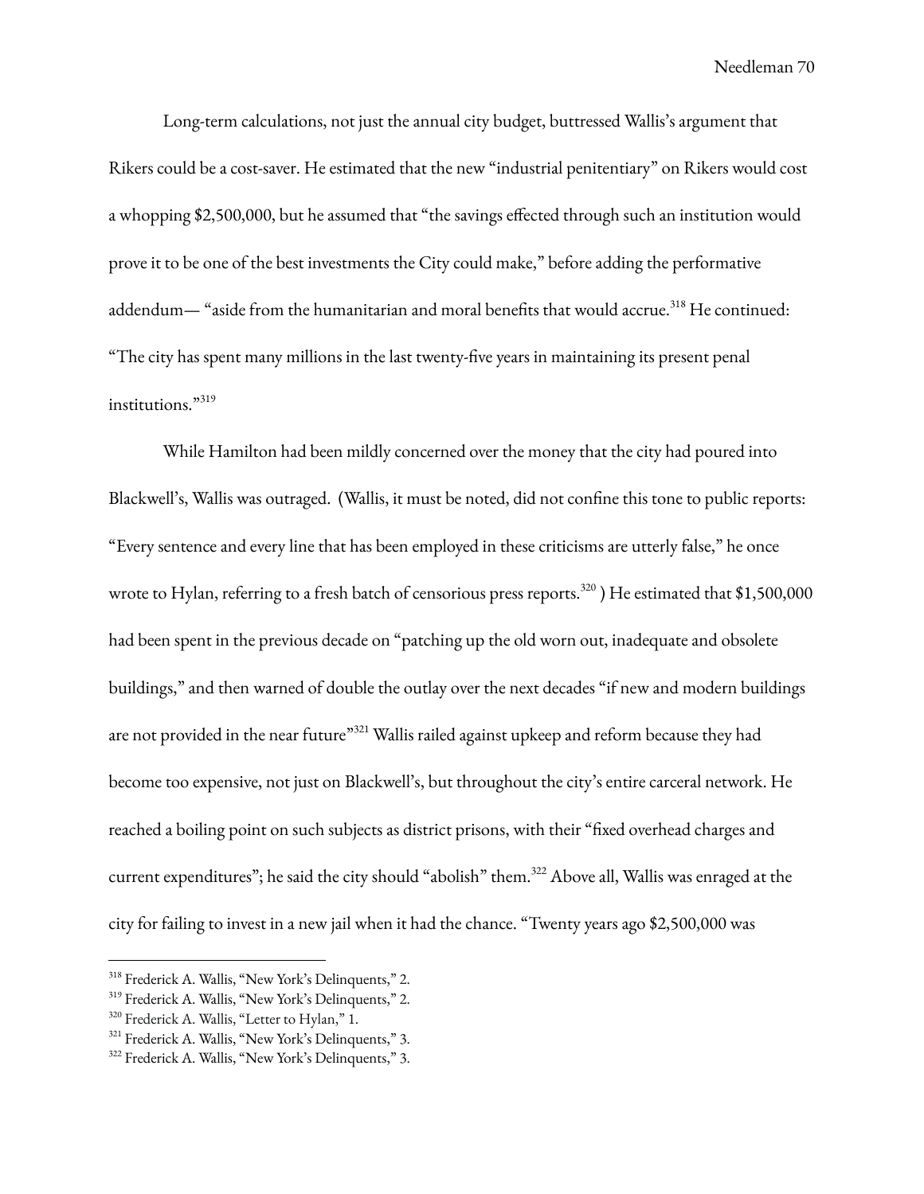Long-term calculations, not just the annual city budget, buttressed Wallis's argument that Rikers could be a cost-saver. He estimated that the new "industrial penitentiary" on Rikers would cost a whopping $2,500,000, but he assumed that "the savings effected through such an institution would prove it to be one of the best investments the City could make," before adding the performative addendum— "aside from the humanitarian and moral benefits that would accrue.[318] He continued: "The city has spent many millions in the last twenty-five years in maintaining its present penal institutions."[319]

While Hamilton had been mildly concerned over the money that the city had poured into Blackwell's, Wallis was outraged. (Wallis, it must be noted, did not confine this tone to public reports: "Every sentence and every line that has been employed in these criticisms are utterly false," he once wrote to Hylan, referring to a fresh batch of censorious press reports.[320] ) He estimated that $1,500,000 had been spent in the previous decade on "patching up the old worn out, inadequate and obsolete buildings," and then warned of double the outlay over the next decades "if new and modern buildings are not provided in the near future"[321] Wallis railed against upkeep and reform because they had become too expensive, not just on Blackwell's, but throughout the city's entire carceral network. He reached a boiling point on such subjects as district prisons, with their "fixed overhead charges and current expenditures"; he said the city should "abolish" them.[322] Above all, Wallis was enraged at the city for failing to invest in a new jail when it had the chance. "Twenty years ago $2,500,000 was

---

[318] Frederick A. Wallis, "New York's Delinquents," 2.

[319] Frederick A. Wallis, "New York's Delinquents," 2.

[320] Frederick A. Wallis, "Letter to Hylan," 1.

[321] Frederick A. Wallis, "New York's Delinquents," 3.

[322] Frederick A. Wallis, "New York's Delinquents," 3.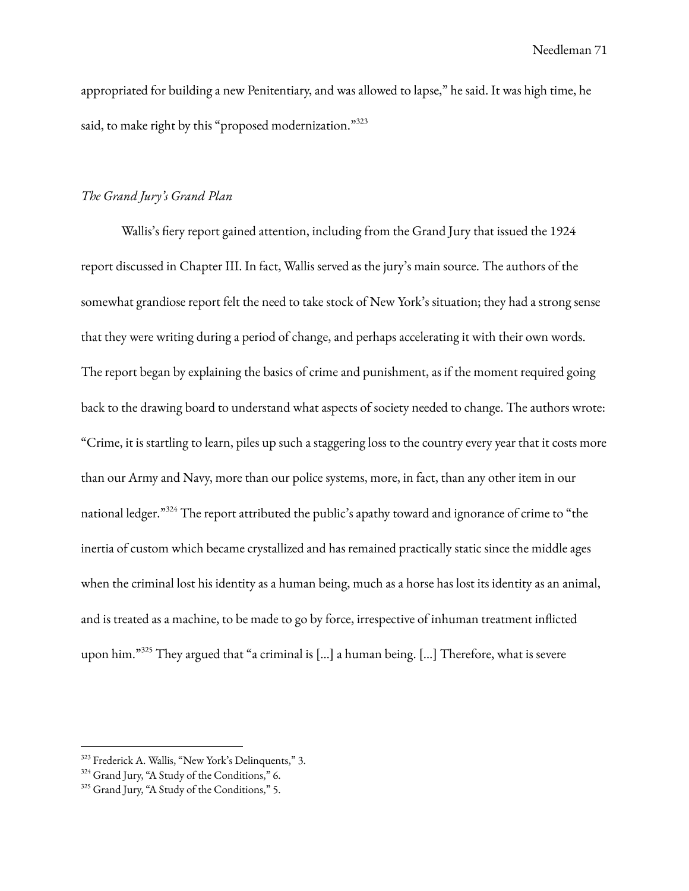appropriated for building a new Penitentiary, and was allowed to lapse," he said. It was high time, he said, to make right by this "proposed modernization."[323]

*The Grand Jury's Grand Plan*

Wallis's fiery report gained attention, including from the Grand Jury that issued the 1924 report discussed in Chapter III. In fact, Wallis served as the jury's main source. The authors of the somewhat grandiose report felt the need to take stock of New York's situation; they had a strong sense that they were writing during a period of change, and perhaps accelerating it with their own words. The report began by explaining the basics of crime and punishment, as if the moment required going back to the drawing board to understand what aspects of society needed to change. The authors wrote: "Crime, it is startling to learn, piles up such a staggering loss to the country every year that it costs more than our Army and Navy, more than our police systems, more, in fact, than any other item in our national ledger."[324] The report attributed the public's apathy toward and ignorance of crime to "the inertia of custom which became crystallized and has remained practically static since the middle ages when the criminal lost his identity as a human being, much as a horse has lost its identity as an animal, and is treated as a machine, to be made to go by force, irrespective of inhuman treatment inflicted upon him."[325] They argued that "a criminal is [...] a human being. [...] Therefore, what is severe

---

[323] Frederick A. Wallis, "New York's Delinquents," 3.

[324] Grand Jury, "A Study of the Conditions," 6.

[325] Grand Jury, "A Study of the Conditions," 5.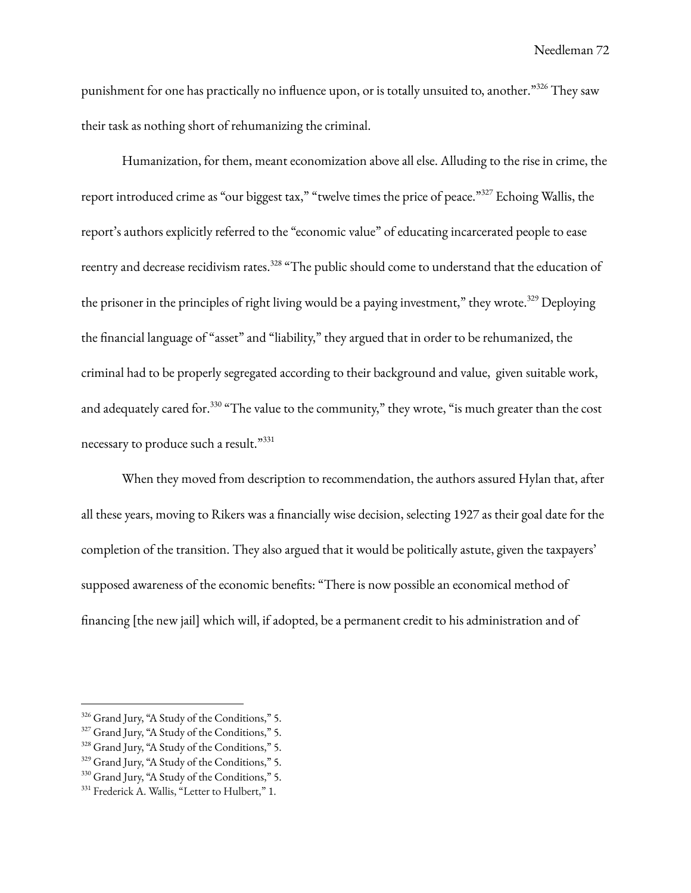punishment for one has practically no influence upon, or is totally unsuited to, another."[326] They saw their task as nothing short of rehumanizing the criminal.

Humanization, for them, meant economization above all else. Alluding to the rise in crime, the report introduced crime as "our biggest tax," "twelve times the price of peace."[327] Echoing Wallis, the report's authors explicitly referred to the "economic value" of educating incarcerated people to ease reentry and decrease recidivism rates.[328] "The public should come to understand that the education of the prisoner in the principles of right living would be a paying investment," they wrote.[329] Deploying the financial language of "asset" and "liability," they argued that in order to be rehumanized, the criminal had to be properly segregated according to their background and value, given suitable work, and adequately cared for.[330] "The value to the community," they wrote, "is much greater than the cost necessary to produce such a result."[331]

When they moved from description to recommendation, the authors assured Hylan that, after all these years, moving to Rikers was a financially wise decision, selecting 1927 as their goal date for the completion of the transition. They also argued that it would be politically astute, given the taxpayers' supposed awareness of the economic benefits: "There is now possible an economical method of financing [the new jail] which will, if adopted, be a permanent credit to his administration and of

---

[326] Grand Jury, "A Study of the Conditions," 5.
[327] Grand Jury, "A Study of the Conditions," 5.
[328] Grand Jury, "A Study of the Conditions," 5.
[329] Grand Jury, "A Study of the Conditions," 5.
[330] Grand Jury, "A Study of the Conditions," 5.
[331] Frederick A. Wallis, "Letter to Hulbert," 1.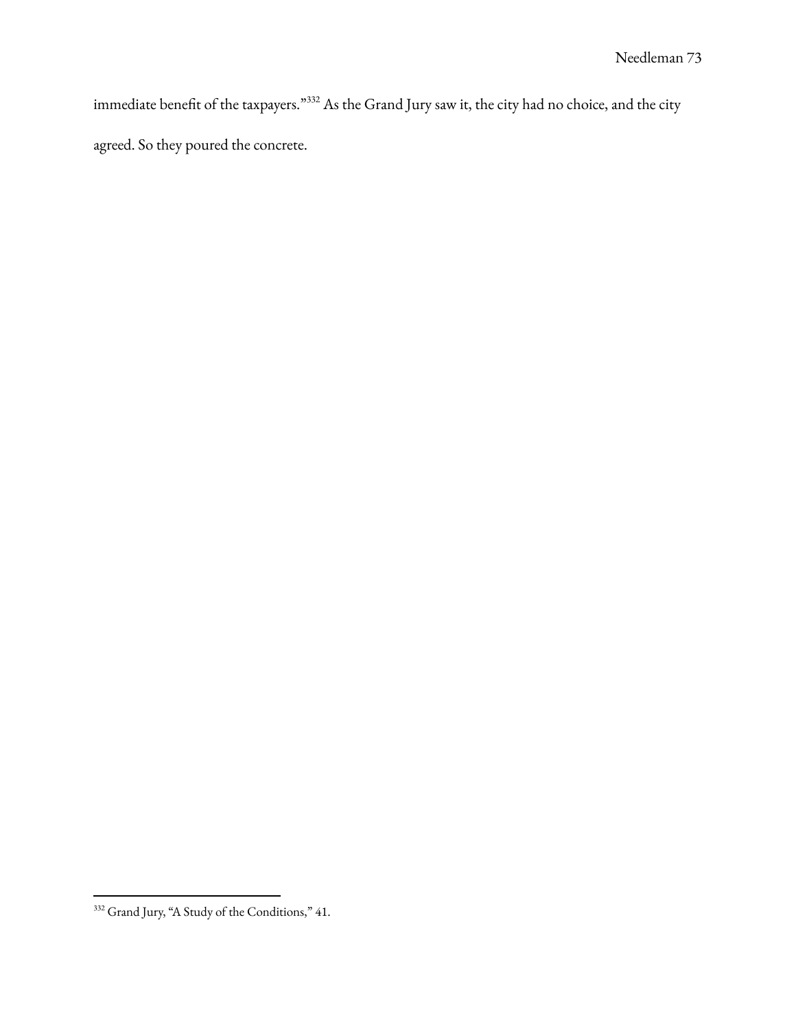immediate benefit of the taxpayers."[332] As the Grand Jury saw it, the city had no choice, and the city agreed. So they poured the concrete.

---

[332] Grand Jury, "A Study of the Conditions," 41.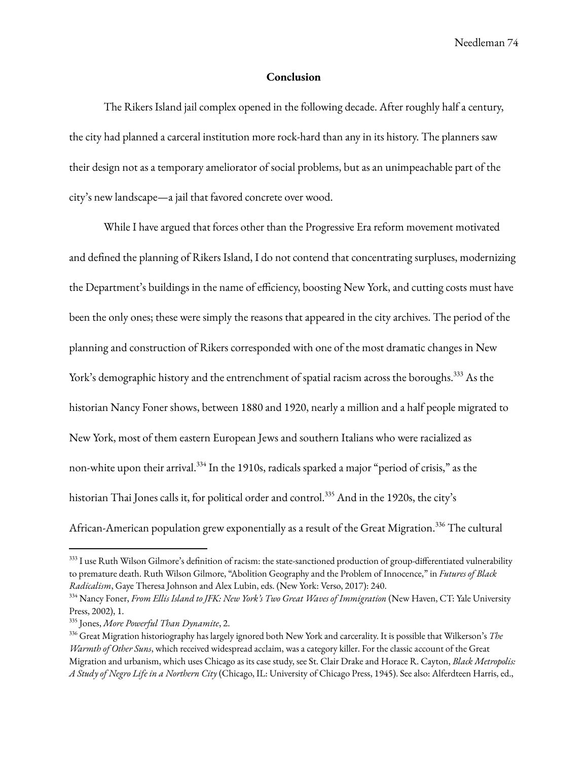## Conclusion

The Rikers Island jail complex opened in the following decade. After roughly half a century, the city had planned a carceral institution more rock-hard than any in its history. The planners saw their design not as a temporary ameliorator of social problems, but as an unimpeachable part of the city's new landscape—a jail that favored concrete over wood.

While I have argued that forces other than the Progressive Era reform movement motivated and defined the planning of Rikers Island, I do not contend that concentrating surpluses, modernizing the Department's buildings in the name of efficiency, boosting New York, and cutting costs must have been the only ones; these were simply the reasons that appeared in the city archives. The period of the planning and construction of Rikers corresponded with one of the most dramatic changes in New York's demographic history and the entrenchment of spatial racism across the boroughs.[333] As the historian Nancy Foner shows, between 1880 and 1920, nearly a million and a half people migrated to New York, most of them eastern European Jews and southern Italians who were racialized as non-white upon their arrival.[334] In the 1910s, radicals sparked a major "period of crisis," as the historian Thai Jones calls it, for political order and control.[335] And in the 1920s, the city's African-American population grew exponentially as a result of the Great Migration.[336] The cultural

---

[333] I use Ruth Wilson Gilmore's definition of racism: the state-sanctioned production of group-differentiated vulnerability to premature death. Ruth Wilson Gilmore, "Abolition Geography and the Problem of Innocence," in *Futures of Black Radicalism*, Gaye Theresa Johnson and Alex Lubin, eds. (New York: Verso, 2017): 240.

[334] Nancy Foner, *From Ellis Island to JFK: New York's Two Great Waves of Immigration* (New Haven, CT: Yale University Press, 2002), 1.

[335] Jones, *More Powerful Than Dynamite*, 2.

[336] Great Migration historiography has largely ignored both New York and carcerality. It is possible that Wilkerson's *The Warmth of Other Suns*, which received widespread acclaim, was a category killer. For the classic account of the Great Migration and urbanism, which uses Chicago as its case study, see St. Clair Drake and Horace R. Cayton, *Black Metropolis: A Study of Negro Life in a Northern City* (Chicago, IL: University of Chicago Press, 1945). See also: Alferdteen Harris, ed.,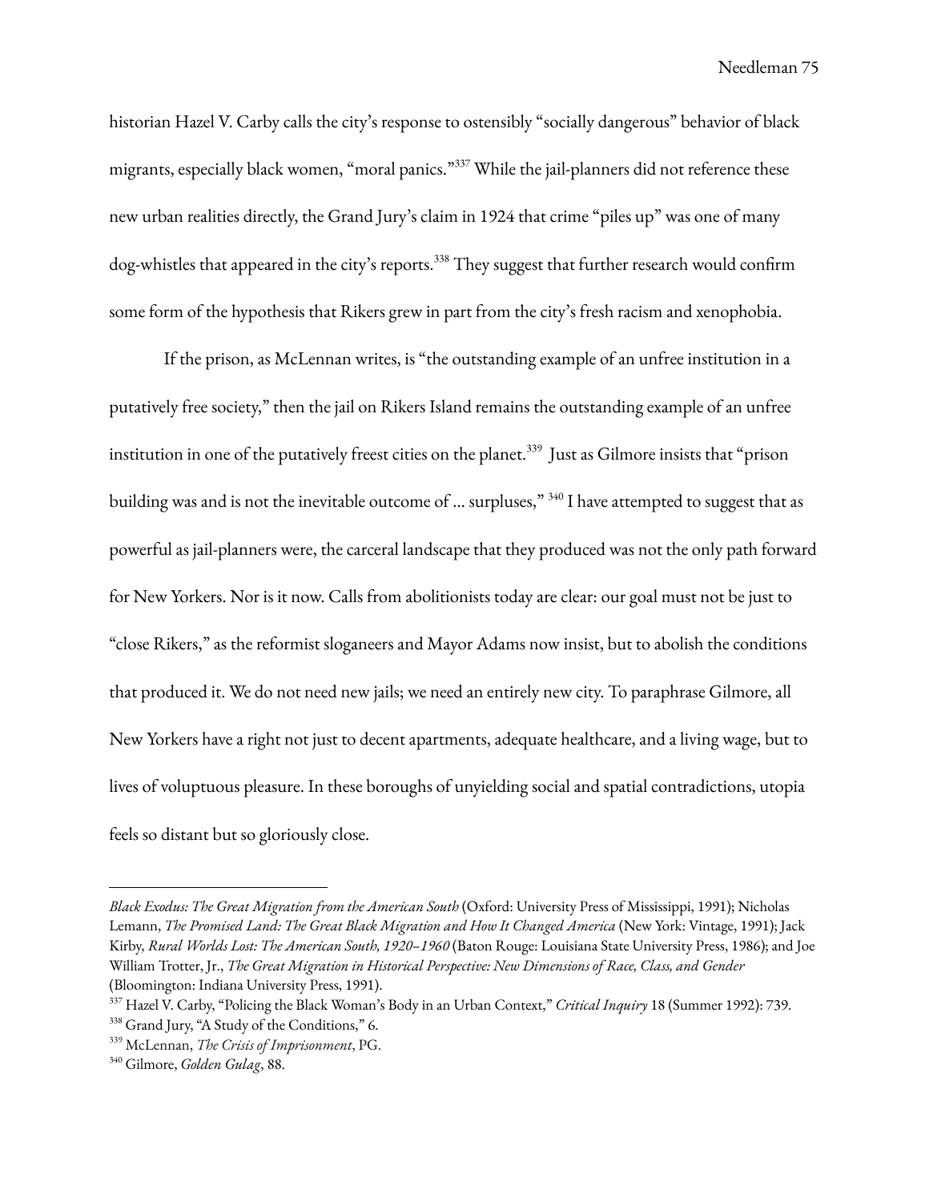historian Hazel V. Carby calls the city's response to ostensibly "socially dangerous" behavior of black migrants, especially black women, "moral panics."[337] While the jail-planners did not reference these new urban realities directly, the Grand Jury's claim in 1924 that crime "piles up" was one of many dog-whistles that appeared in the city's reports.[338] They suggest that further research would confirm some form of the hypothesis that Rikers grew in part from the city's fresh racism and xenophobia.

If the prison, as McLennan writes, is "the outstanding example of an unfree institution in a putatively free society," then the jail on Rikers Island remains the outstanding example of an unfree institution in one of the putatively freest cities on the planet.[339] Just as Gilmore insists that "prison building was and is not the inevitable outcome of … surpluses," [340] I have attempted to suggest that as powerful as jail-planners were, the carceral landscape that they produced was not the only path forward for New Yorkers. Nor is it now. Calls from abolitionists today are clear: our goal must not be just to "close Rikers," as the reformist sloganeers and Mayor Adams now insist, but to abolish the conditions that produced it. We do not need new jails; we need an entirely new city. To paraphrase Gilmore, all New Yorkers have a right not just to decent apartments, adequate healthcare, and a living wage, but to lives of voluptuous pleasure. In these boroughs of unyielding social and spatial contradictions, utopia feels so distant but so gloriously close.

---

*Black Exodus: The Great Migration from the American South* (Oxford: University Press of Mississippi, 1991); Nicholas Lemann, *The Promised Land: The Great Black Migration and How It Changed America* (New York: Vintage, 1991); Jack Kirby, *Rural Worlds Lost: The American South, 1920–1960* (Baton Rouge: Louisiana State University Press, 1986); and Joe William Trotter, Jr., *The Great Migration in Historical Perspective: New Dimensions of Race, Class, and Gender* (Bloomington: Indiana University Press, 1991).

[337] Hazel V. Carby, "Policing the Black Woman's Body in an Urban Context," *Critical Inquiry* 18 (Summer 1992): 739.

[338] Grand Jury, "A Study of the Conditions," 6.

[339] McLennan, *The Crisis of Imprisonment*, PG.

[340] Gilmore, *Golden Gulag*, 88.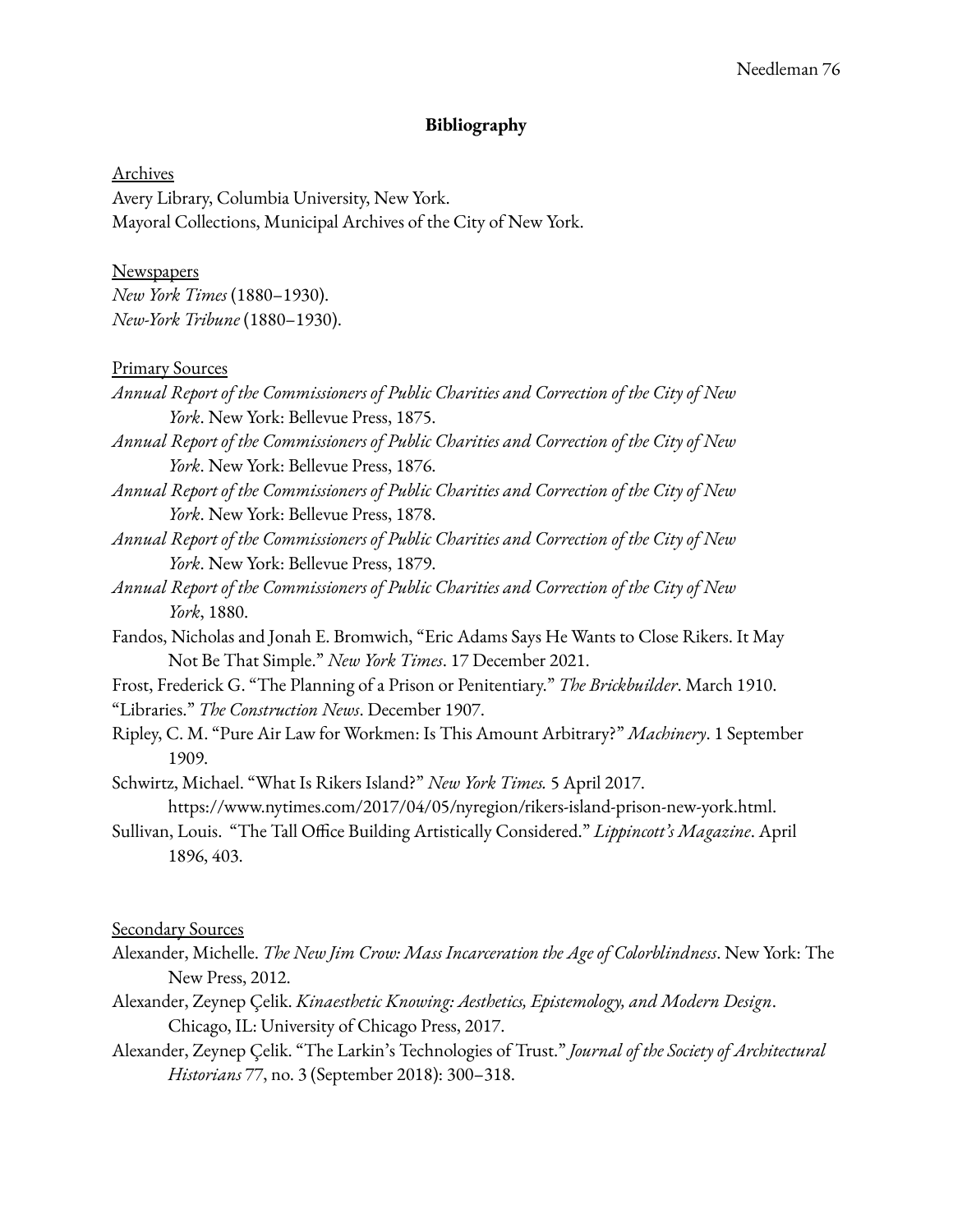## Bibliography

Archives

Avery Library, Columbia University, New York.

Mayoral Collections, Municipal Archives of the City of New York.

Newspapers

*New York Times* (1880–1930).

*New-York Tribune* (1880–1930).

Primary Sources

*Annual Report of the Commissioners of Public Charities and Correction of the City of New York*. New York: Bellevue Press, 1875.

*Annual Report of the Commissioners of Public Charities and Correction of the City of New York*. New York: Bellevue Press, 1876.

*Annual Report of the Commissioners of Public Charities and Correction of the City of New York*. New York: Bellevue Press, 1878.

*Annual Report of the Commissioners of Public Charities and Correction of the City of New York*. New York: Bellevue Press, 1879.

*Annual Report of the Commissioners of Public Charities and Correction of the City of New York*, 1880.

Fandos, Nicholas and Jonah E. Bromwich, "Eric Adams Says He Wants to Close Rikers. It May Not Be That Simple." *New York Times*. 17 December 2021.

Frost, Frederick G. "The Planning of a Prison or Penitentiary." *The Brickbuilder*. March 1910.

"Libraries." *The Construction News*. December 1907.

Ripley, C. M. "Pure Air Law for Workmen: Is This Amount Arbitrary?" *Machinery*. 1 September 1909.

Schwirtz, Michael. "What Is Rikers Island?" *New York Times.* 5 April 2017. https://www.nytimes.com/2017/04/05/nyregion/rikers-island-prison-new-york.html.

Sullivan, Louis. "The Tall Office Building Artistically Considered." *Lippincott's Magazine*. April 1896, 403.

Secondary Sources

Alexander, Michelle. *The New Jim Crow: Mass Incarceration the Age of Colorblindness*. New York: The New Press, 2012.

Alexander, Zeynep Çelik. *Kinaesthetic Knowing: Aesthetics, Epistemology, and Modern Design*. Chicago, IL: University of Chicago Press, 2017.

Alexander, Zeynep Çelik. "The Larkin's Technologies of Trust." *Journal of the Society of Architectural Historians* 77, no. 3 (September 2018): 300–318.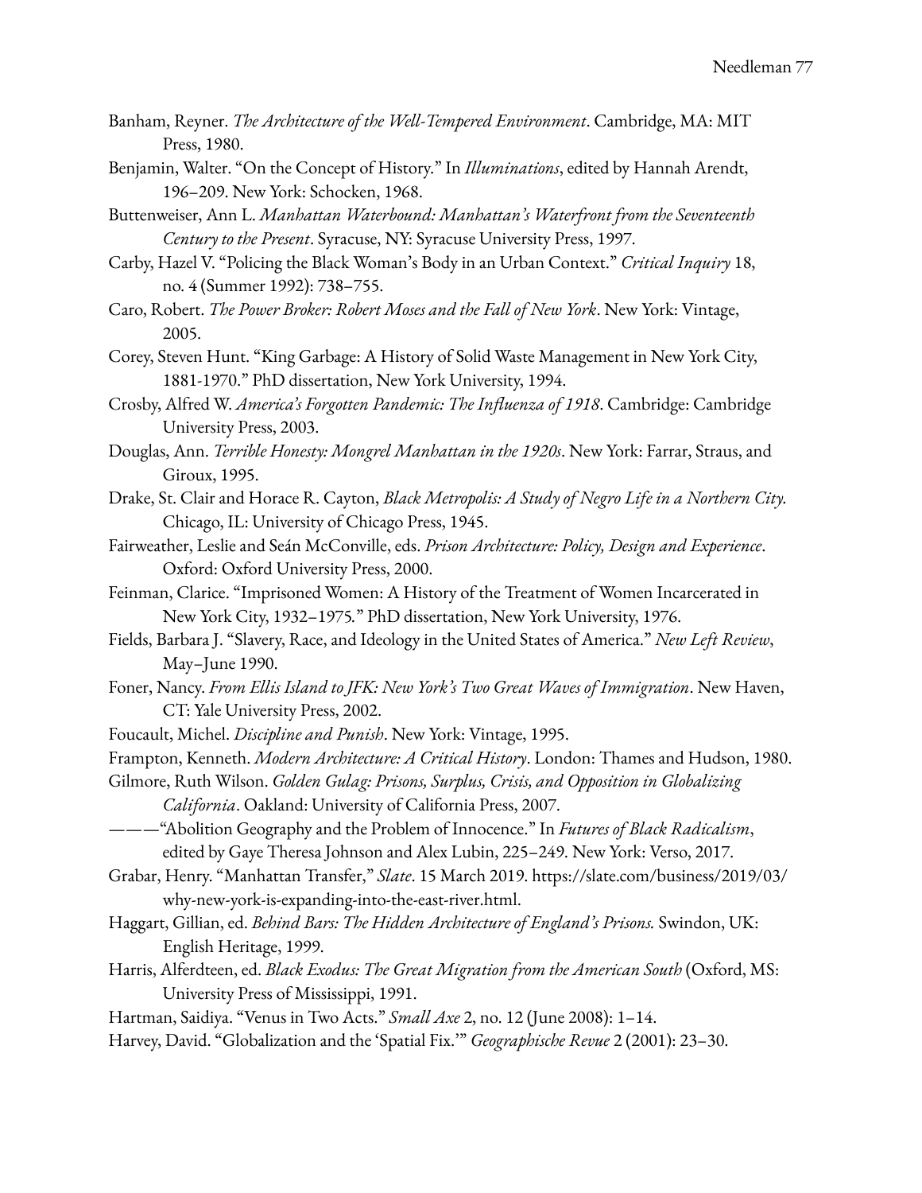Banham, Reyner. *The Architecture of the Well-Tempered Environment*. Cambridge, MA: MIT Press, 1980.

Benjamin, Walter. "On the Concept of History." In *Illuminations*, edited by Hannah Arendt, 196–209. New York: Schocken, 1968.

Buttenweiser, Ann L. *Manhattan Waterbound: Manhattan's Waterfront from the Seventeenth Century to the Present*. Syracuse, NY: Syracuse University Press, 1997.

Carby, Hazel V. "Policing the Black Woman's Body in an Urban Context." *Critical Inquiry* 18, no. 4 (Summer 1992): 738–755.

Caro, Robert. *The Power Broker: Robert Moses and the Fall of New York*. New York: Vintage, 2005.

Corey, Steven Hunt. "King Garbage: A History of Solid Waste Management in New York City, 1881-1970." PhD dissertation, New York University, 1994.

Crosby, Alfred W. *America's Forgotten Pandemic: The Influenza of 1918*. Cambridge: Cambridge University Press, 2003.

Douglas, Ann. *Terrible Honesty: Mongrel Manhattan in the 1920s*. New York: Farrar, Straus, and Giroux, 1995.

Drake, St. Clair and Horace R. Cayton, *Black Metropolis: A Study of Negro Life in a Northern City.* Chicago, IL: University of Chicago Press, 1945.

Fairweather, Leslie and Seán McConville, eds. *Prison Architecture: Policy, Design and Experience*. Oxford: Oxford University Press, 2000.

Feinman, Clarice. "Imprisoned Women: A History of the Treatment of Women Incarcerated in New York City, 1932–1975." PhD dissertation, New York University, 1976.

Fields, Barbara J. "Slavery, Race, and Ideology in the United States of America." *New Left Review*, May–June 1990.

Foner, Nancy. *From Ellis Island to JFK: New York's Two Great Waves of Immigration*. New Haven, CT: Yale University Press, 2002.

Foucault, Michel. *Discipline and Punish*. New York: Vintage, 1995.

Frampton, Kenneth. *Modern Architecture: A Critical History*. London: Thames and Hudson, 1980.

Gilmore, Ruth Wilson. *Golden Gulag: Prisons, Surplus, Crisis, and Opposition in Globalizing California*. Oakland: University of California Press, 2007.

———"Abolition Geography and the Problem of Innocence." In *Futures of Black Radicalism*, edited by Gaye Theresa Johnson and Alex Lubin, 225–249. New York: Verso, 2017.

Grabar, Henry. "Manhattan Transfer," *Slate*. 15 March 2019. https://slate.com/business/2019/03/why-new-york-is-expanding-into-the-east-river.html.

Haggart, Gillian, ed. *Behind Bars: The Hidden Architecture of England's Prisons.* Swindon, UK: English Heritage, 1999.

Harris, Alferdteen, ed. *Black Exodus: The Great Migration from the American South* (Oxford, MS: University Press of Mississippi, 1991.

Hartman, Saidiya. "Venus in Two Acts." *Small Axe* 2, no. 12 (June 2008): 1–14.

Harvey, David. "Globalization and the 'Spatial Fix.'" *Geographische Revue* 2 (2001): 23–30.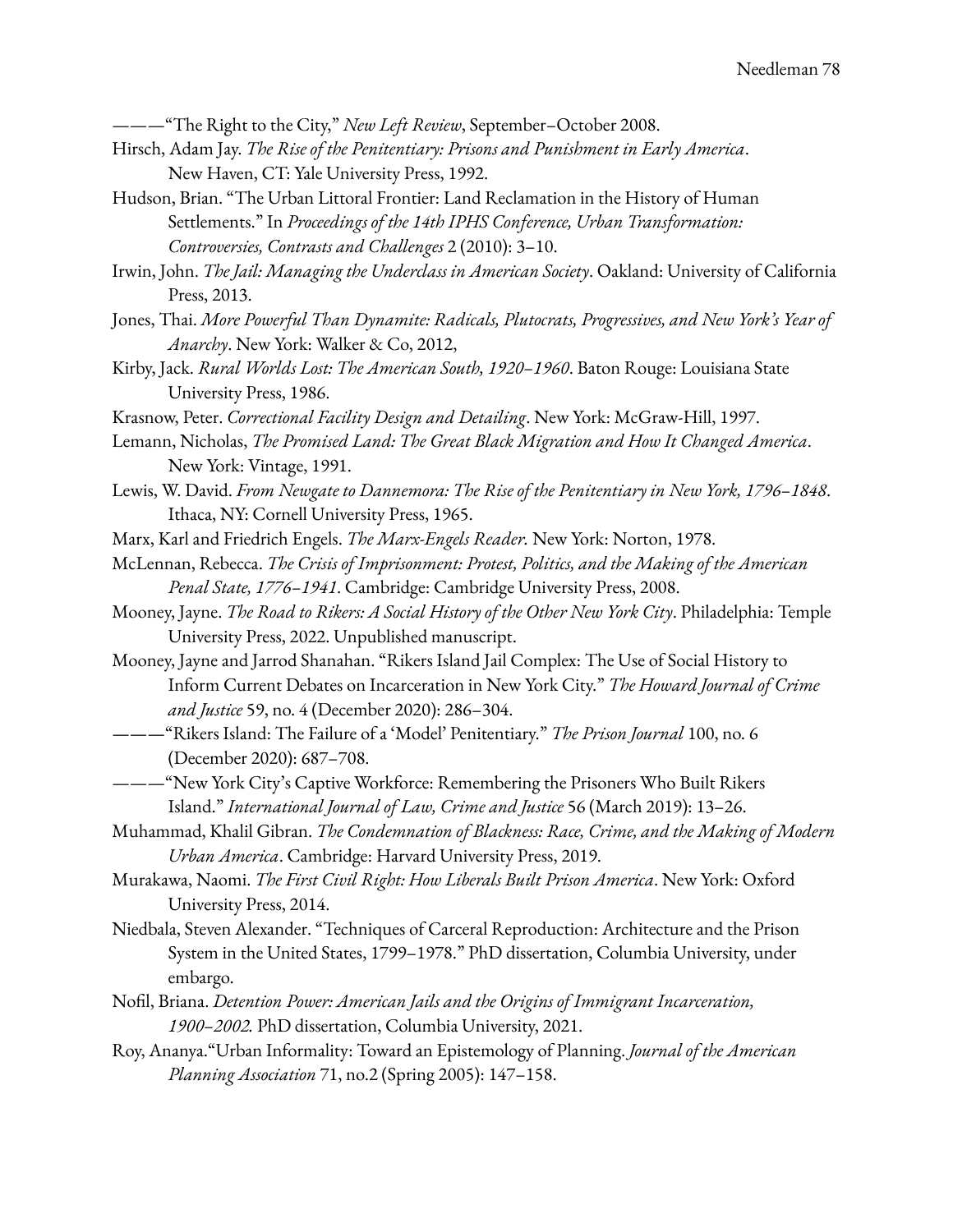———"The Right to the City," *New Left Review*, September–October 2008.

Hirsch, Adam Jay. *The Rise of the Penitentiary: Prisons and Punishment in Early America*. New Haven, CT: Yale University Press, 1992.

Hudson, Brian. "The Urban Littoral Frontier: Land Reclamation in the History of Human Settlements." In *Proceedings of the 14th IPHS Conference, Urban Transformation: Controversies, Contrasts and Challenges* 2 (2010): 3–10.

Irwin, John. *The Jail: Managing the Underclass in American Society*. Oakland: University of California Press, 2013.

Jones, Thai. *More Powerful Than Dynamite: Radicals, Plutocrats, Progressives, and New York's Year of Anarchy*. New York: Walker & Co, 2012,

Kirby, Jack. *Rural Worlds Lost: The American South, 1920–1960*. Baton Rouge: Louisiana State University Press, 1986.

Krasnow, Peter. *Correctional Facility Design and Detailing*. New York: McGraw-Hill, 1997.

Lemann, Nicholas, *The Promised Land: The Great Black Migration and How It Changed America*. New York: Vintage, 1991.

Lewis, W. David. *From Newgate to Dannemora: The Rise of the Penitentiary in New York, 1796–1848*. Ithaca, NY: Cornell University Press, 1965.

Marx, Karl and Friedrich Engels. *The Marx-Engels Reader*. New York: Norton, 1978.

McLennan, Rebecca. *The Crisis of Imprisonment: Protest, Politics, and the Making of the American Penal State, 1776–1941*. Cambridge: Cambridge University Press, 2008.

Mooney, Jayne. *The Road to Rikers: A Social History of the Other New York City*. Philadelphia: Temple University Press, 2022. Unpublished manuscript.

Mooney, Jayne and Jarrod Shanahan. "Rikers Island Jail Complex: The Use of Social History to Inform Current Debates on Incarceration in New York City." *The Howard Journal of Crime and Justice* 59, no. 4 (December 2020): 286–304.

———"Rikers Island: The Failure of a 'Model' Penitentiary." *The Prison Journal* 100, no. 6 (December 2020): 687–708.

———"New York City's Captive Workforce: Remembering the Prisoners Who Built Rikers Island." *International Journal of Law, Crime and Justice* 56 (March 2019): 13–26.

Muhammad, Khalil Gibran. *The Condemnation of Blackness: Race, Crime, and the Making of Modern Urban America*. Cambridge: Harvard University Press, 2019.

Murakawa, Naomi. *The First Civil Right: How Liberals Built Prison America*. New York: Oxford University Press, 2014.

Niedbala, Steven Alexander. "Techniques of Carceral Reproduction: Architecture and the Prison System in the United States, 1799–1978." PhD dissertation, Columbia University, under embargo.

Nofil, Briana. *Detention Power: American Jails and the Origins of Immigrant Incarceration, 1900–2002.* PhD dissertation, Columbia University, 2021.

Roy, Ananya."Urban Informality: Toward an Epistemology of Planning. *Journal of the American Planning Association* 71, no.2 (Spring 2005): 147–158.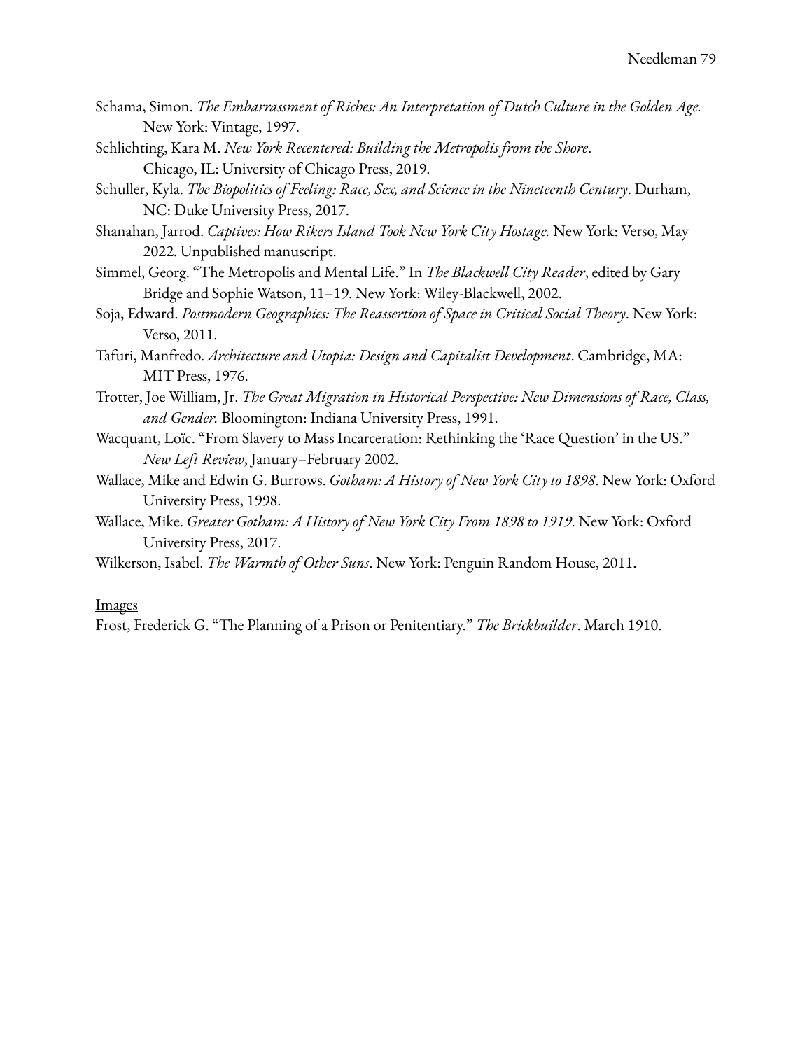Schama, Simon. *The Embarrassment of Riches: An Interpretation of Dutch Culture in the Golden Age.* New York: Vintage, 1997.

Schlichting, Kara M. *New York Recentered: Building the Metropolis from the Shore*. Chicago, IL: University of Chicago Press, 2019.

Schuller, Kyla. *The Biopolitics of Feeling: Race, Sex, and Science in the Nineteenth Century*. Durham, NC: Duke University Press, 2017.

Shanahan, Jarrod. *Captives: How Rikers Island Took New York City Hostage.* New York: Verso, May 2022. Unpublished manuscript.

Simmel, Georg. "The Metropolis and Mental Life." In *The Blackwell City Reader*, edited by Gary Bridge and Sophie Watson, 11–19. New York: Wiley-Blackwell, 2002.

Soja, Edward. *Postmodern Geographies: The Reassertion of Space in Critical Social Theory*. New York: Verso, 2011.

Tafuri, Manfredo. *Architecture and Utopia: Design and Capitalist Development*. Cambridge, MA: MIT Press, 1976.

Trotter, Joe William, Jr. *The Great Migration in Historical Perspective: New Dimensions of Race, Class, and Gender.* Bloomington: Indiana University Press, 1991.

Wacquant, Loïc. "From Slavery to Mass Incarceration: Rethinking the 'Race Question' in the US." *New Left Review*, January–February 2002.

Wallace, Mike and Edwin G. Burrows. *Gotham: A History of New York City to 1898*. New York: Oxford University Press, 1998.

Wallace, Mike. *Greater Gotham: A History of New York City From 1898 to 1919*. New York: Oxford University Press, 2017.

Wilkerson, Isabel. *The Warmth of Other Suns*. New York: Penguin Random House, 2011.

<u>Images</u>

Frost, Frederick G. "The Planning of a Prison or Penitentiary." *The Brickbuilder*. March 1910.